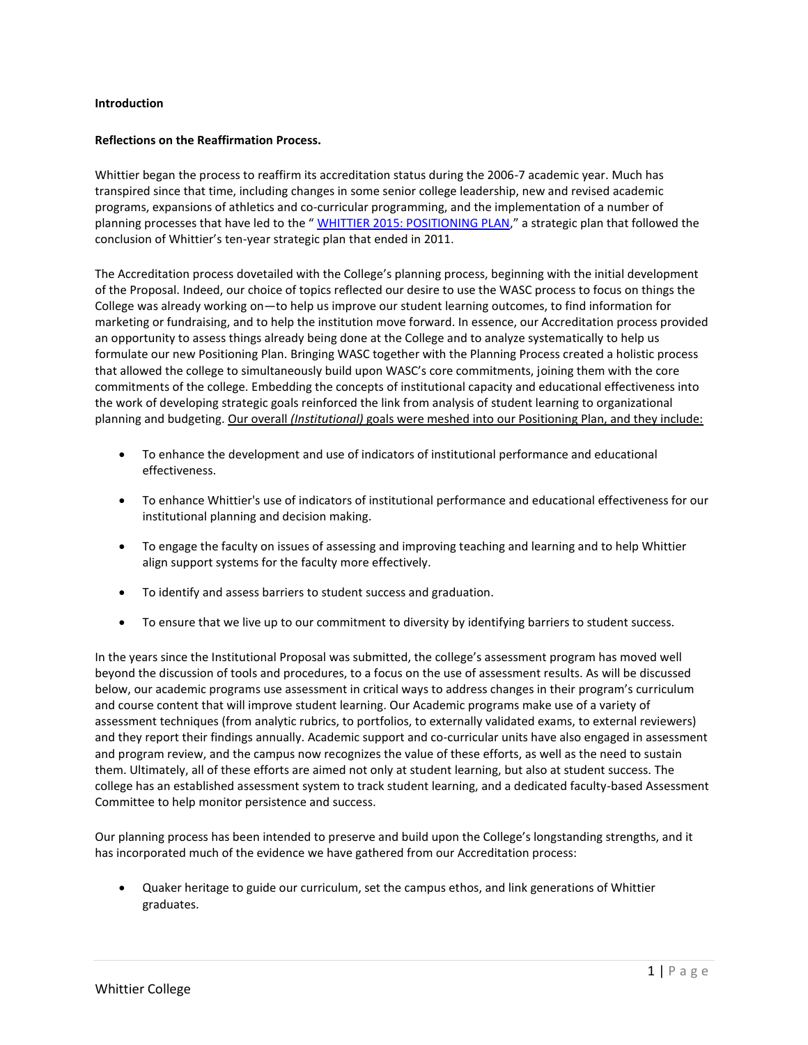**Introduction**

**Reflections on the Reaffirmation Process.**

Whittier began the process to reaffirm its accreditation status during the 2006-7 academic year. Much has transpired since that time, including changes in some senior college leadership, new and revised academic programs, expansions of athletics and co-curricular programming, and the implementation of a number of planning processes that have led to the " WHITTIER 2015: POSITIONING PLAN," a strategic plan that followed the conclusion of Whittier's ten-year strategic plan that ended in 2011.

The Accreditation process dovetailed with the College's planning process, beginning with the initial development of the Proposal. Indeed, our choice of topics reflected our desire to use the WASC process to focus on things the College was already working on—to help us improve our student learning outcomes, to find information for marketing or fundraising, and to help the institution move forward. In essence, our Accreditation process provided an opportunity to assess things already being done at the College and to analyze systematically to help us formulate our new Positioning Plan. Bringing WASC together with the Planning Process created a holistic process that allowed the college to simultaneously build upon WASC's core commitments, joining them with the core commitments of the college. Embedding the concepts of institutional capacity and educational effectiveness into the work of developing strategic goals reinforced the link from analysis of student learning to organizational planning and budgeting. <u>Our overall *(Institutional)* goals were meshed into our Positioning Plan, and they include:</u>

- To enhance the development and use of indicators of institutional performance and educational effectiveness.
- To enhance Whittier's use of indicators of institutional performance and educational effectiveness for our institutional planning and decision making.
- To engage the faculty on issues of assessing and improving teaching and learning and to help Whittier align support systems for the faculty more effectively.
- To identify and assess barriers to student success and graduation.
- To ensure that we live up to our commitment to diversity by identifying barriers to student success.

In the years since the Institutional Proposal was submitted, the college's assessment program has moved well beyond the discussion of tools and procedures, to a focus on the use of assessment results. As will be discussed below, our academic programs use assessment in critical ways to address changes in their program's curriculum and course content that will improve student learning. Our Academic programs make use of a variety of assessment techniques (from analytic rubrics, to portfolios, to externally validated exams, to external reviewers) and they report their findings annually. Academic support and co-curricular units have also engaged in assessment and program review, and the campus now recognizes the value of these efforts, as well as the need to sustain them. Ultimately, all of these efforts are aimed not only at student learning, but also at student success. The college has an established assessment system to track student learning, and a dedicated faculty-based Assessment Committee to help monitor persistence and success.

Our planning process has been intended to preserve and build upon the College's longstanding strengths, and it has incorporated much of the evidence we have gathered from our Accreditation process:

- Quaker heritage to guide our curriculum, set the campus ethos, and link generations of Whittier graduates.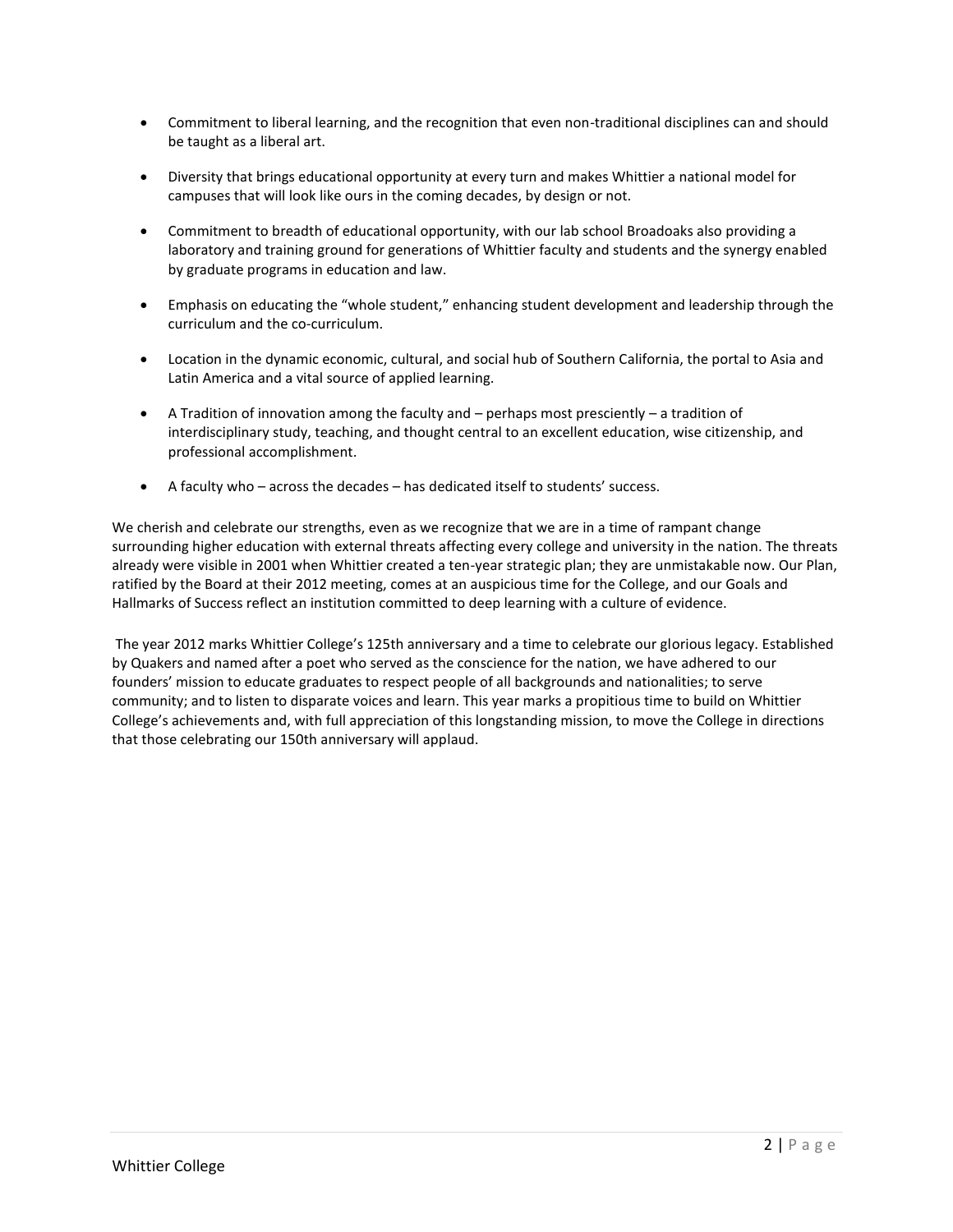- Commitment to liberal learning, and the recognition that even non-traditional disciplines can and should be taught as a liberal art.

- Diversity that brings educational opportunity at every turn and makes Whittier a national model for campuses that will look like ours in the coming decades, by design or not.

- Commitment to breadth of educational opportunity, with our lab school Broadoaks also providing a laboratory and training ground for generations of Whittier faculty and students and the synergy enabled by graduate programs in education and law.

- Emphasis on educating the "whole student," enhancing student development and leadership through the curriculum and the co-curriculum.

- Location in the dynamic economic, cultural, and social hub of Southern California, the portal to Asia and Latin America and a vital source of applied learning.

- A Tradition of innovation among the faculty and – perhaps most presciently – a tradition of interdisciplinary study, teaching, and thought central to an excellent education, wise citizenship, and professional accomplishment.

- A faculty who – across the decades – has dedicated itself to students' success.

We cherish and celebrate our strengths, even as we recognize that we are in a time of rampant change surrounding higher education with external threats affecting every college and university in the nation. The threats already were visible in 2001 when Whittier created a ten-year strategic plan; they are unmistakable now. Our Plan, ratified by the Board at their 2012 meeting, comes at an auspicious time for the College, and our Goals and Hallmarks of Success reflect an institution committed to deep learning with a culture of evidence.

The year 2012 marks Whittier College's 125th anniversary and a time to celebrate our glorious legacy. Established by Quakers and named after a poet who served as the conscience for the nation, we have adhered to our founders' mission to educate graduates to respect people of all backgrounds and nationalities; to serve community; and to listen to disparate voices and learn. This year marks a propitious time to build on Whittier College's achievements and, with full appreciation of this longstanding mission, to move the College in directions that those celebrating our 150th anniversary will applaud.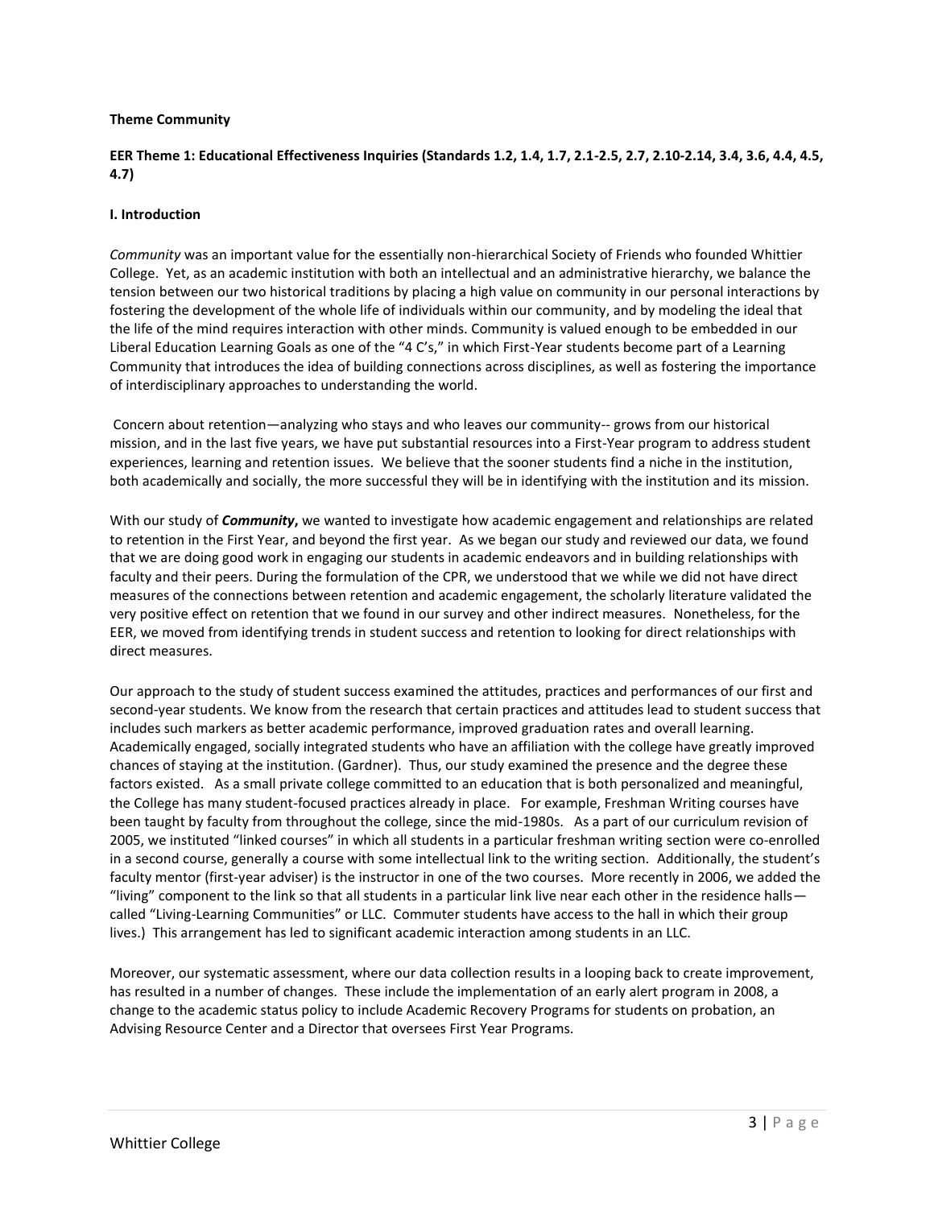**Theme Community**

**EER Theme 1: Educational Effectiveness Inquiries (Standards 1.2, 1.4, 1.7, 2.1-2.5, 2.7, 2.10-2.14, 3.4, 3.6, 4.4, 4.5, 4.7)**

**I. Introduction**

*Community* was an important value for the essentially non-hierarchical Society of Friends who founded Whittier College. Yet, as an academic institution with both an intellectual and an administrative hierarchy, we balance the tension between our two historical traditions by placing a high value on community in our personal interactions by fostering the development of the whole life of individuals within our community, and by modeling the ideal that the life of the mind requires interaction with other minds. Community is valued enough to be embedded in our Liberal Education Learning Goals as one of the "4 C's," in which First-Year students become part of a Learning Community that introduces the idea of building connections across disciplines, as well as fostering the importance of interdisciplinary approaches to understanding the world.

Concern about retention—analyzing who stays and who leaves our community-- grows from our historical mission, and in the last five years, we have put substantial resources into a First-Year program to address student experiences, learning and retention issues. We believe that the sooner students find a niche in the institution, both academically and socially, the more successful they will be in identifying with the institution and its mission.

With our study of ***Community***, we wanted to investigate how academic engagement and relationships are related to retention in the First Year, and beyond the first year. As we began our study and reviewed our data, we found that we are doing good work in engaging our students in academic endeavors and in building relationships with faculty and their peers. During the formulation of the CPR, we understood that we while we did not have direct measures of the connections between retention and academic engagement, the scholarly literature validated the very positive effect on retention that we found in our survey and other indirect measures. Nonetheless, for the EER, we moved from identifying trends in student success and retention to looking for direct relationships with direct measures.

Our approach to the study of student success examined the attitudes, practices and performances of our first and second-year students. We know from the research that certain practices and attitudes lead to student success that includes such markers as better academic performance, improved graduation rates and overall learning. Academically engaged, socially integrated students who have an affiliation with the college have greatly improved chances of staying at the institution. (Gardner). Thus, our study examined the presence and the degree these factors existed. As a small private college committed to an education that is both personalized and meaningful, the College has many student-focused practices already in place. For example, Freshman Writing courses have been taught by faculty from throughout the college, since the mid-1980s. As a part of our curriculum revision of 2005, we instituted "linked courses" in which all students in a particular freshman writing section were co-enrolled in a second course, generally a course with some intellectual link to the writing section. Additionally, the student's faculty mentor (first-year adviser) is the instructor in one of the two courses. More recently in 2006, we added the "living" component to the link so that all students in a particular link live near each other in the residence halls—called "Living-Learning Communities" or LLC. Commuter students have access to the hall in which their group lives.) This arrangement has led to significant academic interaction among students in an LLC.

Moreover, our systematic assessment, where our data collection results in a looping back to create improvement, has resulted in a number of changes. These include the implementation of an early alert program in 2008, a change to the academic status policy to include Academic Recovery Programs for students on probation, an Advising Resource Center and a Director that oversees First Year Programs.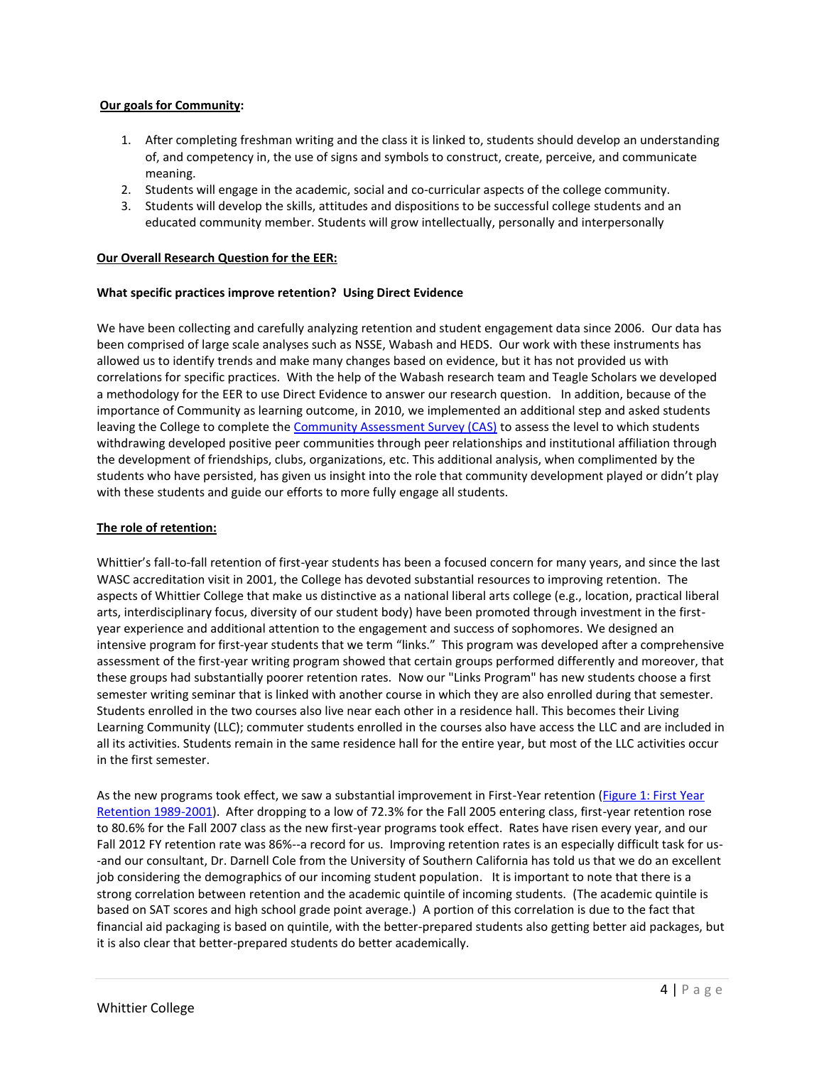**Our goals for Community:**

1. After completing freshman writing and the class it is linked to, students should develop an understanding of, and competency in, the use of signs and symbols to construct, create, perceive, and communicate meaning.
2. Students will engage in the academic, social and co-curricular aspects of the college community.
3. Students will develop the skills, attitudes and dispositions to be successful college students and an educated community member. Students will grow intellectually, personally and interpersonally

**Our Overall Research Question for the EER:**

**What specific practices improve retention? Using Direct Evidence**

We have been collecting and carefully analyzing retention and student engagement data since 2006. Our data has been comprised of large scale analyses such as NSSE, Wabash and HEDS. Our work with these instruments has allowed us to identify trends and make many changes based on evidence, but it has not provided us with correlations for specific practices. With the help of the Wabash research team and Teagle Scholars we developed a methodology for the EER to use Direct Evidence to answer our research question. In addition, because of the importance of Community as learning outcome, in 2010, we implemented an additional step and asked students leaving the College to complete the Community Assessment Survey (CAS) to assess the level to which students withdrawing developed positive peer communities through peer relationships and institutional affiliation through the development of friendships, clubs, organizations, etc. This additional analysis, when complimented by the students who have persisted, has given us insight into the role that community development played or didn't play with these students and guide our efforts to more fully engage all students.

**The role of retention:**

Whittier's fall-to-fall retention of first-year students has been a focused concern for many years, and since the last WASC accreditation visit in 2001, the College has devoted substantial resources to improving retention. The aspects of Whittier College that make us distinctive as a national liberal arts college (e.g., location, practical liberal arts, interdisciplinary focus, diversity of our student body) have been promoted through investment in the first-year experience and additional attention to the engagement and success of sophomores. We designed an intensive program for first-year students that we term "links." This program was developed after a comprehensive assessment of the first-year writing program showed that certain groups performed differently and moreover, that these groups had substantially poorer retention rates. Now our "Links Program" has new students choose a first semester writing seminar that is linked with another course in which they are also enrolled during that semester. Students enrolled in the two courses also live near each other in a residence hall. This becomes their Living Learning Community (LLC); commuter students enrolled in the courses also have access the LLC and are included in all its activities. Students remain in the same residence hall for the entire year, but most of the LLC activities occur in the first semester.

As the new programs took effect, we saw a substantial improvement in First-Year retention (Figure 1: First Year Retention 1989-2001). After dropping to a low of 72.3% for the Fall 2005 entering class, first-year retention rose to 80.6% for the Fall 2007 class as the new first-year programs took effect. Rates have risen every year, and our Fall 2012 FY retention rate was 86%--a record for us. Improving retention rates is an especially difficult task for us--and our consultant, Dr. Darnell Cole from the University of Southern California has told us that we do an excellent job considering the demographics of our incoming student population. It is important to note that there is a strong correlation between retention and the academic quintile of incoming students. (The academic quintile is based on SAT scores and high school grade point average.) A portion of this correlation is due to the fact that financial aid packaging is based on quintile, with the better-prepared students also getting better aid packages, but it is also clear that better-prepared students do better academically.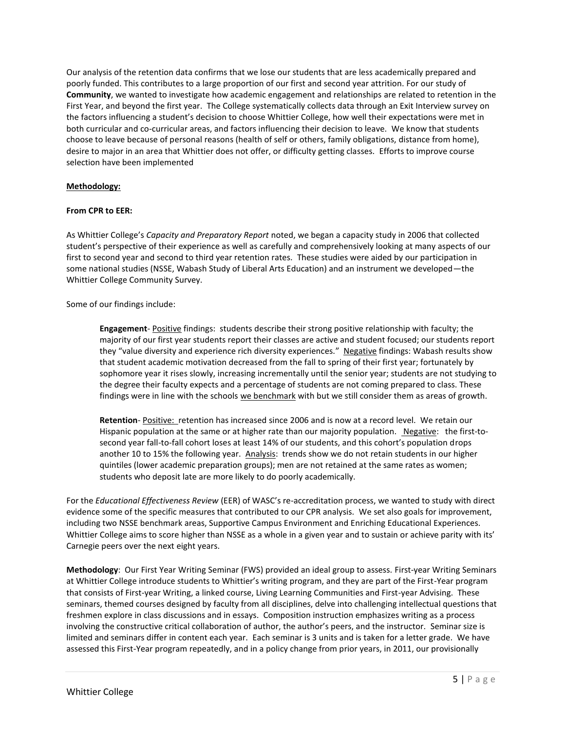Our analysis of the retention data confirms that we lose our students that are less academically prepared and poorly funded. This contributes to a large proportion of our first and second year attrition. For our study of **Community**, we wanted to investigate how academic engagement and relationships are related to retention in the First Year, and beyond the first year. The College systematically collects data through an Exit Interview survey on the factors influencing a student's decision to choose Whittier College, how well their expectations were met in both curricular and co-curricular areas, and factors influencing their decision to leave. We know that students choose to leave because of personal reasons (health of self or others, family obligations, distance from home), desire to major in an area that Whittier does not offer, or difficulty getting classes. Efforts to improve course selection have been implemented

**Methodology:**

**From CPR to EER:**

As Whittier College's *Capacity and Preparatory Report* noted, we began a capacity study in 2006 that collected student's perspective of their experience as well as carefully and comprehensively looking at many aspects of our first to second year and second to third year retention rates. These studies were aided by our participation in some national studies (NSSE, Wabash Study of Liberal Arts Education) and an instrument we developed—the Whittier College Community Survey.

Some of our findings include:

> **Engagement**- Positive findings: students describe their strong positive relationship with faculty; the majority of our first year students report their classes are active and student focused; our students report they "value diversity and experience rich diversity experiences." Negative findings: Wabash results show that student academic motivation decreased from the fall to spring of their first year; fortunately by sophomore year it rises slowly, increasing incrementally until the senior year; students are not studying to the degree their faculty expects and a percentage of students are not coming prepared to class. These findings were in line with the schools we benchmark with but we still consider them as areas of growth.
>
> **Retention**- Positive: retention has increased since 2006 and is now at a record level. We retain our Hispanic population at the same or at higher rate than our majority population. Negative: the first-to-second year fall-to-fall cohort loses at least 14% of our students, and this cohort's population drops another 10 to 15% the following year. Analysis: trends show we do not retain students in our higher quintiles (lower academic preparation groups); men are not retained at the same rates as women; students who deposit late are more likely to do poorly academically.

For the *Educational Effectiveness Review* (EER) of WASC's re-accreditation process, we wanted to study with direct evidence some of the specific measures that contributed to our CPR analysis. We set also goals for improvement, including two NSSE benchmark areas, Supportive Campus Environment and Enriching Educational Experiences. Whittier College aims to score higher than NSSE as a whole in a given year and to sustain or achieve parity with its' Carnegie peers over the next eight years.

**Methodology**: Our First Year Writing Seminar (FWS) provided an ideal group to assess. First-year Writing Seminars at Whittier College introduce students to Whittier's writing program, and they are part of the First-Year program that consists of First-year Writing, a linked course, Living Learning Communities and First-year Advising. These seminars, themed courses designed by faculty from all disciplines, delve into challenging intellectual questions that freshmen explore in class discussions and in essays. Composition instruction emphasizes writing as a process involving the constructive critical collaboration of author, the author's peers, and the instructor. Seminar size is limited and seminars differ in content each year. Each seminar is 3 units and is taken for a letter grade. We have assessed this First-Year program repeatedly, and in a policy change from prior years, in 2011, our provisionally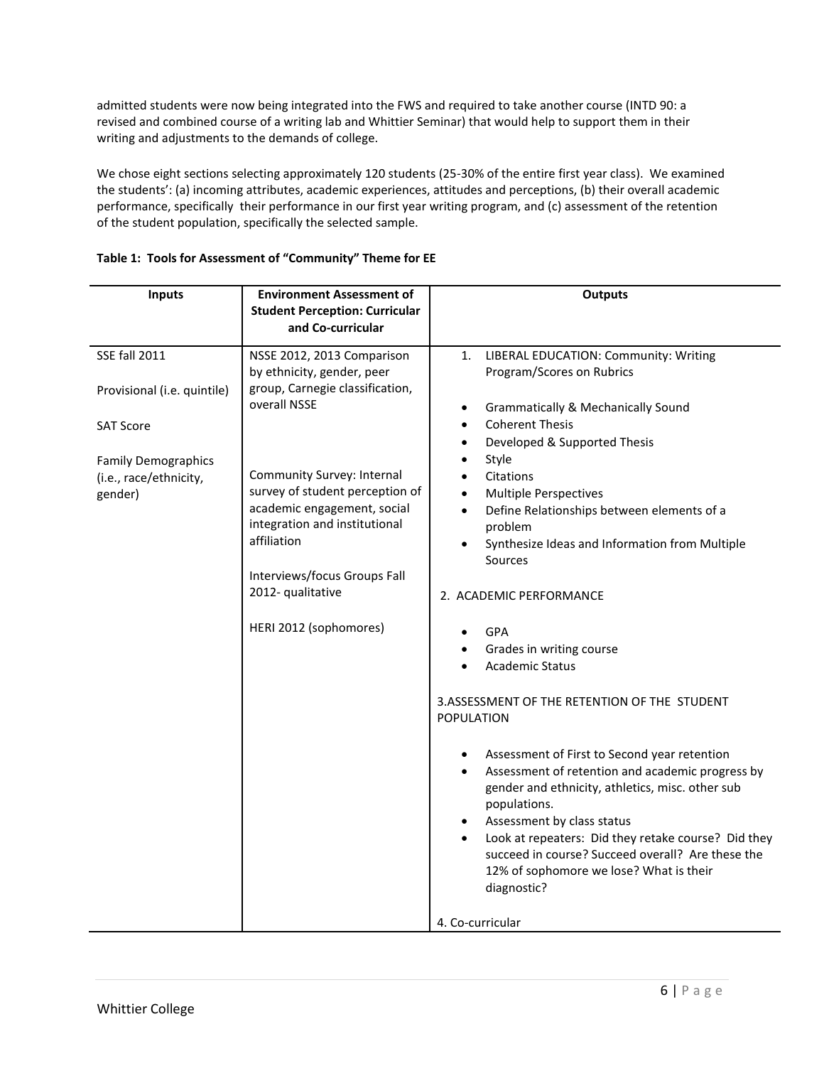admitted students were now being integrated into the FWS and required to take another course (INTD 90: a revised and combined course of a writing lab and Whittier Seminar) that would help to support them in their writing and adjustments to the demands of college.

We chose eight sections selecting approximately 120 students (25-30% of the entire first year class). We examined the students': (a) incoming attributes, academic experiences, attitudes and perceptions, (b) their overall academic performance, specifically their performance in our first year writing program, and (c) assessment of the retention of the student population, specifically the selected sample.

**Table 1: Tools for Assessment of "Community" Theme for EE**

| Inputs | Environment Assessment of Student Perception: Curricular and Co-curricular | Outputs |
|---|---|---|
| SSE fall 2011<br><br>Provisional (i.e. quintile)<br><br>SAT Score<br><br>Family Demographics (i.e., race/ethnicity, gender) | NSSE 2012, 2013 Comparison by ethnicity, gender, peer group, Carnegie classification, overall NSSE<br><br>Community Survey: Internal survey of student perception of academic engagement, social integration and institutional affiliation<br><br>Interviews/focus Groups Fall 2012- qualitative<br><br>HERI 2012 (sophomores) | 1. LIBERAL EDUCATION: Community: Writing Program/Scores on Rubrics<br>• Grammatically & Mechanically Sound<br>• Coherent Thesis<br>• Developed & Supported Thesis<br>• Style<br>• Citations<br>• Multiple Perspectives<br>• Define Relationships between elements of a problem<br>• Synthesize Ideas and Information from Multiple Sources<br><br>2. ACADEMIC PERFORMANCE<br>• GPA<br>• Grades in writing course<br>• Academic Status<br><br>3. ASSESSMENT OF THE RETENTION OF THE STUDENT POPULATION<br>• Assessment of First to Second year retention<br>• Assessment of retention and academic progress by gender and ethnicity, athletics, misc. other sub populations.<br>• Assessment by class status<br>• Look at repeaters: Did they retake course? Did they succeed in course? Succeed overall? Are these the 12% of sophomore we lose? What is their diagnostic?<br><br>4. Co-curricular |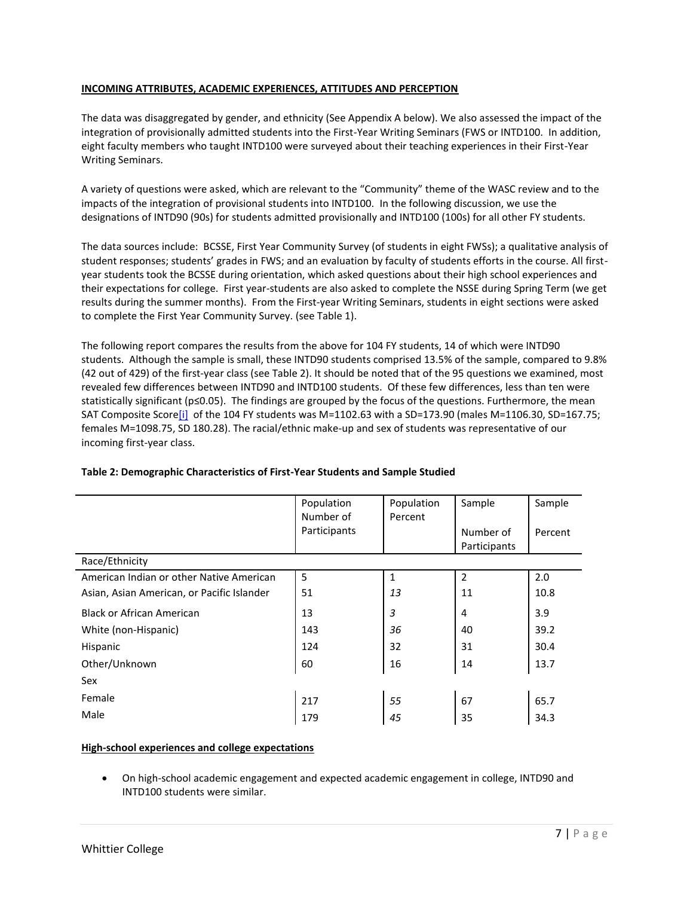**INCOMING ATTRIBUTES, ACADEMIC EXPERIENCES, ATTITUDES AND PERCEPTION**

The data was disaggregated by gender, and ethnicity (See Appendix A below). We also assessed the impact of the integration of provisionally admitted students into the First-Year Writing Seminars (FWS or INTD100. In addition, eight faculty members who taught INTD100 were surveyed about their teaching experiences in their First-Year Writing Seminars.

A variety of questions were asked, which are relevant to the "Community" theme of the WASC review and to the impacts of the integration of provisional students into INTD100. In the following discussion, we use the designations of INTD90 (90s) for students admitted provisionally and INTD100 (100s) for all other FY students.

The data sources include: BCSSE, First Year Community Survey (of students in eight FWSs); a qualitative analysis of student responses; students' grades in FWS; and an evaluation by faculty of students efforts in the course. All first-year students took the BCSSE during orientation, which asked questions about their high school experiences and their expectations for college. First year-students are also asked to complete the NSSE during Spring Term (we get results during the summer months). From the First-year Writing Seminars, students in eight sections were asked to complete the First Year Community Survey. (see Table 1).

The following report compares the results from the above for 104 FY students, 14 of which were INTD90 students. Although the sample is small, these INTD90 students comprised 13.5% of the sample, compared to 9.8% (42 out of 429) of the first-year class (see Table 2). It should be noted that of the 95 questions we examined, most revealed few differences between INTD90 and INTD100 students. Of these few differences, less than ten were statistically significant ($p \leq 0.05$). The findings are grouped by the focus of the questions. Furthermore, the mean SAT Composite Score[i] of the 104 FY students was M=1102.63 with a SD=173.90 (males M=1106.30, SD=167.75; females M=1098.75, SD 180.28). The racial/ethnic make-up and sex of students was representative of our incoming first-year class.

**Table 2: Demographic Characteristics of First-Year Students and Sample Studied**

| | Population Number of Participants | Population Percent | Sample Number of Participants | Sample Percent |
|---|---|---|---|---|
| Race/Ethnicity | | | | |
| American Indian or other Native American | 5 | 1 | 2 | 2.0 |
| Asian, Asian American, or Pacific Islander | 51 | *13* | 11 | 10.8 |
| Black or African American | 13 | *3* | 4 | 3.9 |
| White (non-Hispanic) | 143 | *36* | 40 | 39.2 |
| Hispanic | 124 | 32 | 31 | 30.4 |
| Other/Unknown | 60 | 16 | 14 | 13.7 |
| Sex | | | | |
| Female | 217 | *55* | 67 | 65.7 |
| Male | 179 | *45* | 35 | 34.3 |

**High-school experiences and college expectations**

- On high-school academic engagement and expected academic engagement in college, INTD90 and INTD100 students were similar.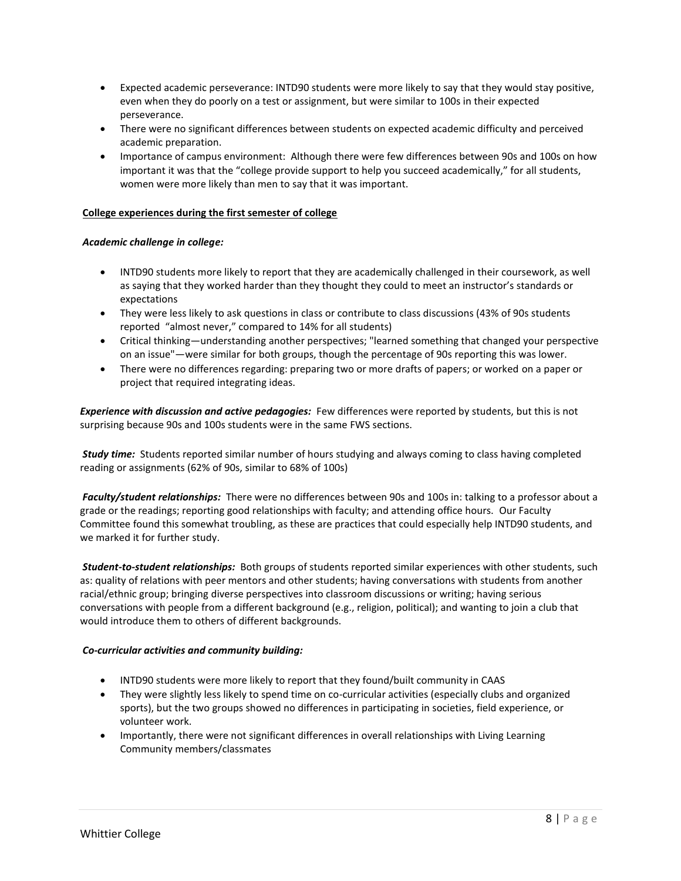- Expected academic perseverance: INTD90 students were more likely to say that they would stay positive, even when they do poorly on a test or assignment, but were similar to 100s in their expected perseverance.
- There were no significant differences between students on expected academic difficulty and perceived academic preparation.
- Importance of campus environment: Although there were few differences between 90s and 100s on how important it was that the "college provide support to help you succeed academically," for all students, women were more likely than men to say that it was important.

**College experiences during the first semester of college**

***Academic challenge in college:***

- INTD90 students more likely to report that they are academically challenged in their coursework, as well as saying that they worked harder than they thought they could to meet an instructor's standards or expectations
- They were less likely to ask questions in class or contribute to class discussions (43% of 90s students reported "almost never," compared to 14% for all students)
- Critical thinking—understanding another perspectives; "learned something that changed your perspective on an issue"—were similar for both groups, though the percentage of 90s reporting this was lower.
- There were no differences regarding: preparing two or more drafts of papers; or worked on a paper or project that required integrating ideas.

***Experience with discussion and active pedagogies:*** Few differences were reported by students, but this is not surprising because 90s and 100s students were in the same FWS sections.

***Study time:*** Students reported similar number of hours studying and always coming to class having completed reading or assignments (62% of 90s, similar to 68% of 100s)

***Faculty/student relationships:*** There were no differences between 90s and 100s in: talking to a professor about a grade or the readings; reporting good relationships with faculty; and attending office hours. Our Faculty Committee found this somewhat troubling, as these are practices that could especially help INTD90 students, and we marked it for further study.

***Student-to-student relationships:*** Both groups of students reported similar experiences with other students, such as: quality of relations with peer mentors and other students; having conversations with students from another racial/ethnic group; bringing diverse perspectives into classroom discussions or writing; having serious conversations with people from a different background (e.g., religion, political); and wanting to join a club that would introduce them to others of different backgrounds.

***Co-curricular activities and community building:***

- INTD90 students were more likely to report that they found/built community in CAAS
- They were slightly less likely to spend time on co-curricular activities (especially clubs and organized sports), but the two groups showed no differences in participating in societies, field experience, or volunteer work.
- Importantly, there were not significant differences in overall relationships with Living Learning Community members/classmates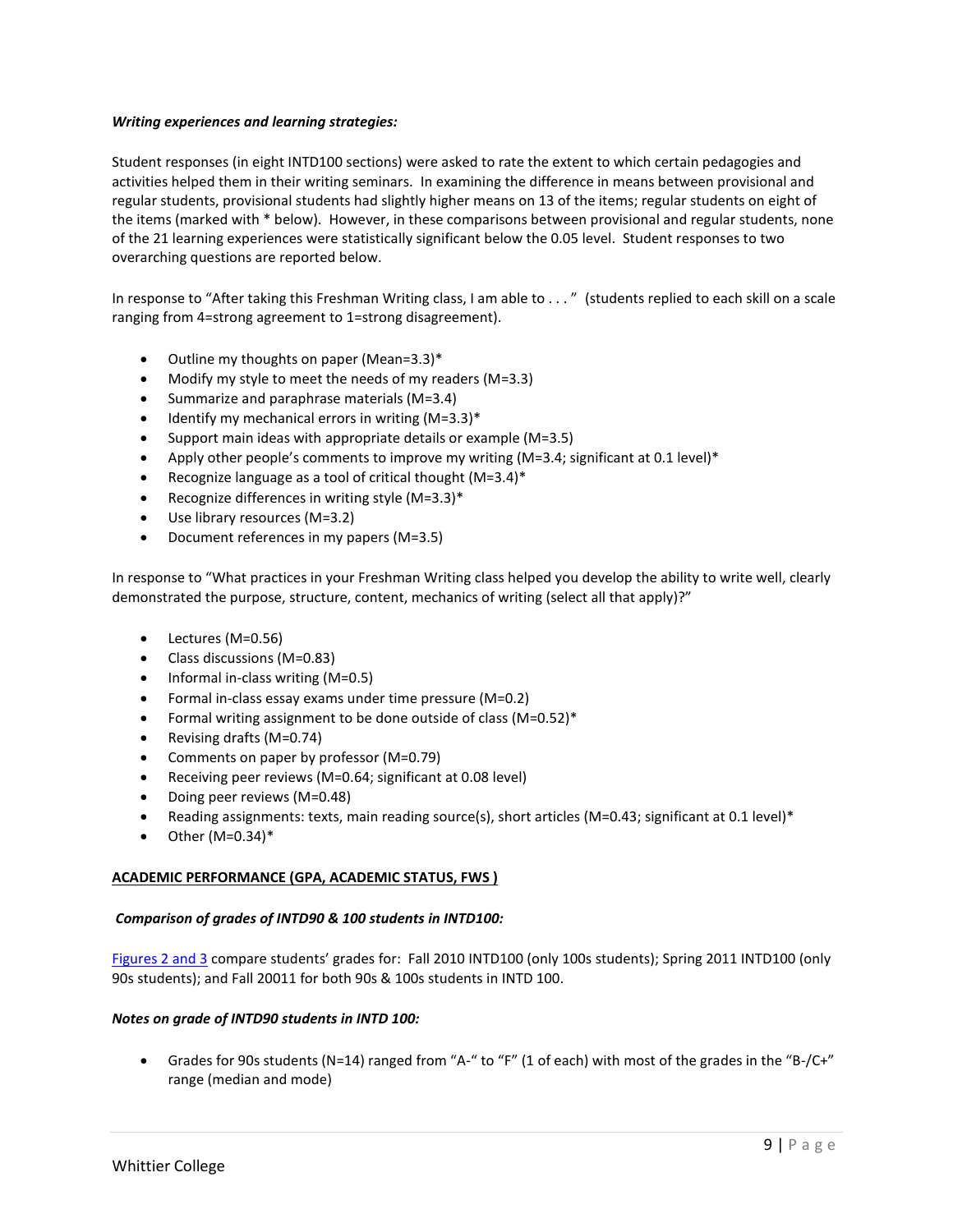***Writing experiences and learning strategies:***

Student responses (in eight INTD100 sections) were asked to rate the extent to which certain pedagogies and activities helped them in their writing seminars. In examining the difference in means between provisional and regular students, provisional students had slightly higher means on 13 of the items; regular students on eight of the items (marked with * below). However, in these comparisons between provisional and regular students, none of the 21 learning experiences were statistically significant below the 0.05 level. Student responses to two overarching questions are reported below.

In response to "After taking this Freshman Writing class, I am able to . . . " (students replied to each skill on a scale ranging from 4=strong agreement to 1=strong disagreement).

- Outline my thoughts on paper (Mean=3.3)*
- Modify my style to meet the needs of my readers (M=3.3)
- Summarize and paraphrase materials (M=3.4)
- Identify my mechanical errors in writing (M=3.3)*
- Support main ideas with appropriate details or example (M=3.5)
- Apply other people's comments to improve my writing (M=3.4; significant at 0.1 level)*
- Recognize language as a tool of critical thought (M=3.4)*
- Recognize differences in writing style (M=3.3)*
- Use library resources (M=3.2)
- Document references in my papers (M=3.5)

In response to "What practices in your Freshman Writing class helped you develop the ability to write well, clearly demonstrated the purpose, structure, content, mechanics of writing (select all that apply)?"

- Lectures (M=0.56)
- Class discussions (M=0.83)
- Informal in-class writing (M=0.5)
- Formal in-class essay exams under time pressure (M=0.2)
- Formal writing assignment to be done outside of class (M=0.52)*
- Revising drafts (M=0.74)
- Comments on paper by professor (M=0.79)
- Receiving peer reviews (M=0.64; significant at 0.08 level)
- Doing peer reviews (M=0.48)
- Reading assignments: texts, main reading source(s), short articles (M=0.43; significant at 0.1 level)*
- Other (M=0.34)*

## ACADEMIC PERFORMANCE (GPA, ACADEMIC STATUS, FWS )

***Comparison of grades of INTD90 & 100 students in INTD100:***

Figures 2 and 3 compare students' grades for: Fall 2010 INTD100 (only 100s students); Spring 2011 INTD100 (only 90s students); and Fall 20011 for both 90s & 100s students in INTD 100.

***Notes on grade of INTD90 students in INTD 100:***

- Grades for 90s students (N=14) ranged from "A-" to "F" (1 of each) with most of the grades in the "B-/C+" range (median and mode)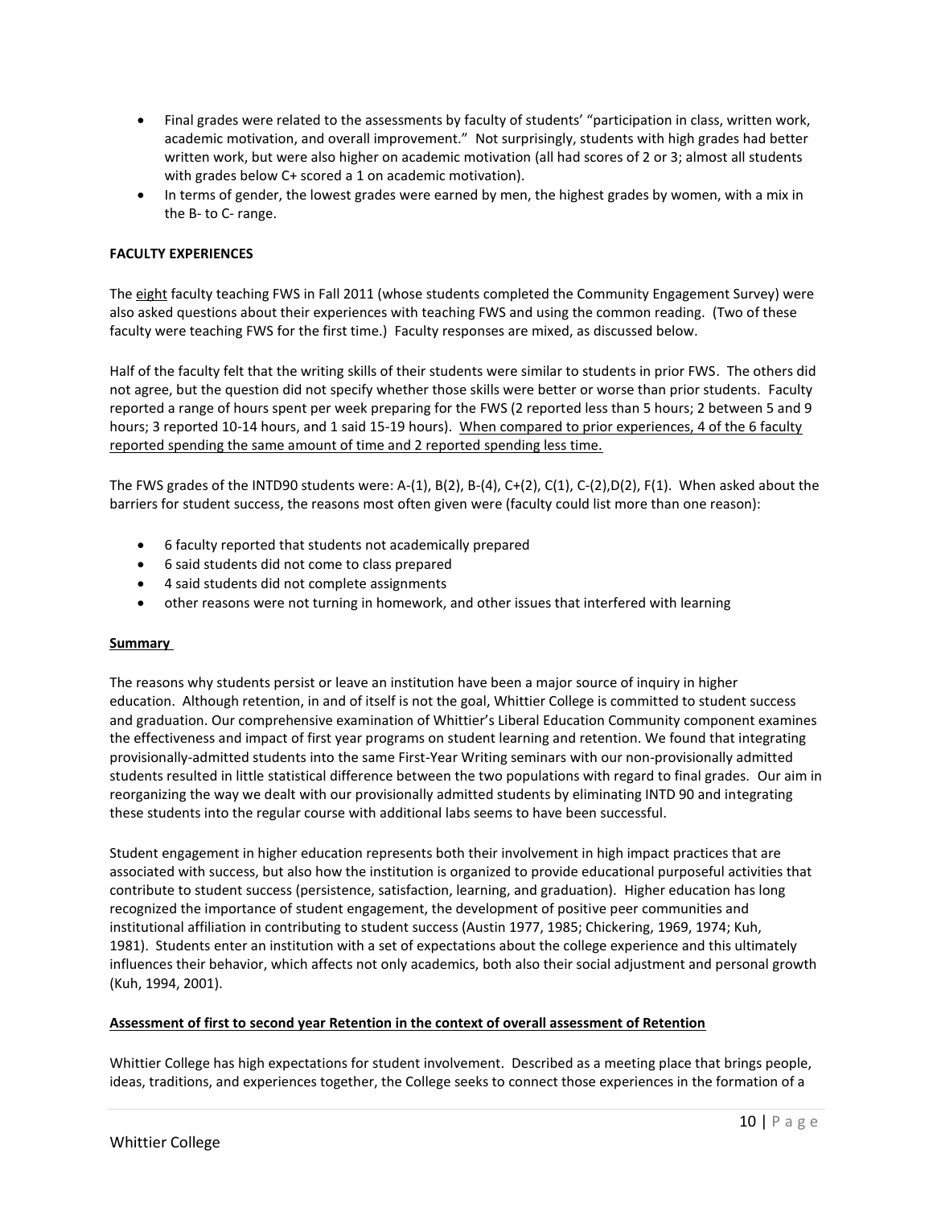- Final grades were related to the assessments by faculty of students' "participation in class, written work, academic motivation, and overall improvement." Not surprisingly, students with high grades had better written work, but were also higher on academic motivation (all had scores of 2 or 3; almost all students with grades below C+ scored a 1 on academic motivation).
- In terms of gender, the lowest grades were earned by men, the highest grades by women, with a mix in the B- to C- range.

**FACULTY EXPERIENCES**

The eight faculty teaching FWS in Fall 2011 (whose students completed the Community Engagement Survey) were also asked questions about their experiences with teaching FWS and using the common reading. (Two of these faculty were teaching FWS for the first time.) Faculty responses are mixed, as discussed below.

Half of the faculty felt that the writing skills of their students were similar to students in prior FWS. The others did not agree, but the question did not specify whether those skills were better or worse than prior students. Faculty reported a range of hours spent per week preparing for the FWS (2 reported less than 5 hours; 2 between 5 and 9 hours; 3 reported 10-14 hours, and 1 said 15-19 hours). When compared to prior experiences, 4 of the 6 faculty reported spending the same amount of time and 2 reported spending less time.

The FWS grades of the INTD90 students were: A-(1), B(2), B-(4), C+(2), C(1), C-(2),D(2), F(1). When asked about the barriers for student success, the reasons most often given were (faculty could list more than one reason):

- 6 faculty reported that students not academically prepared
- 6 said students did not come to class prepared
- 4 said students did not complete assignments
- other reasons were not turning in homework, and other issues that interfered with learning

**Summary**

The reasons why students persist or leave an institution have been a major source of inquiry in higher education. Although retention, in and of itself is not the goal, Whittier College is committed to student success and graduation. Our comprehensive examination of Whittier's Liberal Education Community component examines the effectiveness and impact of first year programs on student learning and retention. We found that integrating provisionally-admitted students into the same First-Year Writing seminars with our non-provisionally admitted students resulted in little statistical difference between the two populations with regard to final grades. Our aim in reorganizing the way we dealt with our provisionally admitted students by eliminating INTD 90 and integrating these students into the regular course with additional labs seems to have been successful.

Student engagement in higher education represents both their involvement in high impact practices that are associated with success, but also how the institution is organized to provide educational purposeful activities that contribute to student success (persistence, satisfaction, learning, and graduation). Higher education has long recognized the importance of student engagement, the development of positive peer communities and institutional affiliation in contributing to student success (Austin 1977, 1985; Chickering, 1969, 1974; Kuh, 1981). Students enter an institution with a set of expectations about the college experience and this ultimately influences their behavior, which affects not only academics, both also their social adjustment and personal growth (Kuh, 1994, 2001).

**Assessment of first to second year Retention in the context of overall assessment of Retention**

Whittier College has high expectations for student involvement. Described as a meeting place that brings people, ideas, traditions, and experiences together, the College seeks to connect those experiences in the formation of a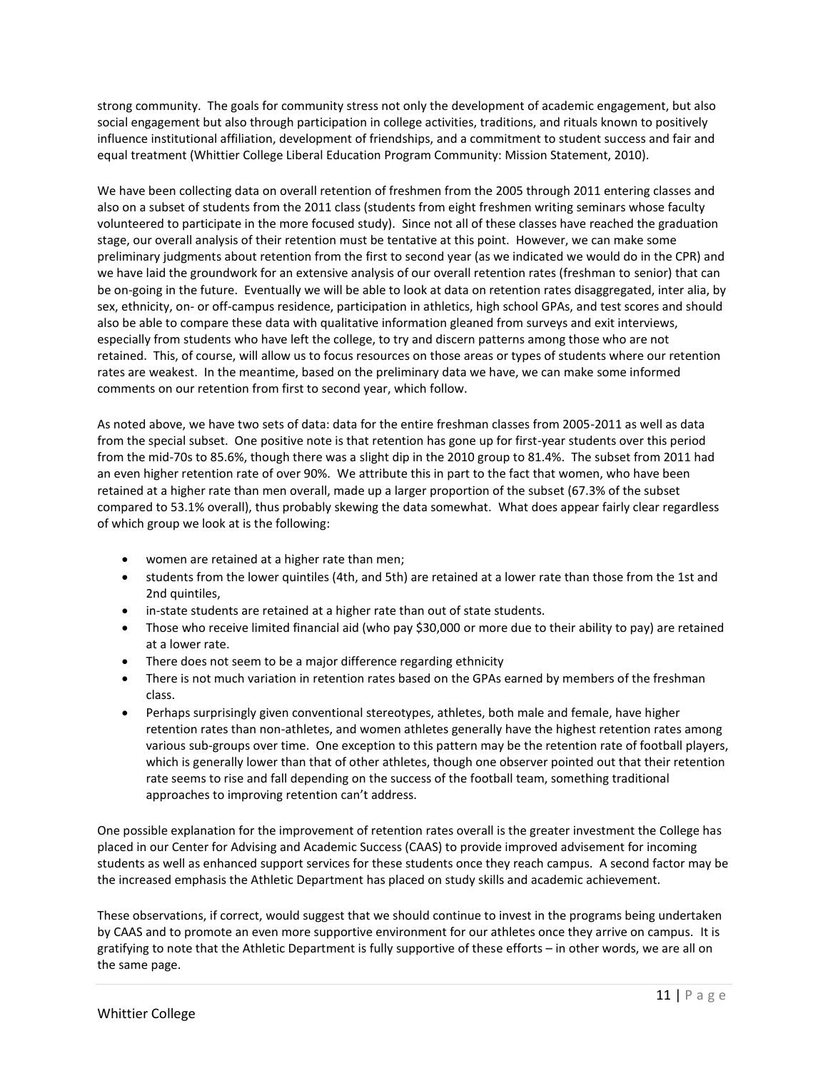strong community. The goals for community stress not only the development of academic engagement, but also social engagement but also through participation in college activities, traditions, and rituals known to positively influence institutional affiliation, development of friendships, and a commitment to student success and fair and equal treatment (Whittier College Liberal Education Program Community: Mission Statement, 2010).

We have been collecting data on overall retention of freshmen from the 2005 through 2011 entering classes and also on a subset of students from the 2011 class (students from eight freshmen writing seminars whose faculty volunteered to participate in the more focused study). Since not all of these classes have reached the graduation stage, our overall analysis of their retention must be tentative at this point. However, we can make some preliminary judgments about retention from the first to second year (as we indicated we would do in the CPR) and we have laid the groundwork for an extensive analysis of our overall retention rates (freshman to senior) that can be on-going in the future. Eventually we will be able to look at data on retention rates disaggregated, inter alia, by sex, ethnicity, on- or off-campus residence, participation in athletics, high school GPAs, and test scores and should also be able to compare these data with qualitative information gleaned from surveys and exit interviews, especially from students who have left the college, to try and discern patterns among those who are not retained. This, of course, will allow us to focus resources on those areas or types of students where our retention rates are weakest. In the meantime, based on the preliminary data we have, we can make some informed comments on our retention from first to second year, which follow.

As noted above, we have two sets of data: data for the entire freshman classes from 2005-2011 as well as data from the special subset. One positive note is that retention has gone up for first-year students over this period from the mid-70s to 85.6%, though there was a slight dip in the 2010 group to 81.4%. The subset from 2011 had an even higher retention rate of over 90%. We attribute this in part to the fact that women, who have been retained at a higher rate than men overall, made up a larger proportion of the subset (67.3% of the subset compared to 53.1% overall), thus probably skewing the data somewhat. What does appear fairly clear regardless of which group we look at is the following:

- women are retained at a higher rate than men;
- students from the lower quintiles (4th, and 5th) are retained at a lower rate than those from the 1st and 2nd quintiles,
- in-state students are retained at a higher rate than out of state students.
- Those who receive limited financial aid (who pay $30,000 or more due to their ability to pay) are retained at a lower rate.
- There does not seem to be a major difference regarding ethnicity
- There is not much variation in retention rates based on the GPAs earned by members of the freshman class.
- Perhaps surprisingly given conventional stereotypes, athletes, both male and female, have higher retention rates than non-athletes, and women athletes generally have the highest retention rates among various sub-groups over time. One exception to this pattern may be the retention rate of football players, which is generally lower than that of other athletes, though one observer pointed out that their retention rate seems to rise and fall depending on the success of the football team, something traditional approaches to improving retention can't address.

One possible explanation for the improvement of retention rates overall is the greater investment the College has placed in our Center for Advising and Academic Success (CAAS) to provide improved advisement for incoming students as well as enhanced support services for these students once they reach campus. A second factor may be the increased emphasis the Athletic Department has placed on study skills and academic achievement.

These observations, if correct, would suggest that we should continue to invest in the programs being undertaken by CAAS and to promote an even more supportive environment for our athletes once they arrive on campus. It is gratifying to note that the Athletic Department is fully supportive of these efforts – in other words, we are all on the same page.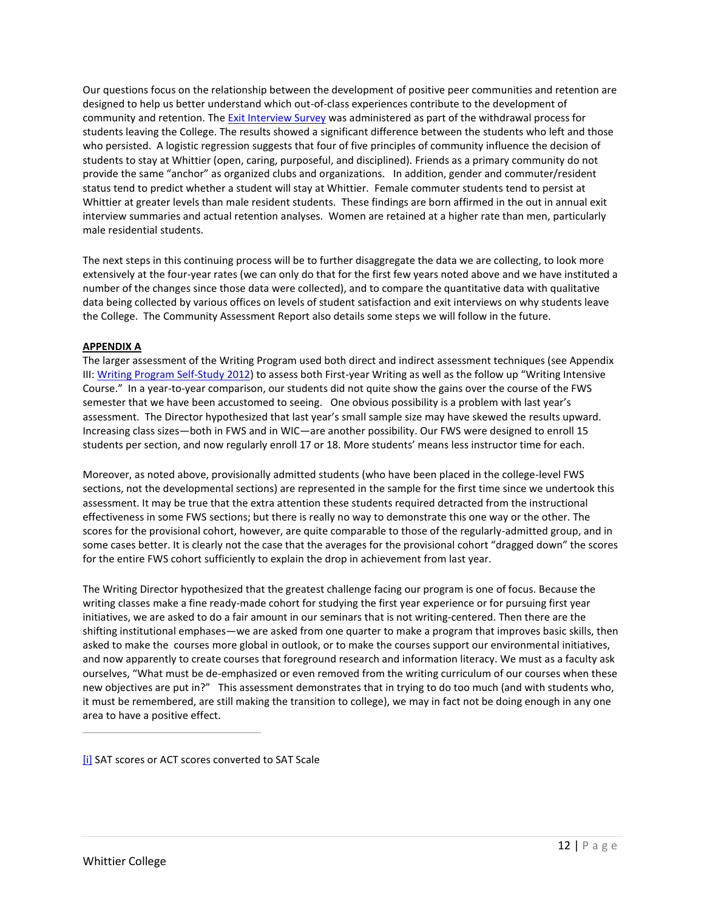Our questions focus on the relationship between the development of positive peer communities and retention are designed to help us better understand which out-of-class experiences contribute to the development of community and retention. The Exit Interview Survey was administered as part of the withdrawal process for students leaving the College. The results showed a significant difference between the students who left and those who persisted. A logistic regression suggests that four of five principles of community influence the decision of students to stay at Whittier (open, caring, purposeful, and disciplined). Friends as a primary community do not provide the same "anchor" as organized clubs and organizations. In addition, gender and commuter/resident status tend to predict whether a student will stay at Whittier. Female commuter students tend to persist at Whittier at greater levels than male resident students. These findings are born affirmed in the out in annual exit interview summaries and actual retention analyses. Women are retained at a higher rate than men, particularly male residential students.

The next steps in this continuing process will be to further disaggregate the data we are collecting, to look more extensively at the four-year rates (we can only do that for the first few years noted above and we have instituted a number of the changes since those data were collected), and to compare the quantitative data with qualitative data being collected by various offices on levels of student satisfaction and exit interviews on why students leave the College. The Community Assessment Report also details some steps we will follow in the future.

**APPENDIX A**

The larger assessment of the Writing Program used both direct and indirect assessment techniques (see Appendix III: Writing Program Self-Study 2012) to assess both First-year Writing as well as the follow up "Writing Intensive Course." In a year-to-year comparison, our students did not quite show the gains over the course of the FWS semester that we have been accustomed to seeing. One obvious possibility is a problem with last year's assessment. The Director hypothesized that last year's small sample size may have skewed the results upward. Increasing class sizes—both in FWS and in WIC—are another possibility. Our FWS were designed to enroll 15 students per section, and now regularly enroll 17 or 18. More students' means less instructor time for each.

Moreover, as noted above, provisionally admitted students (who have been placed in the college-level FWS sections, not the developmental sections) are represented in the sample for the first time since we undertook this assessment. It may be true that the extra attention these students required detracted from the instructional effectiveness in some FWS sections; but there is really no way to demonstrate this one way or the other. The scores for the provisional cohort, however, are quite comparable to those of the regularly-admitted group, and in some cases better. It is clearly not the case that the averages for the provisional cohort "dragged down" the scores for the entire FWS cohort sufficiently to explain the drop in achievement from last year.

The Writing Director hypothesized that the greatest challenge facing our program is one of focus. Because the writing classes make a fine ready-made cohort for studying the first year experience or for pursuing first year initiatives, we are asked to do a fair amount in our seminars that is not writing-centered. Then there are the shifting institutional emphases—we are asked from one quarter to make a program that improves basic skills, then asked to make the courses more global in outlook, or to make the courses support our environmental initiatives, and now apparently to create courses that foreground research and information literacy. We must as a faculty ask ourselves, "What must be de-emphasized or even removed from the writing curriculum of our courses when these new objectives are put in?" This assessment demonstrates that in trying to do too much (and with students who, it must be remembered, are still making the transition to college), we may in fact not be doing enough in any one area to have a positive effect.

---

[i] SAT scores or ACT scores converted to SAT Scale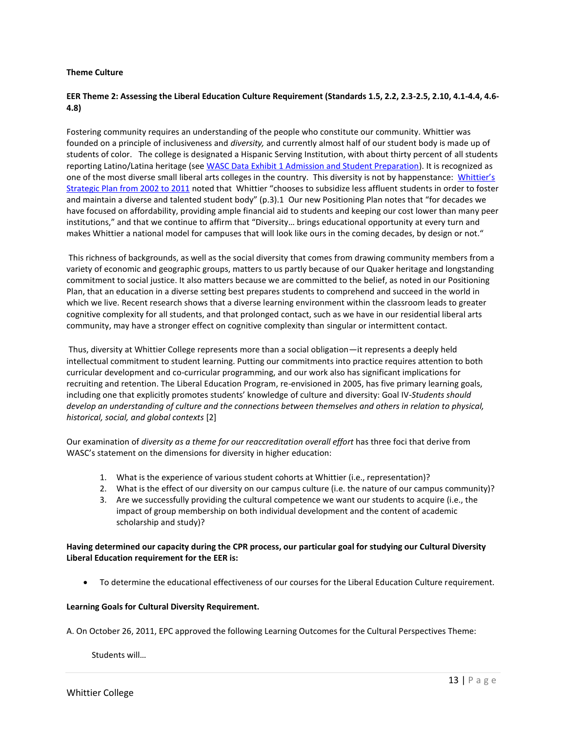**Theme Culture**

**EER Theme 2: Assessing the Liberal Education Culture Requirement (Standards 1.5, 2.2, 2.3-2.5, 2.10, 4.1-4.4, 4.6-4.8)**

Fostering community requires an understanding of the people who constitute our community. Whittier was founded on a principle of inclusiveness and *diversity,* and currently almost half of our student body is made up of students of color. The college is designated a Hispanic Serving Institution, with about thirty percent of all students reporting Latino/Latina heritage (see WASC Data Exhibit 1 Admission and Student Preparation). It is recognized as one of the most diverse small liberal arts colleges in the country. This diversity is not by happenstance: Whittier's Strategic Plan from 2002 to 2011 noted that Whittier "chooses to subsidize less affluent students in order to foster and maintain a diverse and talented student body" (p.3).1 Our new Positioning Plan notes that "for decades we have focused on affordability, providing ample financial aid to students and keeping our cost lower than many peer institutions," and that we continue to affirm that "Diversity… brings educational opportunity at every turn and makes Whittier a national model for campuses that will look like ours in the coming decades, by design or not."

This richness of backgrounds, as well as the social diversity that comes from drawing community members from a variety of economic and geographic groups, matters to us partly because of our Quaker heritage and longstanding commitment to social justice. It also matters because we are committed to the belief, as noted in our Positioning Plan, that an education in a diverse setting best prepares students to comprehend and succeed in the world in which we live. Recent research shows that a diverse learning environment within the classroom leads to greater cognitive complexity for all students, and that prolonged contact, such as we have in our residential liberal arts community, may have a stronger effect on cognitive complexity than singular or intermittent contact.

Thus, diversity at Whittier College represents more than a social obligation—it represents a deeply held intellectual commitment to student learning. Putting our commitments into practice requires attention to both curricular development and co-curricular programming, and our work also has significant implications for recruiting and retention. The Liberal Education Program, re-envisioned in 2005, has five primary learning goals, including one that explicitly promotes students' knowledge of culture and diversity: Goal IV-*Students should develop an understanding of culture and the connections between themselves and others in relation to physical, historical, social, and global contexts* [2]

Our examination of *diversity as a theme for our reaccreditation overall effort* has three foci that derive from WASC's statement on the dimensions for diversity in higher education:

1. What is the experience of various student cohorts at Whittier (i.e., representation)?
2. What is the effect of our diversity on our campus culture (i.e. the nature of our campus community)?
3. Are we successfully providing the cultural competence we want our students to acquire (i.e., the impact of group membership on both individual development and the content of academic scholarship and study)?

**Having determined our capacity during the CPR process, our particular goal for studying our Cultural Diversity Liberal Education requirement for the EER is:**

- To determine the educational effectiveness of our courses for the Liberal Education Culture requirement.

**Learning Goals for Cultural Diversity Requirement.**

A. On October 26, 2011, EPC approved the following Learning Outcomes for the Cultural Perspectives Theme:

Students will…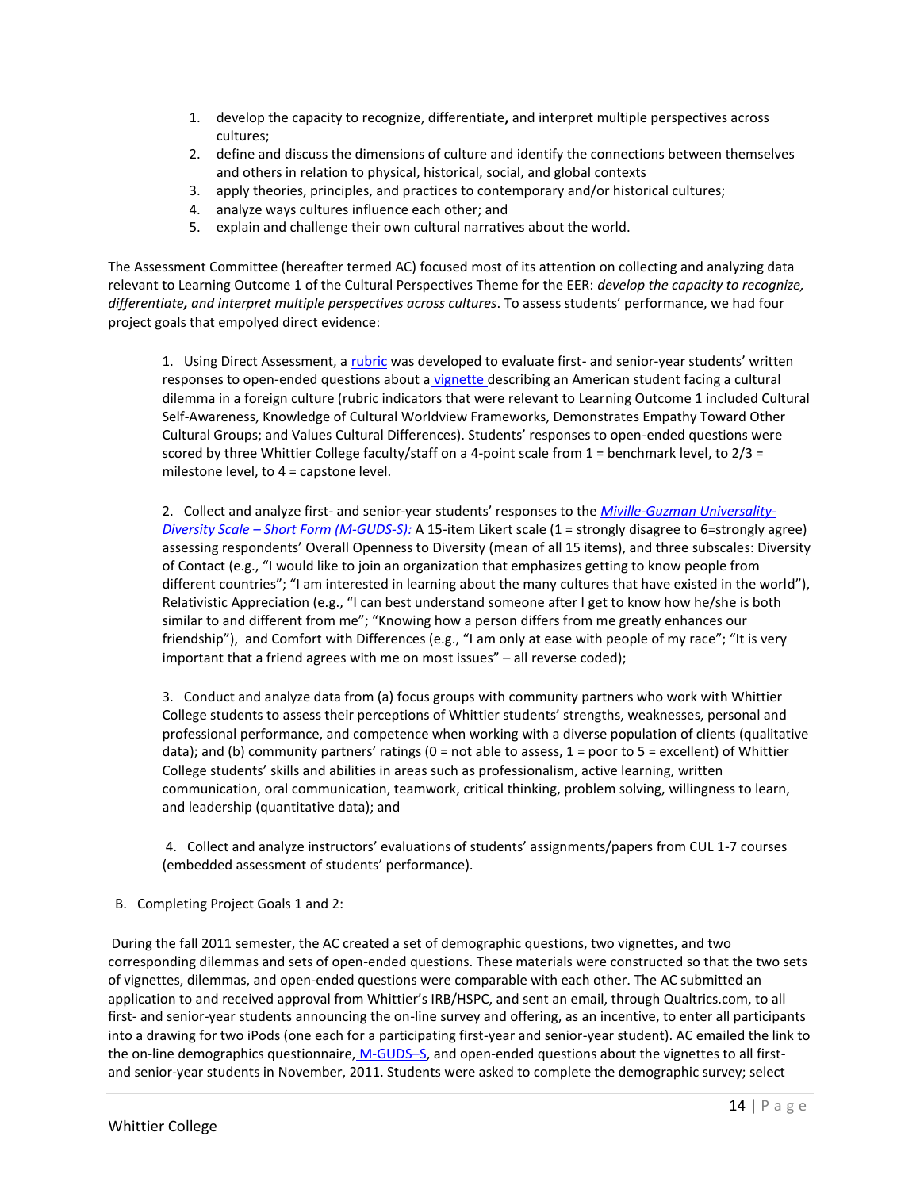1. develop the capacity to recognize, differentiate**,** and interpret multiple perspectives across cultures;
2. define and discuss the dimensions of culture and identify the connections between themselves and others in relation to physical, historical, social, and global contexts
3. apply theories, principles, and practices to contemporary and/or historical cultures;
4. analyze ways cultures influence each other; and
5. explain and challenge their own cultural narratives about the world.

The Assessment Committee (hereafter termed AC) focused most of its attention on collecting and analyzing data relevant to Learning Outcome 1 of the Cultural Perspectives Theme for the EER: *develop the capacity to recognize, differentiate****,*** *and interpret multiple perspectives across cultures*. To assess students' performance, we had four project goals that empolyed direct evidence:

1. Using Direct Assessment, a rubric was developed to evaluate first- and senior-year students' written responses to open-ended questions about a vignette describing an American student facing a cultural dilemma in a foreign culture (rubric indicators that were relevant to Learning Outcome 1 included Cultural Self-Awareness, Knowledge of Cultural Worldview Frameworks, Demonstrates Empathy Toward Other Cultural Groups; and Values Cultural Differences). Students' responses to open-ended questions were scored by three Whittier College faculty/staff on a 4-point scale from 1 = benchmark level, to 2/3 = milestone level, to 4 = capstone level.

2. Collect and analyze first- and senior-year students' responses to the *Miville-Guzman University-Diversity Scale – Short Form (M-GUDS-S):* A 15-item Likert scale (1 = strongly disagree to 6=strongly agree) assessing respondents' Overall Openness to Diversity (mean of all 15 items), and three subscales: Diversity of Contact (e.g., "I would like to join an organization that emphasizes getting to know people from different countries"; "I am interested in learning about the many cultures that have existed in the world"), Relativistic Appreciation (e.g., "I can best understand someone after I get to know how he/she is both similar to and different from me"; "Knowing how a person differs from me greatly enhances our friendship"), and Comfort with Differences (e.g., "I am only at ease with people of my race"; "It is very important that a friend agrees with me on most issues" – all reverse coded);

3. Conduct and analyze data from (a) focus groups with community partners who work with Whittier College students to assess their perceptions of Whittier students' strengths, weaknesses, personal and professional performance, and competence when working with a diverse population of clients (qualitative data); and (b) community partners' ratings (0 = not able to assess, 1 = poor to 5 = excellent) of Whittier College students' skills and abilities in areas such as professionalism, active learning, written communication, oral communication, teamwork, critical thinking, problem solving, willingness to learn, and leadership (quantitative data); and

4. Collect and analyze instructors' evaluations of students' assignments/papers from CUL 1-7 courses (embedded assessment of students' performance).

B. Completing Project Goals 1 and 2:

During the fall 2011 semester, the AC created a set of demographic questions, two vignettes, and two corresponding dilemmas and sets of open-ended questions. These materials were constructed so that the two sets of vignettes, dilemmas, and open-ended questions were comparable with each other. The AC submitted an application to and received approval from Whittier's IRB/HSPC, and sent an email, through Qualtrics.com, to all first- and senior-year students announcing the on-line survey and offering, as an incentive, to enter all participants into a drawing for two iPods (one each for a participating first-year and senior-year student). AC emailed the link to the on-line demographics questionnaire, M-GUDS–S, and open-ended questions about the vignettes to all first- and senior-year students in November, 2011. Students were asked to complete the demographic survey; select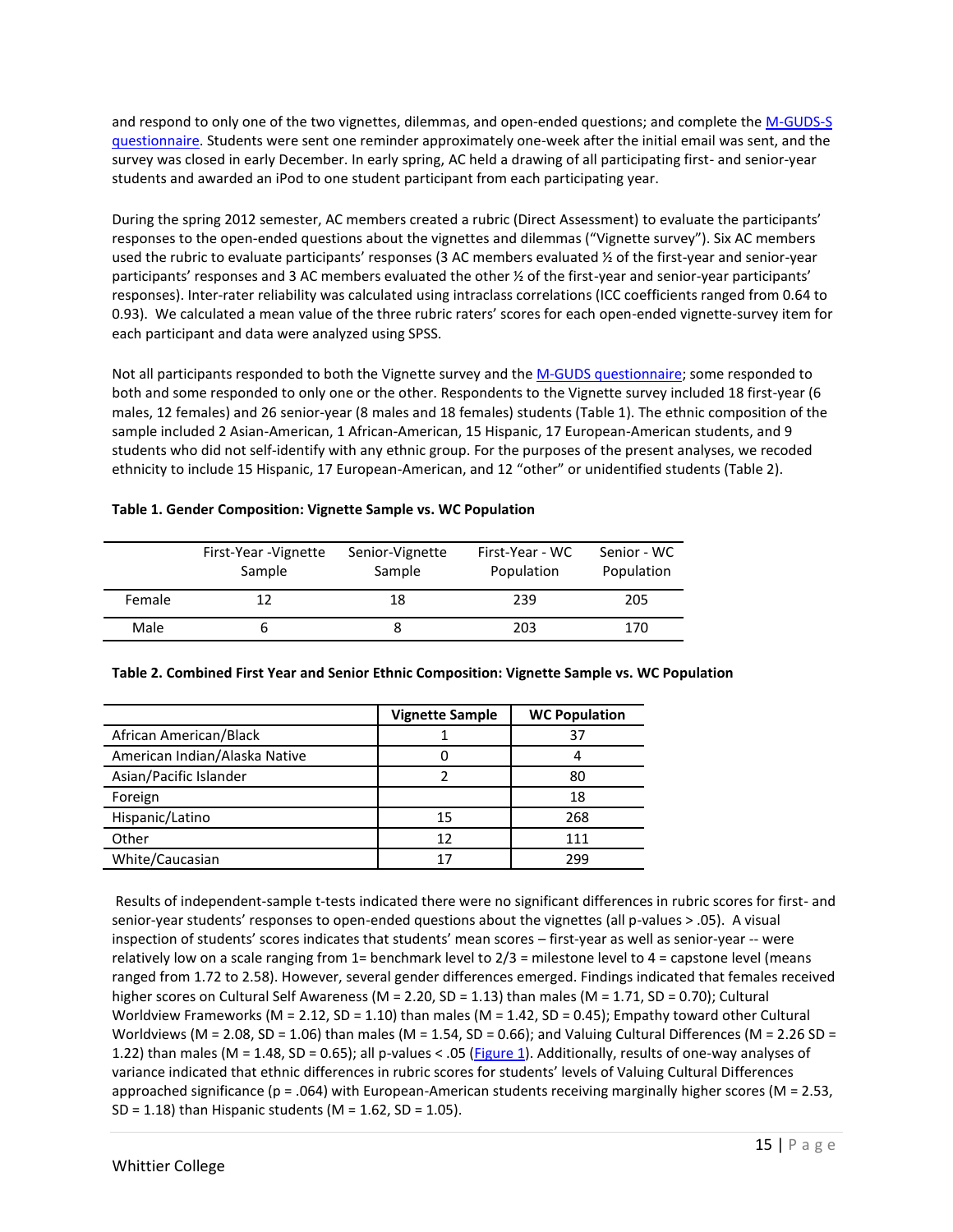and respond to only one of the two vignettes, dilemmas, and open-ended questions; and complete the M-GUDS-S questionnaire. Students were sent one reminder approximately one-week after the initial email was sent, and the survey was closed in early December. In early spring, AC held a drawing of all participating first- and senior-year students and awarded an iPod to one student participant from each participating year.

During the spring 2012 semester, AC members created a rubric (Direct Assessment) to evaluate the participants' responses to the open-ended questions about the vignettes and dilemmas ("Vignette survey"). Six AC members used the rubric to evaluate participants' responses (3 AC members evaluated ½ of the first-year and senior-year participants' responses and 3 AC members evaluated the other ½ of the first-year and senior-year participants' responses). Inter-rater reliability was calculated using intraclass correlations (ICC coefficients ranged from 0.64 to 0.93). We calculated a mean value of the three rubric raters' scores for each open-ended vignette-survey item for each participant and data were analyzed using SPSS.

Not all participants responded to both the Vignette survey and the M-GUDS questionnaire; some responded to both and some responded to only one or the other. Respondents to the Vignette survey included 18 first-year (6 males, 12 females) and 26 senior-year (8 males and 18 females) students (Table 1). The ethnic composition of the sample included 2 Asian-American, 1 African-American, 15 Hispanic, 17 European-American students, and 9 students who did not self-identify with any ethnic group. For the purposes of the present analyses, we recoded ethnicity to include 15 Hispanic, 17 European-American, and 12 "other" or unidentified students (Table 2).

**Table 1. Gender Composition: Vignette Sample vs. WC Population**

| | First-Year -Vignette Sample | Senior-Vignette Sample | First-Year - WC Population | Senior - WC Population |
|---|---|---|---|---|
| Female | 12 | 18 | 239 | 205 |
| Male | 6 | 8 | 203 | 170 |

**Table 2. Combined First Year and Senior Ethnic Composition: Vignette Sample vs. WC Population**

| | Vignette Sample | WC Population |
|---|---|---|
| African American/Black | 1 | 37 |
| American Indian/Alaska Native | 0 | 4 |
| Asian/Pacific Islander | 2 | 80 |
| Foreign | | 18 |
| Hispanic/Latino | 15 | 268 |
| Other | 12 | 111 |
| White/Caucasian | 17 | 299 |

Results of independent-sample t-tests indicated there were no significant differences in rubric scores for first- and senior-year students' responses to open-ended questions about the vignettes (all p-values > .05). A visual inspection of students' scores indicates that students' mean scores – first-year as well as senior-year -- were relatively low on a scale ranging from 1= benchmark level to 2/3 = milestone level to 4 = capstone level (means ranged from 1.72 to 2.58). However, several gender differences emerged. Findings indicated that females received higher scores on Cultural Self Awareness (M = 2.20, SD = 1.13) than males (M = 1.71, SD = 0.70); Cultural Worldview Frameworks (M = 2.12, SD = 1.10) than males (M = 1.42, SD = 0.45); Empathy toward other Cultural Worldviews (M = 2.08, SD = 1.06) than males (M = 1.54, SD = 0.66); and Valuing Cultural Differences (M = 2.26 SD = 1.22) than males (M = 1.48, SD = 0.65); all p-values < .05 (Figure 1). Additionally, results of one-way analyses of variance indicated that ethnic differences in rubric scores for students' levels of Valuing Cultural Differences approached significance (p = .064) with European-American students receiving marginally higher scores (M = 2.53, SD = 1.18) than Hispanic students (M = 1.62, SD = 1.05).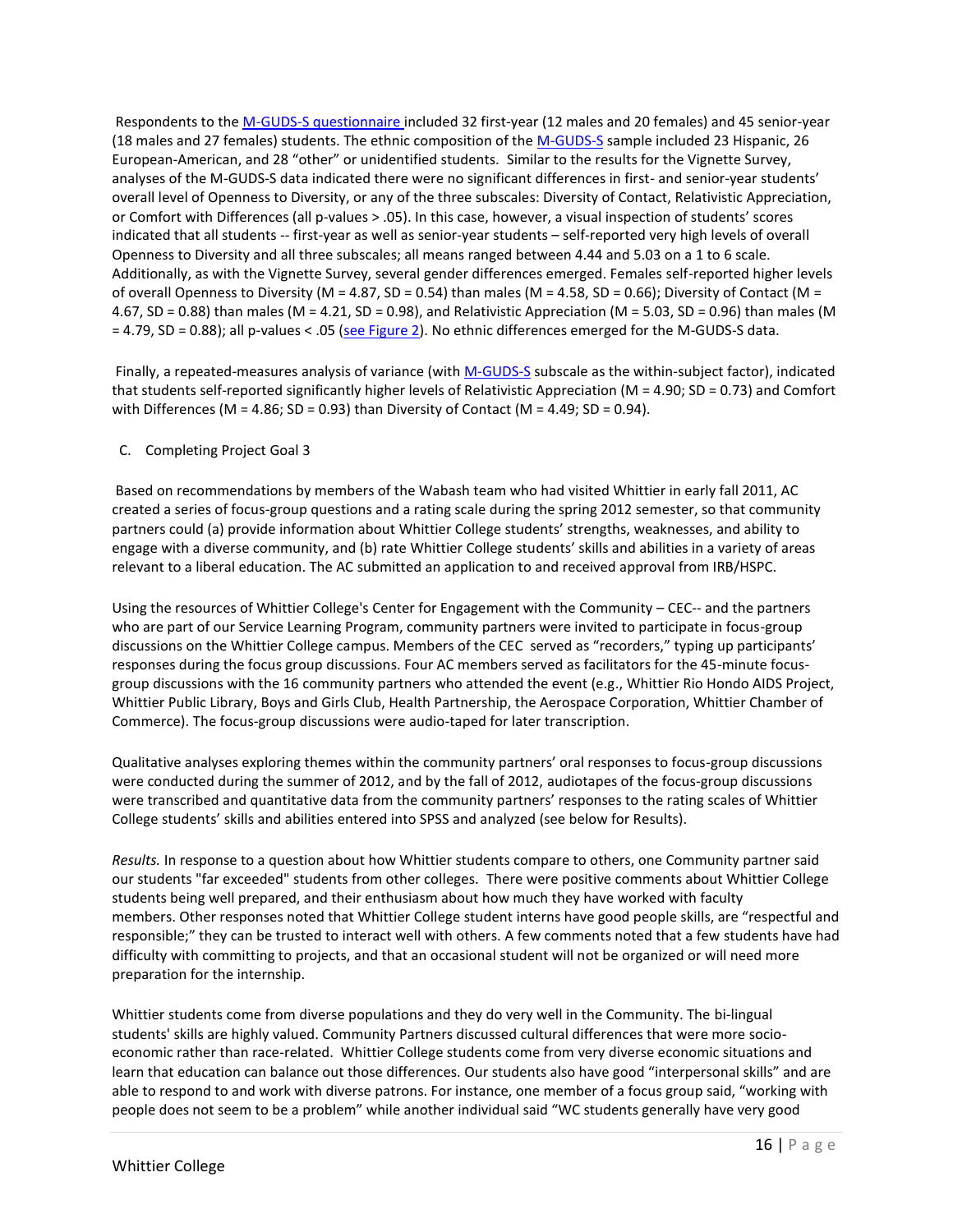Respondents to the M-GUDS-S questionnaire included 32 first-year (12 males and 20 females) and 45 senior-year (18 males and 27 females) students. The ethnic composition of the M-GUDS-S sample included 23 Hispanic, 26 European-American, and 28 "other" or unidentified students. Similar to the results for the Vignette Survey, analyses of the M-GUDS-S data indicated there were no significant differences in first- and senior-year students' overall level of Openness to Diversity, or any of the three subscales: Diversity of Contact, Relativistic Appreciation, or Comfort with Differences (all p-values > .05). In this case, however, a visual inspection of students' scores indicated that all students -- first-year as well as senior-year students – self-reported very high levels of overall Openness to Diversity and all three subscales; all means ranged between 4.44 and 5.03 on a 1 to 6 scale. Additionally, as with the Vignette Survey, several gender differences emerged. Females self-reported higher levels of overall Openness to Diversity (M = 4.87, SD = 0.54) than males (M = 4.58, SD = 0.66); Diversity of Contact (M = 4.67, SD = 0.88) than males (M = 4.21, SD = 0.98), and Relativistic Appreciation (M = 5.03, SD = 0.96) than males (M = 4.79, SD = 0.88); all p-values < .05 (see Figure 2). No ethnic differences emerged for the M-GUDS-S data.

Finally, a repeated-measures analysis of variance (with M-GUDS-S subscale as the within-subject factor), indicated that students self-reported significantly higher levels of Relativistic Appreciation (M = 4.90; SD = 0.73) and Comfort with Differences (M = 4.86; SD = 0.93) than Diversity of Contact (M = 4.49; SD = 0.94).

C. Completing Project Goal 3

Based on recommendations by members of the Wabash team who had visited Whittier in early fall 2011, AC created a series of focus-group questions and a rating scale during the spring 2012 semester, so that community partners could (a) provide information about Whittier College students' strengths, weaknesses, and ability to engage with a diverse community, and (b) rate Whittier College students' skills and abilities in a variety of areas relevant to a liberal education. The AC submitted an application to and received approval from IRB/HSPC.

Using the resources of Whittier College's Center for Engagement with the Community – CEC-- and the partners who are part of our Service Learning Program, community partners were invited to participate in focus-group discussions on the Whittier College campus. Members of the CEC served as "recorders," typing up participants' responses during the focus group discussions. Four AC members served as facilitators for the 45-minute focus-group discussions with the 16 community partners who attended the event (e.g., Whittier Rio Hondo AIDS Project, Whittier Public Library, Boys and Girls Club, Health Partnership, the Aerospace Corporation, Whittier Chamber of Commerce). The focus-group discussions were audio-taped for later transcription.

Qualitative analyses exploring themes within the community partners' oral responses to focus-group discussions were conducted during the summer of 2012, and by the fall of 2012, audiotapes of the focus-group discussions were transcribed and quantitative data from the community partners' responses to the rating scales of Whittier College students' skills and abilities entered into SPSS and analyzed (see below for Results).

*Results.* In response to a question about how Whittier students compare to others, one Community partner said our students "far exceeded" students from other colleges. There were positive comments about Whittier College students being well prepared, and their enthusiasm about how much they have worked with faculty members. Other responses noted that Whittier College student interns have good people skills, are "respectful and responsible;" they can be trusted to interact well with others. A few comments noted that a few students have had difficulty with committing to projects, and that an occasional student will not be organized or will need more preparation for the internship.

Whittier students come from diverse populations and they do very well in the Community. The bi-lingual students' skills are highly valued. Community Partners discussed cultural differences that were more socio-economic rather than race-related. Whittier College students come from very diverse economic situations and learn that education can balance out those differences. Our students also have good "interpersonal skills" and are able to respond to and work with diverse patrons. For instance, one member of a focus group said, "working with people does not seem to be a problem" while another individual said "WC students generally have very good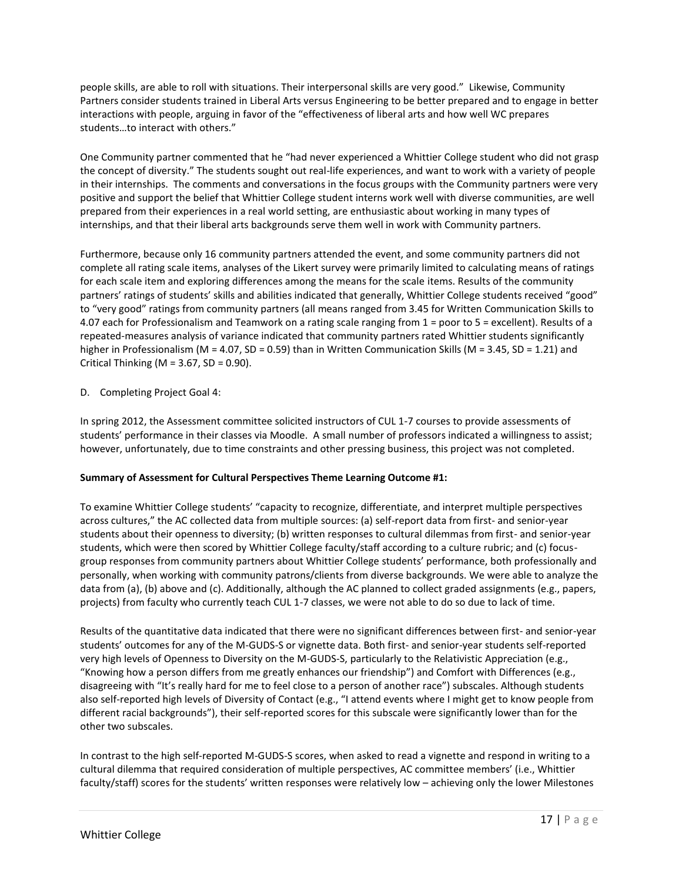people skills, are able to roll with situations. Their interpersonal skills are very good." Likewise, Community Partners consider students trained in Liberal Arts versus Engineering to be better prepared and to engage in better interactions with people, arguing in favor of the "effectiveness of liberal arts and how well WC prepares students…to interact with others."

One Community partner commented that he "had never experienced a Whittier College student who did not grasp the concept of diversity." The students sought out real-life experiences, and want to work with a variety of people in their internships. The comments and conversations in the focus groups with the Community partners were very positive and support the belief that Whittier College student interns work well with diverse communities, are well prepared from their experiences in a real world setting, are enthusiastic about working in many types of internships, and that their liberal arts backgrounds serve them well in work with Community partners.

Furthermore, because only 16 community partners attended the event, and some community partners did not complete all rating scale items, analyses of the Likert survey were primarily limited to calculating means of ratings for each scale item and exploring differences among the means for the scale items. Results of the community partners' ratings of students' skills and abilities indicated that generally, Whittier College students received "good" to "very good" ratings from community partners (all means ranged from 3.45 for Written Communication Skills to 4.07 each for Professionalism and Teamwork on a rating scale ranging from 1 = poor to 5 = excellent). Results of a repeated-measures analysis of variance indicated that community partners rated Whittier students significantly higher in Professionalism ($M = 4.07$, $SD = 0.59$) than in Written Communication Skills ($M = 3.45$, $SD = 1.21$) and Critical Thinking ($M = 3.67$, $SD = 0.90$).

D. Completing Project Goal 4:

In spring 2012, the Assessment committee solicited instructors of CUL 1-7 courses to provide assessments of students' performance in their classes via Moodle. A small number of professors indicated a willingness to assist; however, unfortunately, due to time constraints and other pressing business, this project was not completed.

**Summary of Assessment for Cultural Perspectives Theme Learning Outcome #1:**

To examine Whittier College students' "capacity to recognize, differentiate, and interpret multiple perspectives across cultures," the AC collected data from multiple sources: (a) self-report data from first- and senior-year students about their openness to diversity; (b) written responses to cultural dilemmas from first- and senior-year students, which were then scored by Whittier College faculty/staff according to a culture rubric; and (c) focus-group responses from community partners about Whittier College students' performance, both professionally and personally, when working with community patrons/clients from diverse backgrounds. We were able to analyze the data from (a), (b) above and (c). Additionally, although the AC planned to collect graded assignments (e.g., papers, projects) from faculty who currently teach CUL 1-7 classes, we were not able to do so due to lack of time.

Results of the quantitative data indicated that there were no significant differences between first- and senior-year students' outcomes for any of the M-GUDS-S or vignette data. Both first- and senior-year students self-reported very high levels of Openness to Diversity on the M-GUDS-S, particularly to the Relativistic Appreciation (e.g., "Knowing how a person differs from me greatly enhances our friendship") and Comfort with Differences (e.g., disagreeing with "It's really hard for me to feel close to a person of another race") subscales. Although students also self-reported high levels of Diversity of Contact (e.g., "I attend events where I might get to know people from different racial backgrounds"), their self-reported scores for this subscale were significantly lower than for the other two subscales.

In contrast to the high self-reported M-GUDS-S scores, when asked to read a vignette and respond in writing to a cultural dilemma that required consideration of multiple perspectives, AC committee members' (i.e., Whittier faculty/staff) scores for the students' written responses were relatively low – achieving only the lower Milestones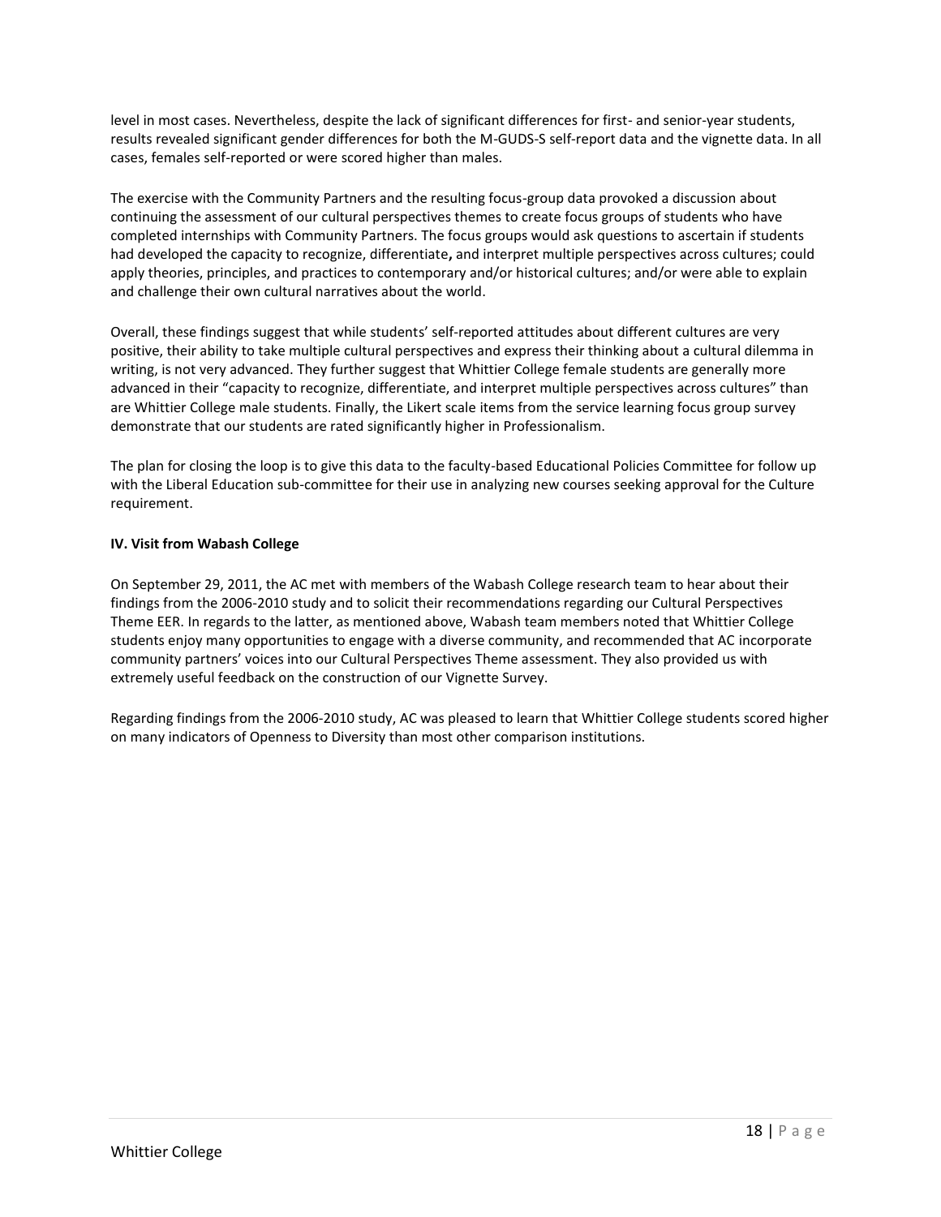level in most cases. Nevertheless, despite the lack of significant differences for first- and senior-year students, results revealed significant gender differences for both the M-GUDS-S self-report data and the vignette data. In all cases, females self-reported or were scored higher than males.

The exercise with the Community Partners and the resulting focus-group data provoked a discussion about continuing the assessment of our cultural perspectives themes to create focus groups of students who have completed internships with Community Partners. The focus groups would ask questions to ascertain if students had developed the capacity to recognize, differentiate**,** and interpret multiple perspectives across cultures; could apply theories, principles, and practices to contemporary and/or historical cultures; and/or were able to explain and challenge their own cultural narratives about the world.

Overall, these findings suggest that while students' self-reported attitudes about different cultures are very positive, their ability to take multiple cultural perspectives and express their thinking about a cultural dilemma in writing, is not very advanced. They further suggest that Whittier College female students are generally more advanced in their "capacity to recognize, differentiate, and interpret multiple perspectives across cultures" than are Whittier College male students. Finally, the Likert scale items from the service learning focus group survey demonstrate that our students are rated significantly higher in Professionalism.

The plan for closing the loop is to give this data to the faculty-based Educational Policies Committee for follow up with the Liberal Education sub-committee for their use in analyzing new courses seeking approval for the Culture requirement.

**IV. Visit from Wabash College**

On September 29, 2011, the AC met with members of the Wabash College research team to hear about their findings from the 2006-2010 study and to solicit their recommendations regarding our Cultural Perspectives Theme EER. In regards to the latter, as mentioned above, Wabash team members noted that Whittier College students enjoy many opportunities to engage with a diverse community, and recommended that AC incorporate community partners' voices into our Cultural Perspectives Theme assessment. They also provided us with extremely useful feedback on the construction of our Vignette Survey.

Regarding findings from the 2006-2010 study, AC was pleased to learn that Whittier College students scored higher on many indicators of Openness to Diversity than most other comparison institutions.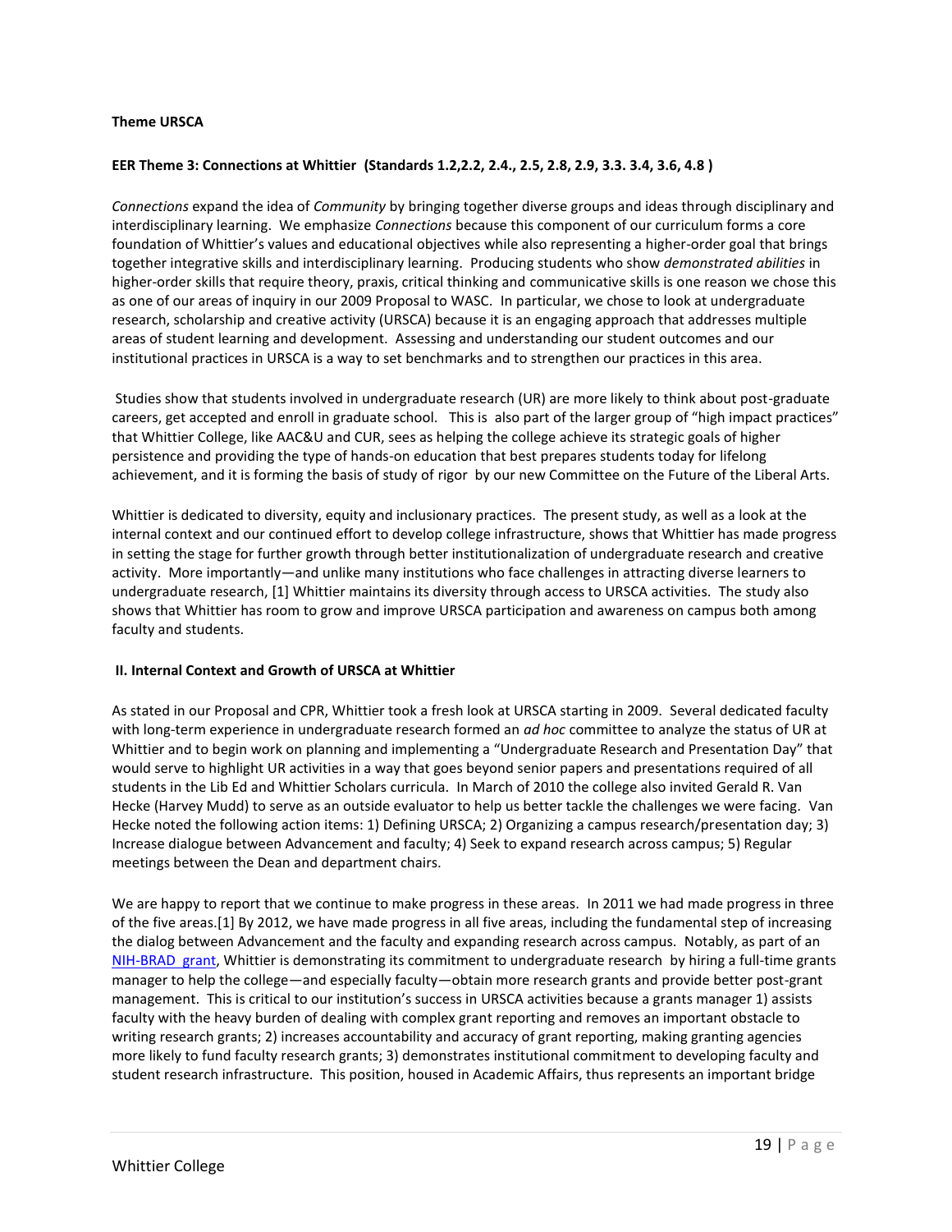**Theme URSCA**

**EER Theme 3: Connections at Whittier (Standards 1.2,2.2, 2.4., 2.5, 2.8, 2.9, 3.3. 3.4, 3.6, 4.8 )**

*Connections* expand the idea of *Community* by bringing together diverse groups and ideas through disciplinary and interdisciplinary learning. We emphasize *Connections* because this component of our curriculum forms a core foundation of Whittier's values and educational objectives while also representing a higher-order goal that brings together integrative skills and interdisciplinary learning. Producing students who show *demonstrated abilities* in higher-order skills that require theory, praxis, critical thinking and communicative skills is one reason we chose this as one of our areas of inquiry in our 2009 Proposal to WASC. In particular, we chose to look at undergraduate research, scholarship and creative activity (URSCA) because it is an engaging approach that addresses multiple areas of student learning and development. Assessing and understanding our student outcomes and our institutional practices in URSCA is a way to set benchmarks and to strengthen our practices in this area.

Studies show that students involved in undergraduate research (UR) are more likely to think about post-graduate careers, get accepted and enroll in graduate school. This is also part of the larger group of "high impact practices" that Whittier College, like AAC&U and CUR, sees as helping the college achieve its strategic goals of higher persistence and providing the type of hands-on education that best prepares students today for lifelong achievement, and it is forming the basis of study of rigor by our new Committee on the Future of the Liberal Arts.

Whittier is dedicated to diversity, equity and inclusionary practices. The present study, as well as a look at the internal context and our continued effort to develop college infrastructure, shows that Whittier has made progress in setting the stage for further growth through better institutionalization of undergraduate research and creative activity. More importantly—and unlike many institutions who face challenges in attracting diverse learners to undergraduate research, [1] Whittier maintains its diversity through access to URSCA activities. The study also shows that Whittier has room to grow and improve URSCA participation and awareness on campus both among faculty and students.

**II. Internal Context and Growth of URSCA at Whittier**

As stated in our Proposal and CPR, Whittier took a fresh look at URSCA starting in 2009. Several dedicated faculty with long-term experience in undergraduate research formed an *ad hoc* committee to analyze the status of UR at Whittier and to begin work on planning and implementing a "Undergraduate Research and Presentation Day" that would serve to highlight UR activities in a way that goes beyond senior papers and presentations required of all students in the Lib Ed and Whittier Scholars curricula. In March of 2010 the college also invited Gerald R. Van Hecke (Harvey Mudd) to serve as an outside evaluator to help us better tackle the challenges we were facing. Van Hecke noted the following action items: 1) Defining URSCA; 2) Organizing a campus research/presentation day; 3) Increase dialogue between Advancement and faculty; 4) Seek to expand research across campus; 5) Regular meetings between the Dean and department chairs.

We are happy to report that we continue to make progress in these areas. In 2011 we had made progress in three of the five areas.[1] By 2012, we have made progress in all five areas, including the fundamental step of increasing the dialog between Advancement and the faculty and expanding research across campus. Notably, as part of an NIH-BRAD grant, Whittier is demonstrating its commitment to undergraduate research by hiring a full-time grants manager to help the college—and especially faculty—obtain more research grants and provide better post-grant management. This is critical to our institution's success in URSCA activities because a grants manager 1) assists faculty with the heavy burden of dealing with complex grant reporting and removes an important obstacle to writing research grants; 2) increases accountability and accuracy of grant reporting, making granting agencies more likely to fund faculty research grants; 3) demonstrates institutional commitment to developing faculty and student research infrastructure. This position, housed in Academic Affairs, thus represents an important bridge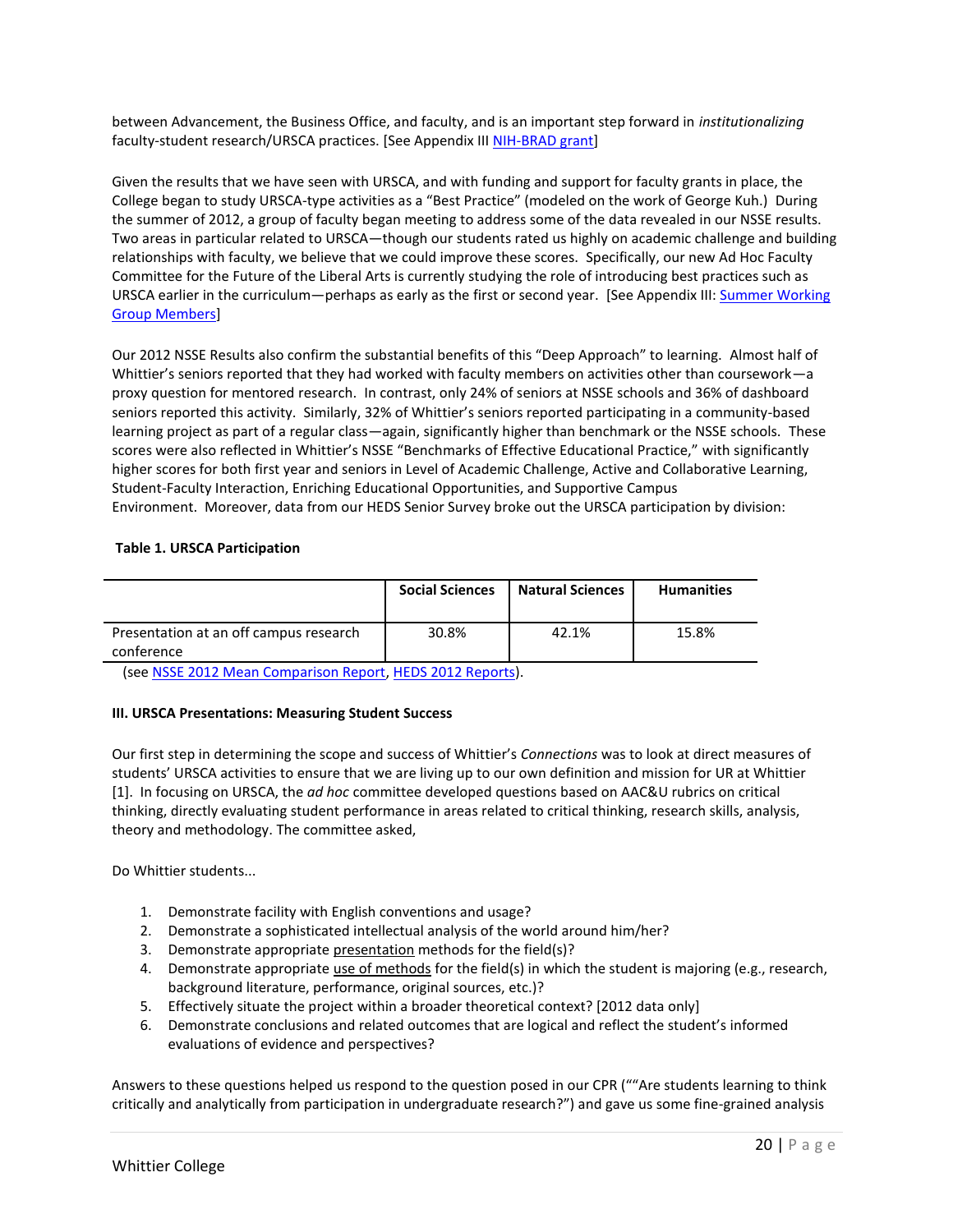between Advancement, the Business Office, and faculty, and is an important step forward in *institutionalizing* faculty-student research/URSCA practices. [See Appendix III NIH-BRAD grant]

Given the results that we have seen with URSCA, and with funding and support for faculty grants in place, the College began to study URSCA-type activities as a "Best Practice" (modeled on the work of George Kuh.) During the summer of 2012, a group of faculty began meeting to address some of the data revealed in our NSSE results. Two areas in particular related to URSCA—though our students rated us highly on academic challenge and building relationships with faculty, we believe that we could improve these scores. Specifically, our new Ad Hoc Faculty Committee for the Future of the Liberal Arts is currently studying the role of introducing best practices such as URSCA earlier in the curriculum—perhaps as early as the first or second year. [See Appendix III: Summer Working Group Members]

Our 2012 NSSE Results also confirm the substantial benefits of this "Deep Approach" to learning. Almost half of Whittier's seniors reported that they had worked with faculty members on activities other than coursework—a proxy question for mentored research. In contrast, only 24% of seniors at NSSE schools and 36% of dashboard seniors reported this activity. Similarly, 32% of Whittier's seniors reported participating in a community-based learning project as part of a regular class—again, significantly higher than benchmark or the NSSE schools. These scores were also reflected in Whittier's NSSE "Benchmarks of Effective Educational Practice," with significantly higher scores for both first year and seniors in Level of Academic Challenge, Active and Collaborative Learning, Student-Faculty Interaction, Enriching Educational Opportunities, and Supportive Campus Environment. Moreover, data from our HEDS Senior Survey broke out the URSCA participation by division:

**Table 1. URSCA Participation**

| | Social Sciences | Natural Sciences | Humanities |
|---|---|---|---|
| Presentation at an off campus research conference | 30.8% | 42.1% | 15.8% |

(see NSSE 2012 Mean Comparison Report, HEDS 2012 Reports).

**III. URSCA Presentations: Measuring Student Success**

Our first step in determining the scope and success of Whittier's *Connections* was to look at direct measures of students' URSCA activities to ensure that we are living up to our own definition and mission for UR at Whittier [1]. In focusing on URSCA, the *ad hoc* committee developed questions based on AAC&U rubrics on critical thinking, directly evaluating student performance in areas related to critical thinking, research skills, analysis, theory and methodology. The committee asked,

Do Whittier students...

1. Demonstrate facility with English conventions and usage?
2. Demonstrate a sophisticated intellectual analysis of the world around him/her?
3. Demonstrate appropriate presentation methods for the field(s)?
4. Demonstrate appropriate use of methods for the field(s) in which the student is majoring (e.g., research, background literature, performance, original sources, etc.)?
5. Effectively situate the project within a broader theoretical context? [2012 data only]
6. Demonstrate conclusions and related outcomes that are logical and reflect the student's informed evaluations of evidence and perspectives?

Answers to these questions helped us respond to the question posed in our CPR (""Are students learning to think critically and analytically from participation in undergraduate research?") and gave us some fine-grained analysis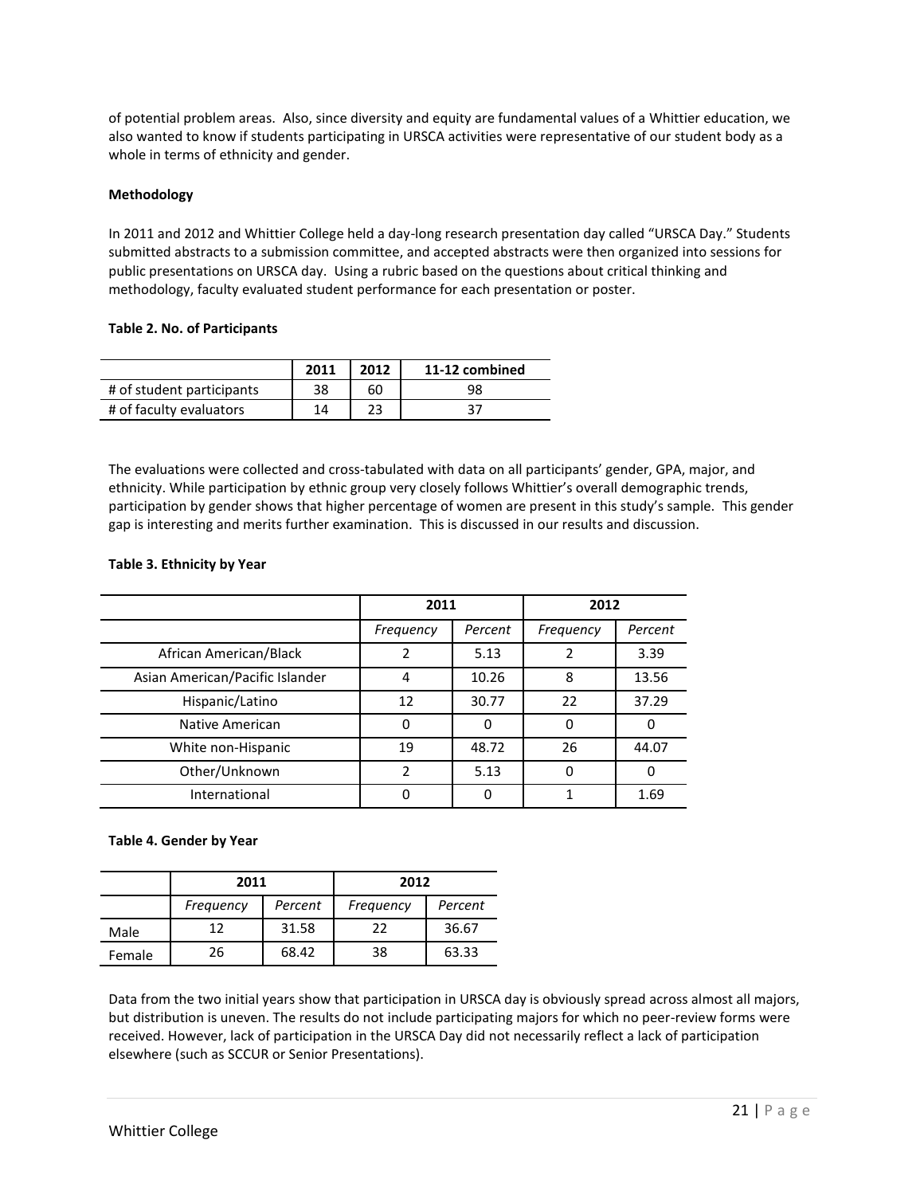of potential problem areas. Also, since diversity and equity are fundamental values of a Whittier education, we also wanted to know if students participating in URSCA activities were representative of our student body as a whole in terms of ethnicity and gender.

**Methodology**

In 2011 and 2012 and Whittier College held a day-long research presentation day called "URSCA Day." Students submitted abstracts to a submission committee, and accepted abstracts were then organized into sessions for public presentations on URSCA day. Using a rubric based on the questions about critical thinking and methodology, faculty evaluated student performance for each presentation or poster.

**Table 2. No. of Participants**

| | 2011 | 2012 | 11-12 combined |
|---|---|---|---|
| # of student participants | 38 | 60 | 98 |
| # of faculty evaluators | 14 | 23 | 37 |

The evaluations were collected and cross-tabulated with data on all participants' gender, GPA, major, and ethnicity. While participation by ethnic group very closely follows Whittier's overall demographic trends, participation by gender shows that higher percentage of women are present in this study's sample. This gender gap is interesting and merits further examination. This is discussed in our results and discussion.

**Table 3. Ethnicity by Year**

| | 2011 | | 2012 | |
|---|---|---|---|---|
| | *Frequency* | *Percent* | *Frequency* | *Percent* |
| African American/Black | 2 | 5.13 | 2 | 3.39 |
| Asian American/Pacific Islander | 4 | 10.26 | 8 | 13.56 |
| Hispanic/Latino | 12 | 30.77 | 22 | 37.29 |
| Native American | 0 | 0 | 0 | 0 |
| White non-Hispanic | 19 | 48.72 | 26 | 44.07 |
| Other/Unknown | 2 | 5.13 | 0 | 0 |
| International | 0 | 0 | 1 | 1.69 |

**Table 4. Gender by Year**

| | 2011 | | 2012 | |
|---|---|---|---|---|
| | *Frequency* | *Percent* | *Frequency* | *Percent* |
| Male | 12 | 31.58 | 22 | 36.67 |
| Female | 26 | 68.42 | 38 | 63.33 |

Data from the two initial years show that participation in URSCA day is obviously spread across almost all majors, but distribution is uneven. The results do not include participating majors for which no peer-review forms were received. However, lack of participation in the URSCA Day did not necessarily reflect a lack of participation elsewhere (such as SCCUR or Senior Presentations).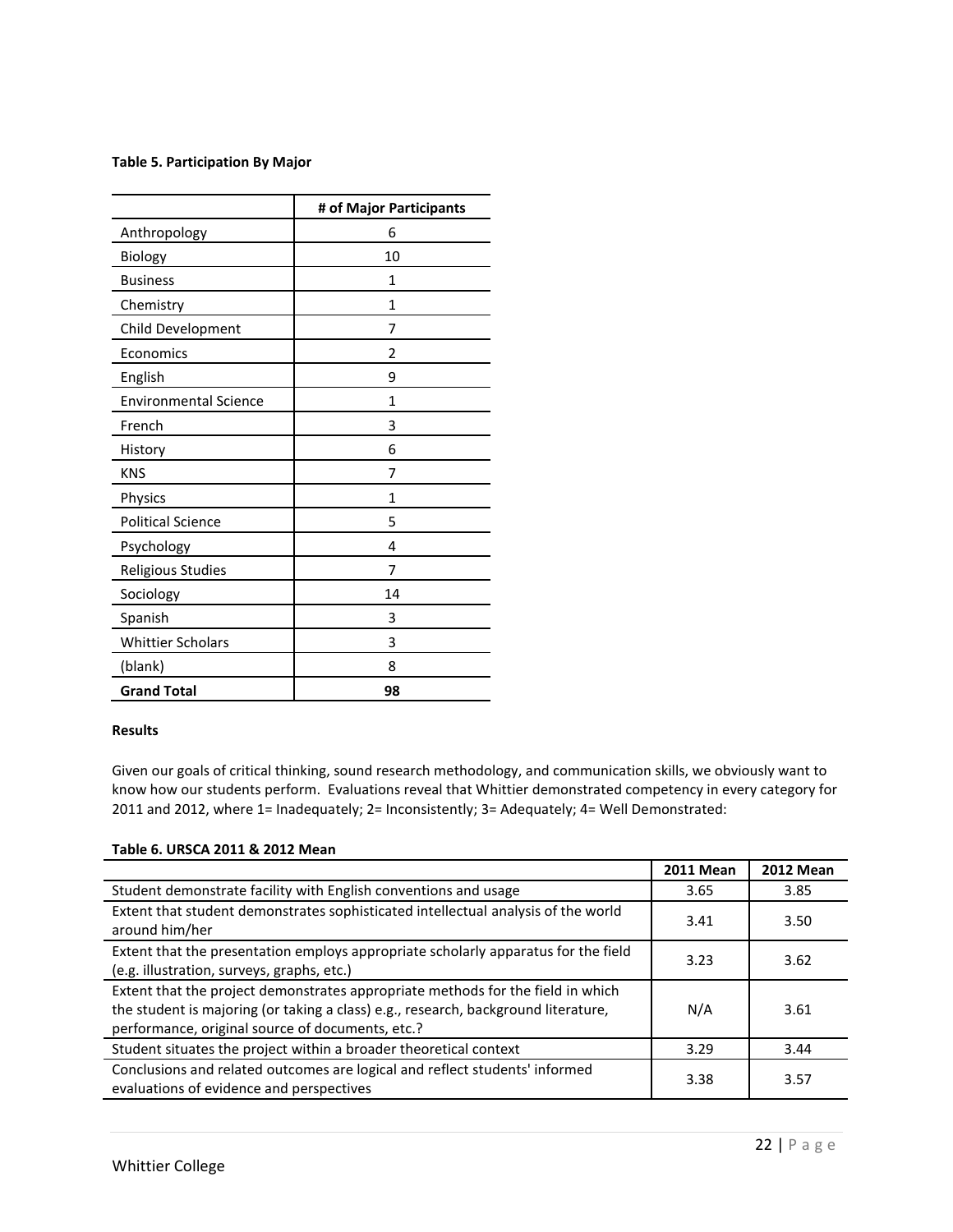**Table 5. Participation By Major**

| | # of Major Participants |
|---|---|
| Anthropology | 6 |
| Biology | 10 |
| Business | 1 |
| Chemistry | 1 |
| Child Development | 7 |
| Economics | 2 |
| English | 9 |
| Environmental Science | 1 |
| French | 3 |
| History | 6 |
| KNS | 7 |
| Physics | 1 |
| Political Science | 5 |
| Psychology | 4 |
| Religious Studies | 7 |
| Sociology | 14 |
| Spanish | 3 |
| Whittier Scholars | 3 |
| (blank) | 8 |
| **Grand Total** | **98** |

**Results**

Given our goals of critical thinking, sound research methodology, and communication skills, we obviously want to know how our students perform. Evaluations reveal that Whittier demonstrated competency in every category for 2011 and 2012, where 1= Inadequately; 2= Inconsistently; 3= Adequately; 4= Well Demonstrated:

**Table 6. URSCA 2011 & 2012 Mean**

| | 2011 Mean | 2012 Mean |
|---|---|---|
| Student demonstrate facility with English conventions and usage | 3.65 | 3.85 |
| Extent that student demonstrates sophisticated intellectual analysis of the world around him/her | 3.41 | 3.50 |
| Extent that the presentation employs appropriate scholarly apparatus for the field (e.g. illustration, surveys, graphs, etc.) | 3.23 | 3.62 |
| Extent that the project demonstrates appropriate methods for the field in which the student is majoring (or taking a class) e.g., research, background literature, performance, original source of documents, etc.? | N/A | 3.61 |
| Student situates the project within a broader theoretical context | 3.29 | 3.44 |
| Conclusions and related outcomes are logical and reflect students' informed evaluations of evidence and perspectives | 3.38 | 3.57 |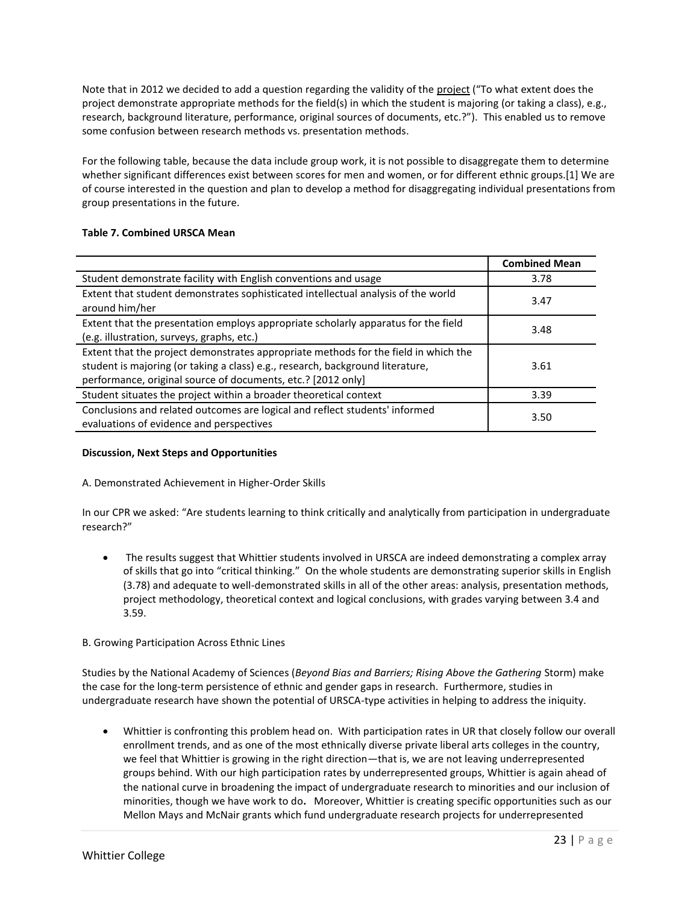Note that in 2012 we decided to add a question regarding the validity of the project ("To what extent does the project demonstrate appropriate methods for the field(s) in which the student is majoring (or taking a class), e.g., research, background literature, performance, original sources of documents, etc.?"). This enabled us to remove some confusion between research methods vs. presentation methods.

For the following table, because the data include group work, it is not possible to disaggregate them to determine whether significant differences exist between scores for men and women, or for different ethnic groups.[1] We are of course interested in the question and plan to develop a method for disaggregating individual presentations from group presentations in the future.

**Table 7. Combined URSCA Mean**

| | Combined Mean |
|---|---|
| Student demonstrate facility with English conventions and usage | 3.78 |
| Extent that student demonstrates sophisticated intellectual analysis of the world around him/her | 3.47 |
| Extent that the presentation employs appropriate scholarly apparatus for the field (e.g. illustration, surveys, graphs, etc.) | 3.48 |
| Extent that the project demonstrates appropriate methods for the field in which the student is majoring (or taking a class) e.g., research, background literature, performance, original source of documents, etc.? [2012 only] | 3.61 |
| Student situates the project within a broader theoretical context | 3.39 |
| Conclusions and related outcomes are logical and reflect students' informed evaluations of evidence and perspectives | 3.50 |

**Discussion, Next Steps and Opportunities**

A. Demonstrated Achievement in Higher-Order Skills

In our CPR we asked: "Are students learning to think critically and analytically from participation in undergraduate research?"

- The results suggest that Whittier students involved in URSCA are indeed demonstrating a complex array of skills that go into "critical thinking." On the whole students are demonstrating superior skills in English (3.78) and adequate to well-demonstrated skills in all of the other areas: analysis, presentation methods, project methodology, theoretical context and logical conclusions, with grades varying between 3.4 and 3.59.

B. Growing Participation Across Ethnic Lines

Studies by the National Academy of Sciences (*Beyond Bias and Barriers; Rising Above the Gathering* Storm) make the case for the long-term persistence of ethnic and gender gaps in research. Furthermore, studies in undergraduate research have shown the potential of URSCA-type activities in helping to address the iniquity.

- Whittier is confronting this problem head on. With participation rates in UR that closely follow our overall enrollment trends, and as one of the most ethnically diverse private liberal arts colleges in the country, we feel that Whittier is growing in the right direction—that is, we are not leaving underrepresented groups behind. With our high participation rates by underrepresented groups, Whittier is again ahead of the national curve in broadening the impact of undergraduate research to minorities and our inclusion of minorities, though we have work to do**.** Moreover, Whittier is creating specific opportunities such as our Mellon Mays and McNair grants which fund undergraduate research projects for underrepresented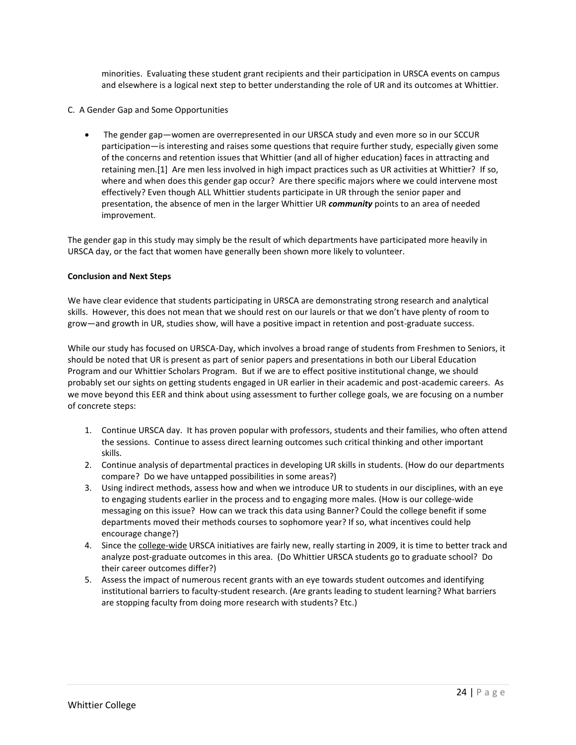minorities. Evaluating these student grant recipients and their participation in URSCA events on campus and elsewhere is a logical next step to better understanding the role of UR and its outcomes at Whittier.

C. A Gender Gap and Some Opportunities

- The gender gap—women are overrepresented in our URSCA study and even more so in our SCCUR participation—is interesting and raises some questions that require further study, especially given some of the concerns and retention issues that Whittier (and all of higher education) faces in attracting and retaining men.[1] Are men less involved in high impact practices such as UR activities at Whittier? If so, where and when does this gender gap occur? Are there specific majors where we could intervene most effectively? Even though ALL Whittier students participate in UR through the senior paper and presentation, the absence of men in the larger Whittier UR ***community*** points to an area of needed improvement.

The gender gap in this study may simply be the result of which departments have participated more heavily in URSCA day, or the fact that women have generally been shown more likely to volunteer.

**Conclusion and Next Steps**

We have clear evidence that students participating in URSCA are demonstrating strong research and analytical skills. However, this does not mean that we should rest on our laurels or that we don't have plenty of room to grow—and growth in UR, studies show, will have a positive impact in retention and post-graduate success.

While our study has focused on URSCA-Day, which involves a broad range of students from Freshmen to Seniors, it should be noted that UR is present as part of senior papers and presentations in both our Liberal Education Program and our Whittier Scholars Program. But if we are to effect positive institutional change, we should probably set our sights on getting students engaged in UR earlier in their academic and post-academic careers. As we move beyond this EER and think about using assessment to further college goals, we are focusing on a number of concrete steps:

1. Continue URSCA day. It has proven popular with professors, students and their families, who often attend the sessions. Continue to assess direct learning outcomes such critical thinking and other important skills.
2. Continue analysis of departmental practices in developing UR skills in students. (How do our departments compare? Do we have untapped possibilities in some areas?)
3. Using indirect methods, assess how and when we introduce UR to students in our disciplines, with an eye to engaging students earlier in the process and to engaging more males. (How is our college-wide messaging on this issue? How can we track this data using Banner? Could the college benefit if some departments moved their methods courses to sophomore year? If so, what incentives could help encourage change?)
4. Since the college-wide URSCA initiatives are fairly new, really starting in 2009, it is time to better track and analyze post-graduate outcomes in this area. (Do Whittier URSCA students go to graduate school? Do their career outcomes differ?)
5. Assess the impact of numerous recent grants with an eye towards student outcomes and identifying institutional barriers to faculty-student research. (Are grants leading to student learning? What barriers are stopping faculty from doing more research with students? Etc.)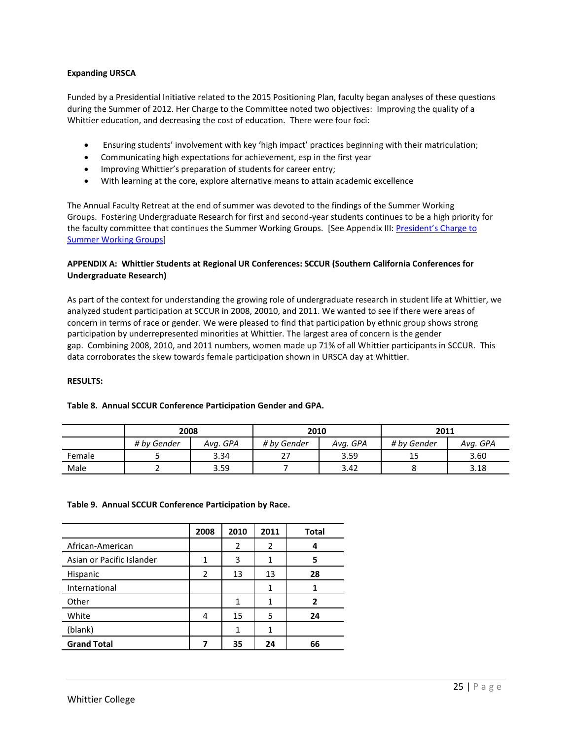**Expanding URSCA**

Funded by a Presidential Initiative related to the 2015 Positioning Plan, faculty began analyses of these questions during the Summer of 2012. Her Charge to the Committee noted two objectives: Improving the quality of a Whittier education, and decreasing the cost of education. There were four foci:

- Ensuring students' involvement with key 'high impact' practices beginning with their matriculation;
- Communicating high expectations for achievement, esp in the first year
- Improving Whittier's preparation of students for career entry;
- With learning at the core, explore alternative means to attain academic excellence

The Annual Faculty Retreat at the end of summer was devoted to the findings of the Summer Working Groups. Fostering Undergraduate Research for first and second-year students continues to be a high priority for the faculty committee that continues the Summer Working Groups. [See Appendix III: President's Charge to Summer Working Groups]

**APPENDIX A: Whittier Students at Regional UR Conferences: SCCUR (Southern California Conferences for Undergraduate Research)**

As part of the context for understanding the growing role of undergraduate research in student life at Whittier, we analyzed student participation at SCCUR in 2008, 20010, and 2011. We wanted to see if there were areas of concern in terms of race or gender. We were pleased to find that participation by ethnic group shows strong participation by underrepresented minorities at Whittier. The largest area of concern is the gender gap. Combining 2008, 2010, and 2011 numbers, women made up 71% of all Whittier participants in SCCUR. This data corroborates the skew towards female participation shown in URSCA day at Whittier.

**RESULTS:**

**Table 8. Annual SCCUR Conference Participation Gender and GPA.**

| | 2008 | | 2010 | | 2011 | |
|---|---|---|---|---|---|---|
| | *# by Gender* | *Avg. GPA* | *# by Gender* | *Avg. GPA* | *# by Gender* | *Avg. GPA* |
| Female | 5 | 3.34 | 27 | 3.59 | 15 | 3.60 |
| Male | 2 | 3.59 | 7 | 3.42 | 8 | 3.18 |

**Table 9. Annual SCCUR Conference Participation by Race.**

| | 2008 | 2010 | 2011 | Total |
|---|---|---|---|---|
| African-American | | 2 | 2 | **4** |
| Asian or Pacific Islander | 1 | 3 | 1 | **5** |
| Hispanic | 2 | 13 | 13 | **28** |
| International | | | 1 | **1** |
| Other | | 1 | 1 | **2** |
| White | 4 | 15 | 5 | **24** |
| (blank) | | 1 | 1 | |
| **Grand Total** | **7** | **35** | **24** | **66** |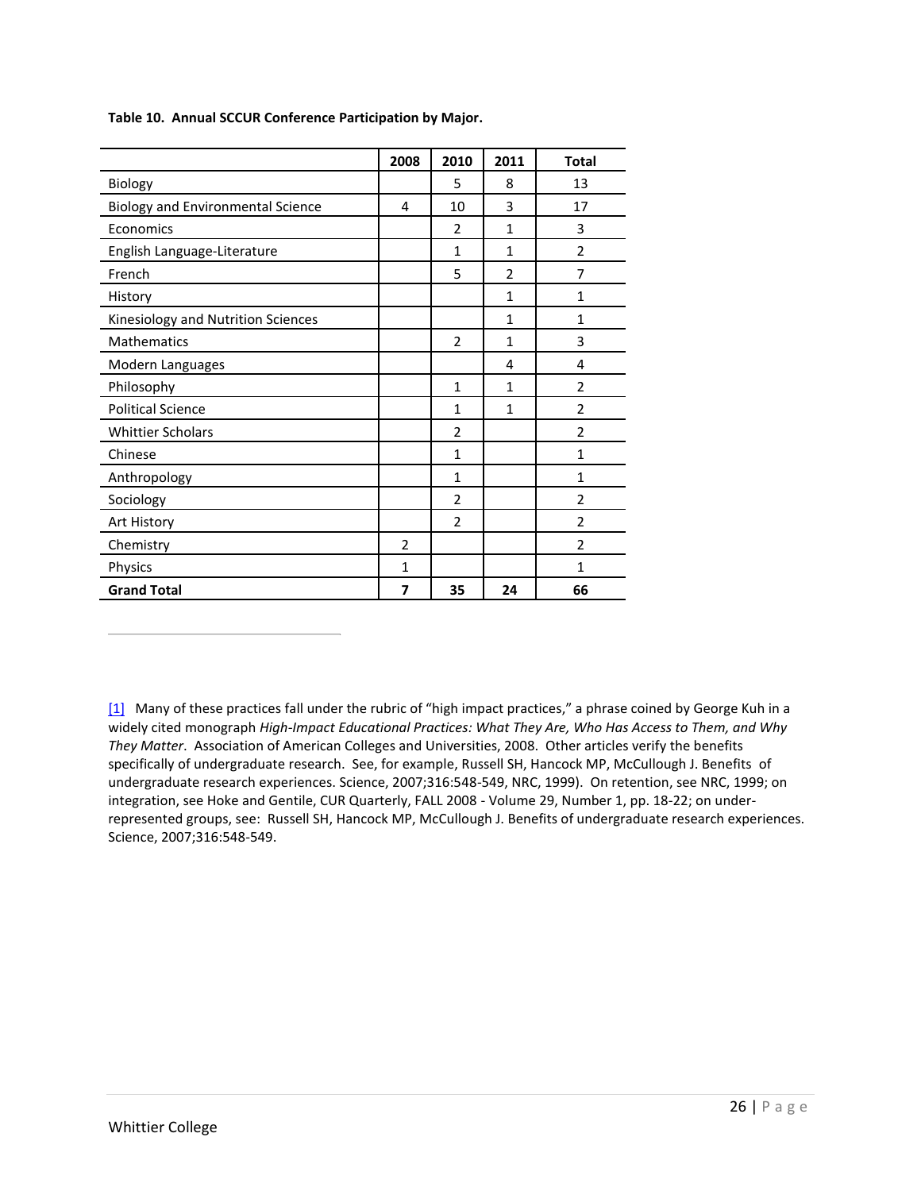**Table 10. Annual SCCUR Conference Participation by Major.**

| | 2008 | 2010 | 2011 | Total |
|---|---|---|---|---|
| Biology | | 5 | 8 | 13 |
| Biology and Environmental Science | 4 | 10 | 3 | 17 |
| Economics | | 2 | 1 | 3 |
| English Language-Literature | | 1 | 1 | 2 |
| French | | 5 | 2 | 7 |
| History | | | 1 | 1 |
| Kinesiology and Nutrition Sciences | | | 1 | 1 |
| Mathematics | | 2 | 1 | 3 |
| Modern Languages | | | 4 | 4 |
| Philosophy | | 1 | 1 | 2 |
| Political Science | | 1 | 1 | 2 |
| Whittier Scholars | | 2 | | 2 |
| Chinese | | 1 | | 1 |
| Anthropology | | 1 | | 1 |
| Sociology | | 2 | | 2 |
| Art History | | 2 | | 2 |
| Chemistry | 2 | | | 2 |
| Physics | 1 | | | 1 |
| **Grand Total** | **7** | **35** | **24** | **66** |

---

[1] Many of these practices fall under the rubric of "high impact practices," a phrase coined by George Kuh in a widely cited monograph *High-Impact Educational Practices: What They Are, Who Has Access to Them, and Why They Matter*. Association of American Colleges and Universities, 2008. Other articles verify the benefits specifically of undergraduate research. See, for example, Russell SH, Hancock MP, McCullough J. Benefits of undergraduate research experiences. Science, 2007;316:548-549, NRC, 1999). On retention, see NRC, 1999; on integration, see Hoke and Gentile, CUR Quarterly, FALL 2008 - Volume 29, Number 1, pp. 18-22; on under-represented groups, see: Russell SH, Hancock MP, McCullough J. Benefits of undergraduate research experiences. Science, 2007;316:548-549.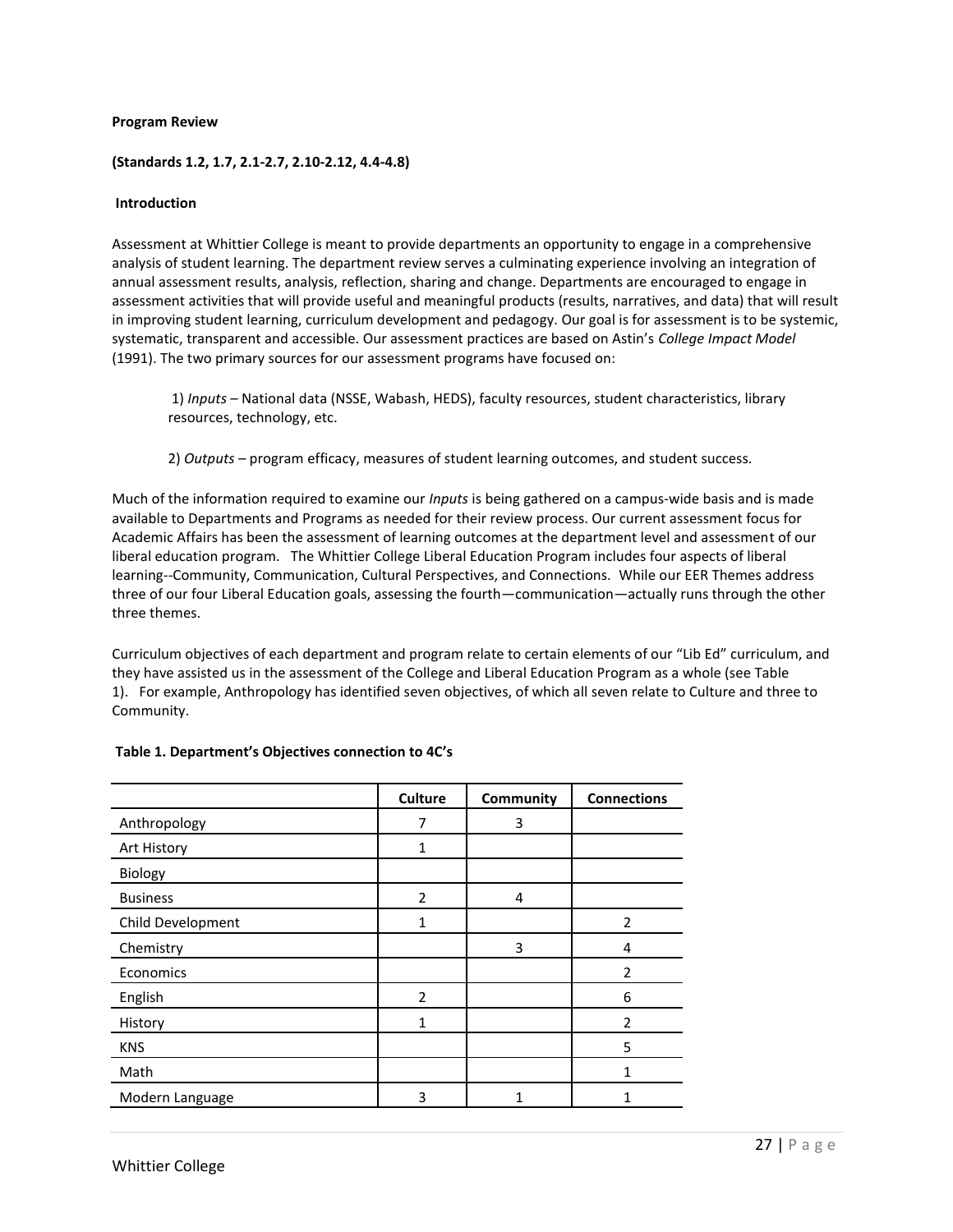**Program Review**

**(Standards 1.2, 1.7, 2.1-2.7, 2.10-2.12, 4.4-4.8)**

**Introduction**

Assessment at Whittier College is meant to provide departments an opportunity to engage in a comprehensive analysis of student learning. The department review serves a culminating experience involving an integration of annual assessment results, analysis, reflection, sharing and change. Departments are encouraged to engage in assessment activities that will provide useful and meaningful products (results, narratives, and data) that will result in improving student learning, curriculum development and pedagogy. Our goal is for assessment is to be systemic, systematic, transparent and accessible. Our assessment practices are based on Astin's *College Impact Model* (1991). The two primary sources for our assessment programs have focused on:

1) *Inputs* – National data (NSSE, Wabash, HEDS), faculty resources, student characteristics, library resources, technology, etc.

2) *Outputs* – program efficacy, measures of student learning outcomes, and student success.

Much of the information required to examine our *Inputs* is being gathered on a campus-wide basis and is made available to Departments and Programs as needed for their review process. Our current assessment focus for Academic Affairs has been the assessment of learning outcomes at the department level and assessment of our liberal education program. The Whittier College Liberal Education Program includes four aspects of liberal learning--Community, Communication, Cultural Perspectives, and Connections. While our EER Themes address three of our four Liberal Education goals, assessing the fourth—communication—actually runs through the other three themes.

Curriculum objectives of each department and program relate to certain elements of our "Lib Ed" curriculum, and they have assisted us in the assessment of the College and Liberal Education Program as a whole (see Table 1). For example, Anthropology has identified seven objectives, of which all seven relate to Culture and three to Community.

**Table 1. Department's Objectives connection to 4C's**

| | Culture | Community | Connections |
|---|---|---|---|
| Anthropology | 7 | 3 | |
| Art History | 1 | | |
| Biology | | | |
| Business | 2 | 4 | |
| Child Development | 1 | | 2 |
| Chemistry | | 3 | 4 |
| Economics | | | 2 |
| English | 2 | | 6 |
| History | 1 | | 2 |
| KNS | | | 5 |
| Math | | | 1 |
| Modern Language | 3 | 1 | 1 |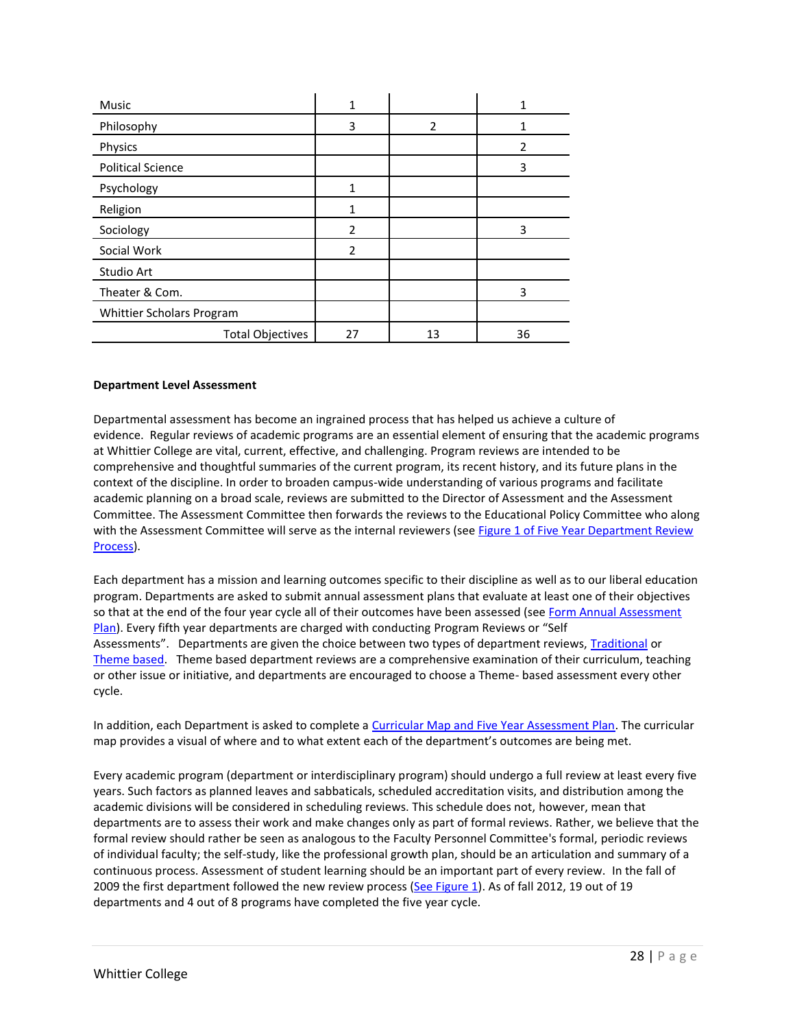| | | | |
|---|---|---|---|
| Music | 1 | | 1 |
| Philosophy | 3 | 2 | 1 |
| Physics | | | 2 |
| Political Science | | | 3 |
| Psychology | 1 | | |
| Religion | 1 | | |
| Sociology | 2 | | 3 |
| Social Work | 2 | | |
| Studio Art | | | |
| Theater & Com. | | | 3 |
| Whittier Scholars Program | | | |
| Total Objectives | 27 | 13 | 36 |

**Department Level Assessment**

Departmental assessment has become an ingrained process that has helped us achieve a culture of evidence. Regular reviews of academic programs are an essential element of ensuring that the academic programs at Whittier College are vital, current, effective, and challenging. Program reviews are intended to be comprehensive and thoughtful summaries of the current program, its recent history, and its future plans in the context of the discipline. In order to broaden campus-wide understanding of various programs and facilitate academic planning on a broad scale, reviews are submitted to the Director of Assessment and the Assessment Committee. The Assessment Committee then forwards the reviews to the Educational Policy Committee who along with the Assessment Committee will serve as the internal reviewers (see Figure 1 of Five Year Department Review Process).

Each department has a mission and learning outcomes specific to their discipline as well as to our liberal education program. Departments are asked to submit annual assessment plans that evaluate at least one of their objectives so that at the end of the four year cycle all of their outcomes have been assessed (see Form Annual Assessment Plan). Every fifth year departments are charged with conducting Program Reviews or “Self Assessments”. Departments are given the choice between two types of department reviews, Traditional or Theme based. Theme based department reviews are a comprehensive examination of their curriculum, teaching or other issue or initiative, and departments are encouraged to choose a Theme- based assessment every other cycle.

In addition, each Department is asked to complete a Curricular Map and Five Year Assessment Plan. The curricular map provides a visual of where and to what extent each of the department’s outcomes are being met.

Every academic program (department or interdisciplinary program) should undergo a full review at least every five years. Such factors as planned leaves and sabbaticals, scheduled accreditation visits, and distribution among the academic divisions will be considered in scheduling reviews. This schedule does not, however, mean that departments are to assess their work and make changes only as part of formal reviews. Rather, we believe that the formal review should rather be seen as analogous to the Faculty Personnel Committee's formal, periodic reviews of individual faculty; the self-study, like the professional growth plan, should be an articulation and summary of a continuous process. Assessment of student learning should be an important part of every review. In the fall of 2009 the first department followed the new review process (See Figure 1). As of fall 2012, 19 out of 19 departments and 4 out of 8 programs have completed the five year cycle.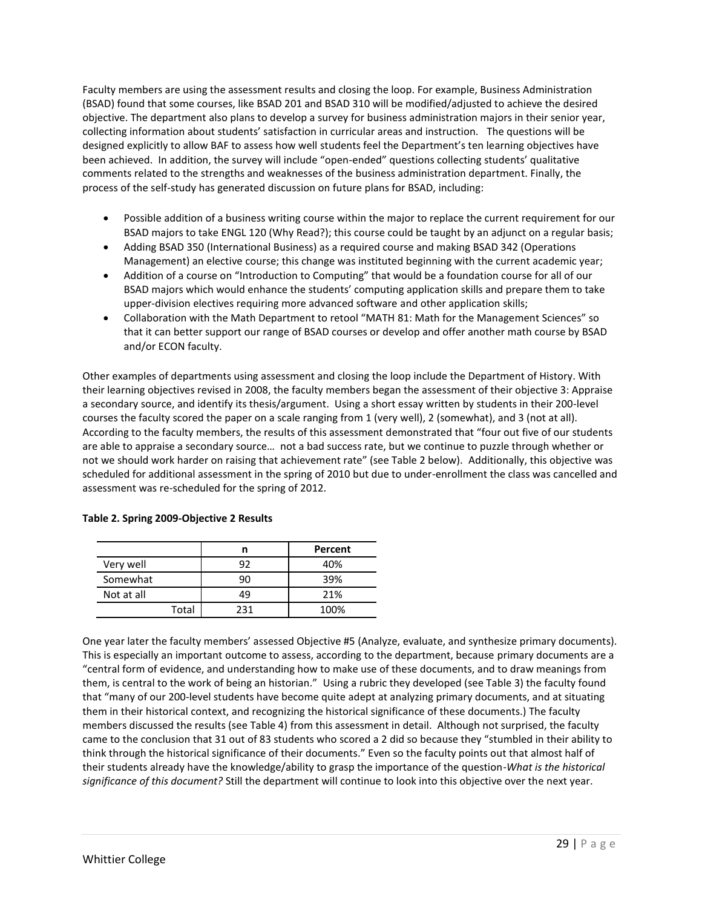Faculty members are using the assessment results and closing the loop. For example, Business Administration (BSAD) found that some courses, like BSAD 201 and BSAD 310 will be modified/adjusted to achieve the desired objective. The department also plans to develop a survey for business administration majors in their senior year, collecting information about students' satisfaction in curricular areas and instruction. The questions will be designed explicitly to allow BAF to assess how well students feel the Department's ten learning objectives have been achieved. In addition, the survey will include "open-ended" questions collecting students' qualitative comments related to the strengths and weaknesses of the business administration department. Finally, the process of the self-study has generated discussion on future plans for BSAD, including:

- Possible addition of a business writing course within the major to replace the current requirement for our BSAD majors to take ENGL 120 (Why Read?); this course could be taught by an adjunct on a regular basis;
- Adding BSAD 350 (International Business) as a required course and making BSAD 342 (Operations Management) an elective course; this change was instituted beginning with the current academic year;
- Addition of a course on "Introduction to Computing" that would be a foundation course for all of our BSAD majors which would enhance the students' computing application skills and prepare them to take upper-division electives requiring more advanced software and other application skills;
- Collaboration with the Math Department to retool "MATH 81: Math for the Management Sciences" so that it can better support our range of BSAD courses or develop and offer another math course by BSAD and/or ECON faculty.

Other examples of departments using assessment and closing the loop include the Department of History. With their learning objectives revised in 2008, the faculty members began the assessment of their objective 3: Appraise a secondary source, and identify its thesis/argument. Using a short essay written by students in their 200-level courses the faculty scored the paper on a scale ranging from 1 (very well), 2 (somewhat), and 3 (not at all). According to the faculty members, the results of this assessment demonstrated that "four out five of our students are able to appraise a secondary source… not a bad success rate, but we continue to puzzle through whether or not we should work harder on raising that achievement rate" (see Table 2 below). Additionally, this objective was scheduled for additional assessment in the spring of 2010 but due to under-enrollment the class was cancelled and assessment was re-scheduled for the spring of 2012.

**Table 2. Spring 2009-Objective 2 Results**

| | n | Percent |
|---|---|---|
| Very well | 92 | 40% |
| Somewhat | 90 | 39% |
| Not at all | 49 | 21% |
| Total | 231 | 100% |

One year later the faculty members' assessed Objective #5 (Analyze, evaluate, and synthesize primary documents). This is especially an important outcome to assess, according to the department, because primary documents are a "central form of evidence, and understanding how to make use of these documents, and to draw meanings from them, is central to the work of being an historian." Using a rubric they developed (see Table 3) the faculty found that "many of our 200-level students have become quite adept at analyzing primary documents, and at situating them in their historical context, and recognizing the historical significance of these documents.) The faculty members discussed the results (see Table 4) from this assessment in detail. Although not surprised, the faculty came to the conclusion that 31 out of 83 students who scored a 2 did so because they "stumbled in their ability to think through the historical significance of their documents." Even so the faculty points out that almost half of their students already have the knowledge/ability to grasp the importance of the question-*What is the historical significance of this document?* Still the department will continue to look into this objective over the next year.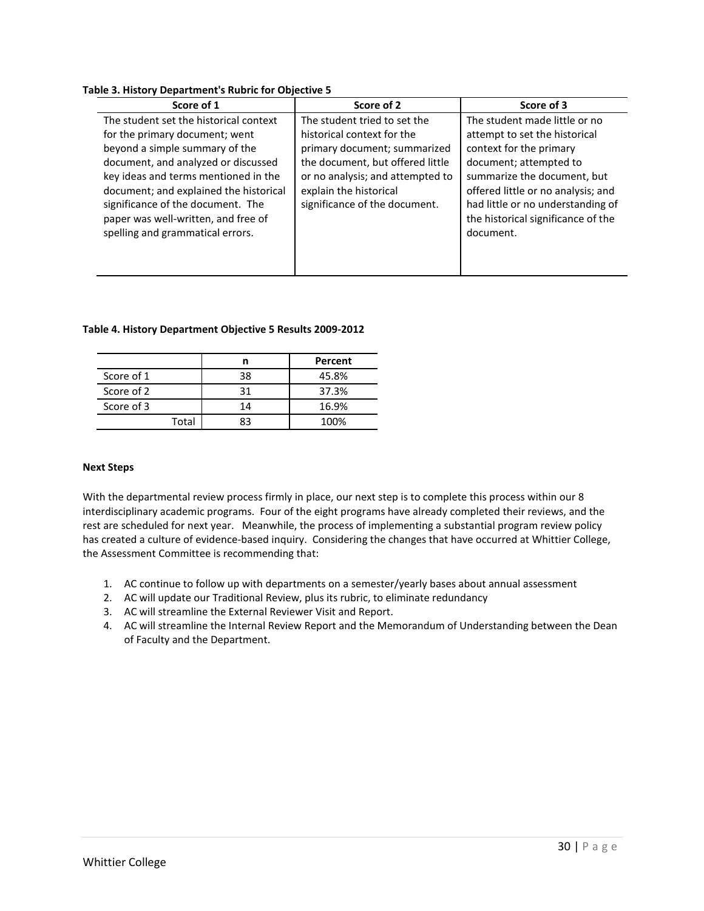**Table 3. History Department's Rubric for Objective 5**

| Score of 1 | Score of 2 | Score of 3 |
|---|---|---|
| The student set the historical context for the primary document; went beyond a simple summary of the document, and analyzed or discussed key ideas and terms mentioned in the document; and explained the historical significance of the document. The paper was well-written, and free of spelling and grammatical errors. | The student tried to set the historical context for the primary document; summarized the document, but offered little or no analysis; and attempted to explain the historical significance of the document. | The student made little or no attempt to set the historical context for the primary document; attempted to summarize the document, but offered little or no analysis; and had little or no understanding of the historical significance of the document. |

**Table 4. History Department Objective 5 Results 2009-2012**

| | n | Percent |
|---|---|---|
| Score of 1 | 38 | 45.8% |
| Score of 2 | 31 | 37.3% |
| Score of 3 | 14 | 16.9% |
| Total | 83 | 100% |

**Next Steps**

With the departmental review process firmly in place, our next step is to complete this process within our 8 interdisciplinary academic programs. Four of the eight programs have already completed their reviews, and the rest are scheduled for next year. Meanwhile, the process of implementing a substantial program review policy has created a culture of evidence-based inquiry. Considering the changes that have occurred at Whittier College, the Assessment Committee is recommending that:

1. AC continue to follow up with departments on a semester/yearly bases about annual assessment
2. AC will update our Traditional Review, plus its rubric, to eliminate redundancy
3. AC will streamline the External Reviewer Visit and Report.
4. AC will streamline the Internal Review Report and the Memorandum of Understanding between the Dean of Faculty and the Department.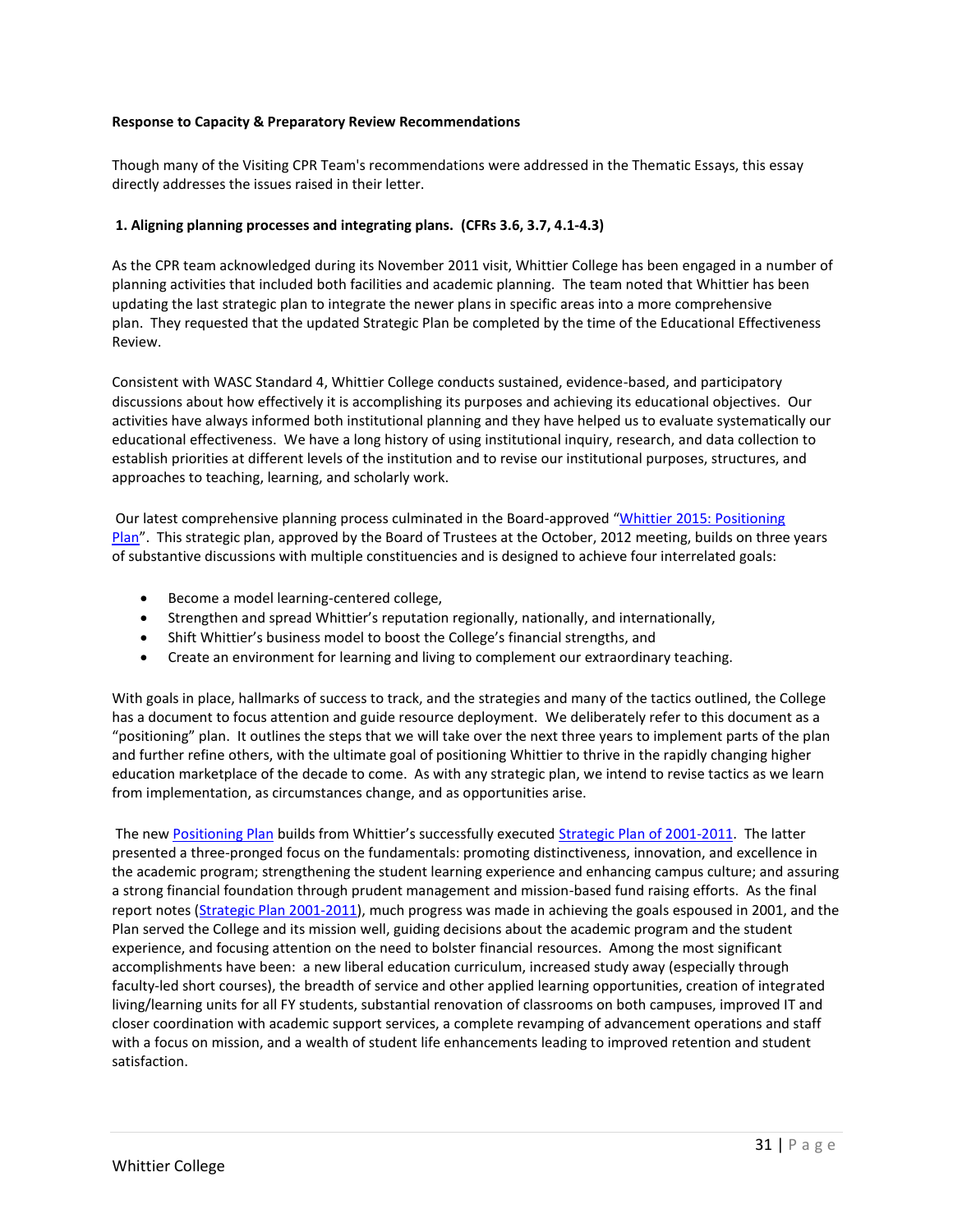**Response to Capacity & Preparatory Review Recommendations**

Though many of the Visiting CPR Team's recommendations were addressed in the Thematic Essays, this essay directly addresses the issues raised in their letter.

**1. Aligning planning processes and integrating plans. (CFRs 3.6, 3.7, 4.1-4.3)**

As the CPR team acknowledged during its November 2011 visit, Whittier College has been engaged in a number of planning activities that included both facilities and academic planning. The team noted that Whittier has been updating the last strategic plan to integrate the newer plans in specific areas into a more comprehensive plan. They requested that the updated Strategic Plan be completed by the time of the Educational Effectiveness Review.

Consistent with WASC Standard 4, Whittier College conducts sustained, evidence-based, and participatory discussions about how effectively it is accomplishing its purposes and achieving its educational objectives. Our activities have always informed both institutional planning and they have helped us to evaluate systematically our educational effectiveness. We have a long history of using institutional inquiry, research, and data collection to establish priorities at different levels of the institution and to revise our institutional purposes, structures, and approaches to teaching, learning, and scholarly work.

Our latest comprehensive planning process culminated in the Board-approved "Whittier 2015: Positioning Plan". This strategic plan, approved by the Board of Trustees at the October, 2012 meeting, builds on three years of substantive discussions with multiple constituencies and is designed to achieve four interrelated goals:

- Become a model learning-centered college,
- Strengthen and spread Whittier's reputation regionally, nationally, and internationally,
- Shift Whittier's business model to boost the College's financial strengths, and
- Create an environment for learning and living to complement our extraordinary teaching.

With goals in place, hallmarks of success to track, and the strategies and many of the tactics outlined, the College has a document to focus attention and guide resource deployment. We deliberately refer to this document as a "positioning" plan. It outlines the steps that we will take over the next three years to implement parts of the plan and further refine others, with the ultimate goal of positioning Whittier to thrive in the rapidly changing higher education marketplace of the decade to come. As with any strategic plan, we intend to revise tactics as we learn from implementation, as circumstances change, and as opportunities arise.

The new Positioning Plan builds from Whittier's successfully executed Strategic Plan of 2001-2011. The latter presented a three-pronged focus on the fundamentals: promoting distinctiveness, innovation, and excellence in the academic program; strengthening the student learning experience and enhancing campus culture; and assuring a strong financial foundation through prudent management and mission-based fund raising efforts. As the final report notes (Strategic Plan 2001-2011), much progress was made in achieving the goals espoused in 2001, and the Plan served the College and its mission well, guiding decisions about the academic program and the student experience, and focusing attention on the need to bolster financial resources. Among the most significant accomplishments have been: a new liberal education curriculum, increased study away (especially through faculty-led short courses), the breadth of service and other applied learning opportunities, creation of integrated living/learning units for all FY students, substantial renovation of classrooms on both campuses, improved IT and closer coordination with academic support services, a complete revamping of advancement operations and staff with a focus on mission, and a wealth of student life enhancements leading to improved retention and student satisfaction.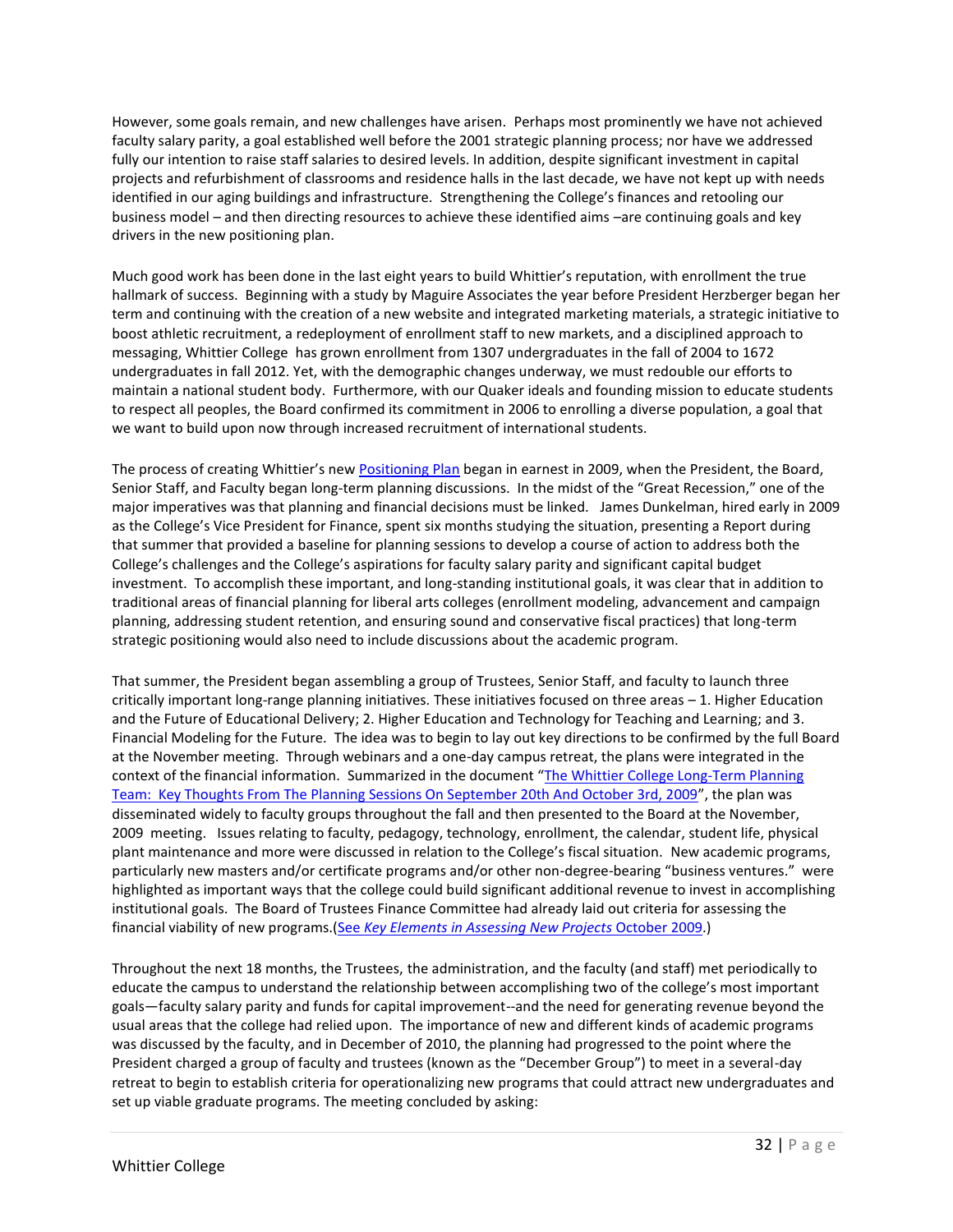However, some goals remain, and new challenges have arisen. Perhaps most prominently we have not achieved faculty salary parity, a goal established well before the 2001 strategic planning process; nor have we addressed fully our intention to raise staff salaries to desired levels. In addition, despite significant investment in capital projects and refurbishment of classrooms and residence halls in the last decade, we have not kept up with needs identified in our aging buildings and infrastructure. Strengthening the College's finances and retooling our business model – and then directing resources to achieve these identified aims –are continuing goals and key drivers in the new positioning plan.

Much good work has been done in the last eight years to build Whittier's reputation, with enrollment the true hallmark of success. Beginning with a study by Maguire Associates the year before President Herzberger began her term and continuing with the creation of a new website and integrated marketing materials, a strategic initiative to boost athletic recruitment, a redeployment of enrollment staff to new markets, and a disciplined approach to messaging, Whittier College has grown enrollment from 1307 undergraduates in the fall of 2004 to 1672 undergraduates in fall 2012. Yet, with the demographic changes underway, we must redouble our efforts to maintain a national student body. Furthermore, with our Quaker ideals and founding mission to educate students to respect all peoples, the Board confirmed its commitment in 2006 to enrolling a diverse population, a goal that we want to build upon now through increased recruitment of international students.

The process of creating Whittier's new Positioning Plan began in earnest in 2009, when the President, the Board, Senior Staff, and Faculty began long-term planning discussions. In the midst of the "Great Recession," one of the major imperatives was that planning and financial decisions must be linked. James Dunkelman, hired early in 2009 as the College's Vice President for Finance, spent six months studying the situation, presenting a Report during that summer that provided a baseline for planning sessions to develop a course of action to address both the College's challenges and the College's aspirations for faculty salary parity and significant capital budget investment. To accomplish these important, and long-standing institutional goals, it was clear that in addition to traditional areas of financial planning for liberal arts colleges (enrollment modeling, advancement and campaign planning, addressing student retention, and ensuring sound and conservative fiscal practices) that long-term strategic positioning would also need to include discussions about the academic program.

That summer, the President began assembling a group of Trustees, Senior Staff, and faculty to launch three critically important long-range planning initiatives. These initiatives focused on three areas – 1. Higher Education and the Future of Educational Delivery; 2. Higher Education and Technology for Teaching and Learning; and 3. Financial Modeling for the Future. The idea was to begin to lay out key directions to be confirmed by the full Board at the November meeting. Through webinars and a one-day campus retreat, the plans were integrated in the context of the financial information. Summarized in the document "The Whittier College Long-Term Planning Team: Key Thoughts From The Planning Sessions On September 20th And October 3rd, 2009", the plan was disseminated widely to faculty groups throughout the fall and then presented to the Board at the November, 2009 meeting. Issues relating to faculty, pedagogy, technology, enrollment, the calendar, student life, physical plant maintenance and more were discussed in relation to the College's fiscal situation. New academic programs, particularly new masters and/or certificate programs and/or other non-degree-bearing "business ventures." were highlighted as important ways that the college could build significant additional revenue to invest in accomplishing institutional goals. The Board of Trustees Finance Committee had already laid out criteria for assessing the financial viability of new programs.(See *Key Elements in Assessing New Projects* October 2009.)

Throughout the next 18 months, the Trustees, the administration, and the faculty (and staff) met periodically to educate the campus to understand the relationship between accomplishing two of the college's most important goals—faculty salary parity and funds for capital improvement--and the need for generating revenue beyond the usual areas that the college had relied upon. The importance of new and different kinds of academic programs was discussed by the faculty, and in December of 2010, the planning had progressed to the point where the President charged a group of faculty and trustees (known as the "December Group") to meet in a several-day retreat to begin to establish criteria for operationalizing new programs that could attract new undergraduates and set up viable graduate programs. The meeting concluded by asking: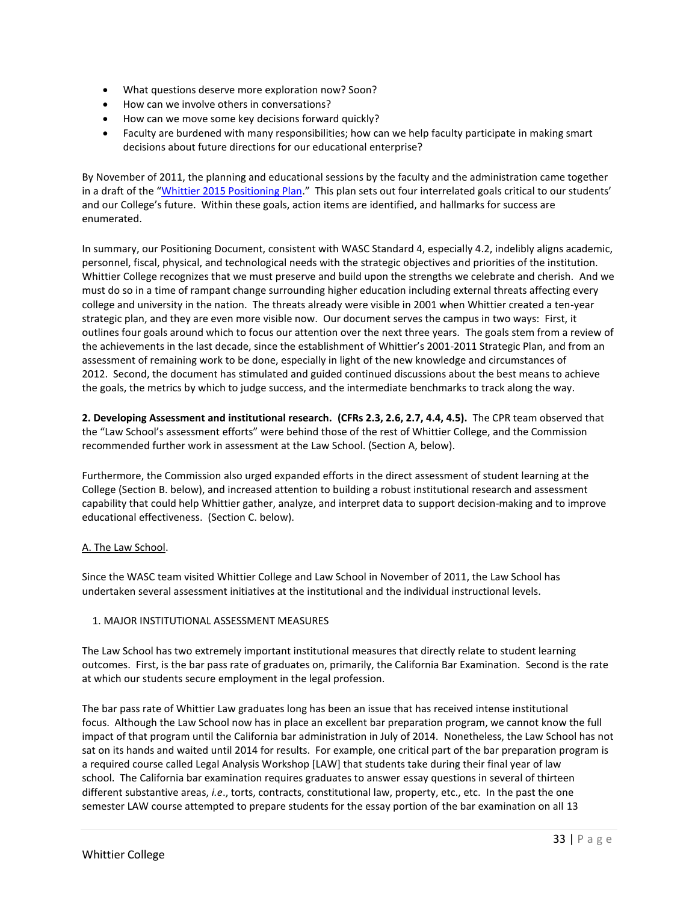- What questions deserve more exploration now? Soon?
- How can we involve others in conversations?
- How can we move some key decisions forward quickly?
- Faculty are burdened with many responsibilities; how can we help faculty participate in making smart decisions about future directions for our educational enterprise?

By November of 2011, the planning and educational sessions by the faculty and the administration came together in a draft of the "Whittier 2015 Positioning Plan." This plan sets out four interrelated goals critical to our students' and our College's future. Within these goals, action items are identified, and hallmarks for success are enumerated.

In summary, our Positioning Document, consistent with WASC Standard 4, especially 4.2, indelibly aligns academic, personnel, fiscal, physical, and technological needs with the strategic objectives and priorities of the institution. Whittier College recognizes that we must preserve and build upon the strengths we celebrate and cherish. And we must do so in a time of rampant change surrounding higher education including external threats affecting every college and university in the nation. The threats already were visible in 2001 when Whittier created a ten-year strategic plan, and they are even more visible now. Our document serves the campus in two ways: First, it outlines four goals around which to focus our attention over the next three years. The goals stem from a review of the achievements in the last decade, since the establishment of Whittier's 2001-2011 Strategic Plan, and from an assessment of remaining work to be done, especially in light of the new knowledge and circumstances of 2012. Second, the document has stimulated and guided continued discussions about the best means to achieve the goals, the metrics by which to judge success, and the intermediate benchmarks to track along the way.

**2. Developing Assessment and institutional research. (CFRs 2.3, 2.6, 2.7, 4.4, 4.5).** The CPR team observed that the "Law School's assessment efforts" were behind those of the rest of Whittier College, and the Commission recommended further work in assessment at the Law School. (Section A, below).

Furthermore, the Commission also urged expanded efforts in the direct assessment of student learning at the College (Section B. below), and increased attention to building a robust institutional research and assessment capability that could help Whittier gather, analyze, and interpret data to support decision-making and to improve educational effectiveness. (Section C. below).

A. The Law School.

Since the WASC team visited Whittier College and Law School in November of 2011, the Law School has undertaken several assessment initiatives at the institutional and the individual instructional levels.

1. MAJOR INSTITUTIONAL ASSESSMENT MEASURES

The Law School has two extremely important institutional measures that directly relate to student learning outcomes. First, is the bar pass rate of graduates on, primarily, the California Bar Examination. Second is the rate at which our students secure employment in the legal profession.

The bar pass rate of Whittier Law graduates long has been an issue that has received intense institutional focus. Although the Law School now has in place an excellent bar preparation program, we cannot know the full impact of that program until the California bar administration in July of 2014. Nonetheless, the Law School has not sat on its hands and waited until 2014 for results. For example, one critical part of the bar preparation program is a required course called Legal Analysis Workshop [LAW] that students take during their final year of law school. The California bar examination requires graduates to answer essay questions in several of thirteen different substantive areas, *i.e*., torts, contracts, constitutional law, property, etc., etc. In the past the one semester LAW course attempted to prepare students for the essay portion of the bar examination on all 13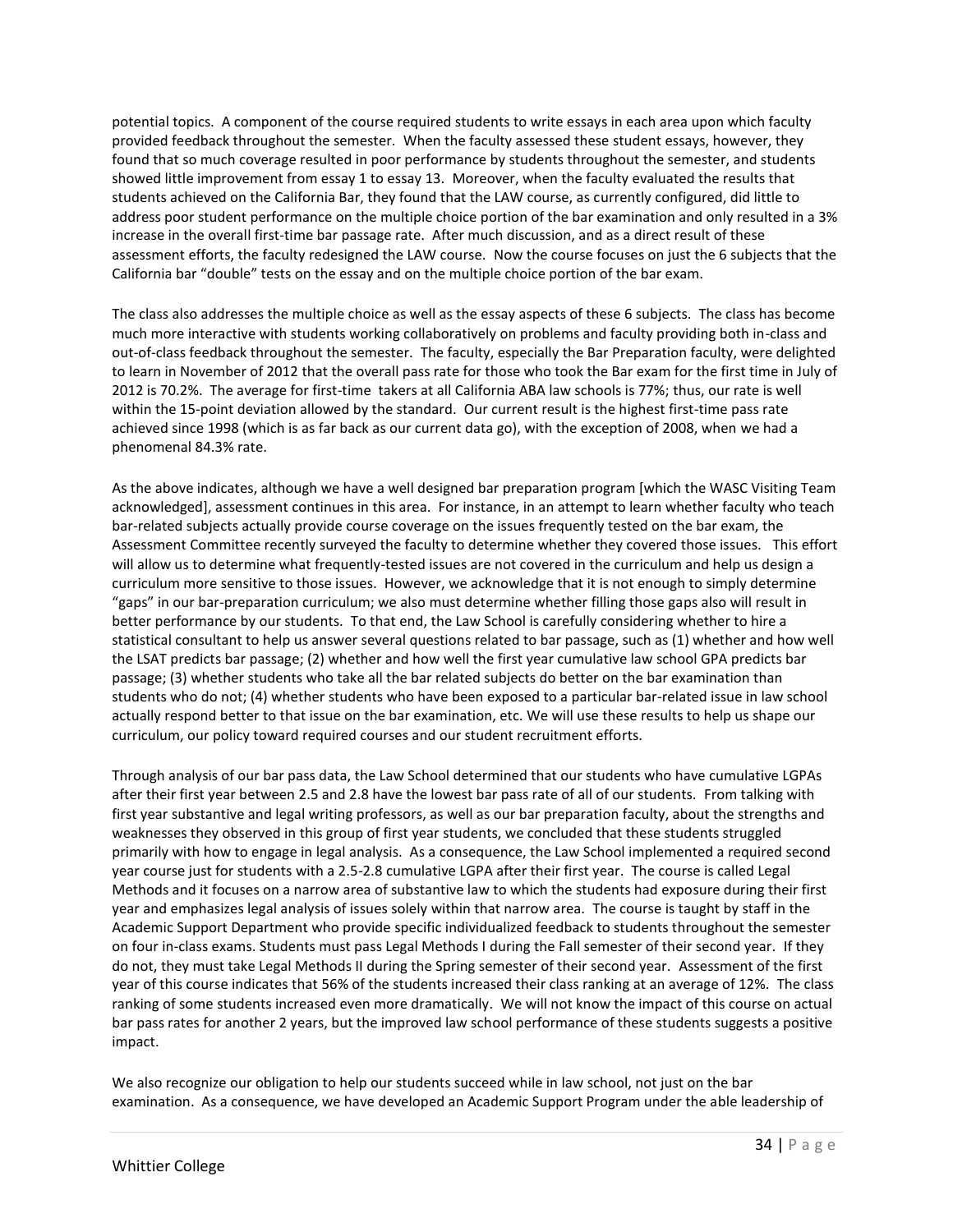potential topics. A component of the course required students to write essays in each area upon which faculty provided feedback throughout the semester. When the faculty assessed these student essays, however, they found that so much coverage resulted in poor performance by students throughout the semester, and students showed little improvement from essay 1 to essay 13. Moreover, when the faculty evaluated the results that students achieved on the California Bar, they found that the LAW course, as currently configured, did little to address poor student performance on the multiple choice portion of the bar examination and only resulted in a 3% increase in the overall first-time bar passage rate. After much discussion, and as a direct result of these assessment efforts, the faculty redesigned the LAW course. Now the course focuses on just the 6 subjects that the California bar "double" tests on the essay and on the multiple choice portion of the bar exam.

The class also addresses the multiple choice as well as the essay aspects of these 6 subjects. The class has become much more interactive with students working collaboratively on problems and faculty providing both in-class and out-of-class feedback throughout the semester. The faculty, especially the Bar Preparation faculty, were delighted to learn in November of 2012 that the overall pass rate for those who took the Bar exam for the first time in July of 2012 is 70.2%. The average for first-time takers at all California ABA law schools is 77%; thus, our rate is well within the 15-point deviation allowed by the standard. Our current result is the highest first-time pass rate achieved since 1998 (which is as far back as our current data go), with the exception of 2008, when we had a phenomenal 84.3% rate.

As the above indicates, although we have a well designed bar preparation program [which the WASC Visiting Team acknowledged], assessment continues in this area. For instance, in an attempt to learn whether faculty who teach bar-related subjects actually provide course coverage on the issues frequently tested on the bar exam, the Assessment Committee recently surveyed the faculty to determine whether they covered those issues. This effort will allow us to determine what frequently-tested issues are not covered in the curriculum and help us design a curriculum more sensitive to those issues. However, we acknowledge that it is not enough to simply determine "gaps" in our bar-preparation curriculum; we also must determine whether filling those gaps also will result in better performance by our students. To that end, the Law School is carefully considering whether to hire a statistical consultant to help us answer several questions related to bar passage, such as (1) whether and how well the LSAT predicts bar passage; (2) whether and how well the first year cumulative law school GPA predicts bar passage; (3) whether students who take all the bar related subjects do better on the bar examination than students who do not; (4) whether students who have been exposed to a particular bar-related issue in law school actually respond better to that issue on the bar examination, etc. We will use these results to help us shape our curriculum, our policy toward required courses and our student recruitment efforts.

Through analysis of our bar pass data, the Law School determined that our students who have cumulative LGPAs after their first year between 2.5 and 2.8 have the lowest bar pass rate of all of our students. From talking with first year substantive and legal writing professors, as well as our bar preparation faculty, about the strengths and weaknesses they observed in this group of first year students, we concluded that these students struggled primarily with how to engage in legal analysis. As a consequence, the Law School implemented a required second year course just for students with a 2.5-2.8 cumulative LGPA after their first year. The course is called Legal Methods and it focuses on a narrow area of substantive law to which the students had exposure during their first year and emphasizes legal analysis of issues solely within that narrow area. The course is taught by staff in the Academic Support Department who provide specific individualized feedback to students throughout the semester on four in-class exams. Students must pass Legal Methods I during the Fall semester of their second year. If they do not, they must take Legal Methods II during the Spring semester of their second year. Assessment of the first year of this course indicates that 56% of the students increased their class ranking at an average of 12%. The class ranking of some students increased even more dramatically. We will not know the impact of this course on actual bar pass rates for another 2 years, but the improved law school performance of these students suggests a positive impact.

We also recognize our obligation to help our students succeed while in law school, not just on the bar examination. As a consequence, we have developed an Academic Support Program under the able leadership of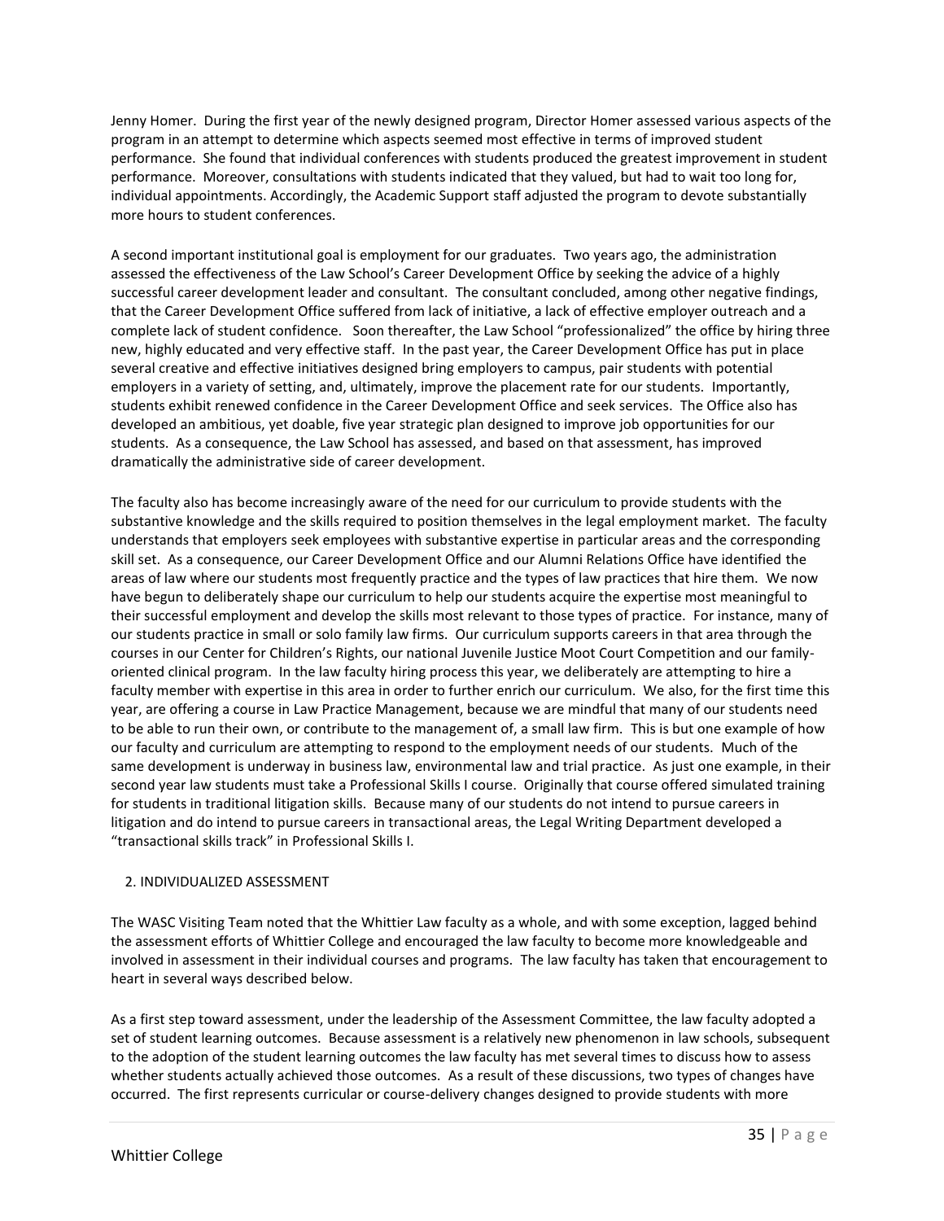Jenny Homer. During the first year of the newly designed program, Director Homer assessed various aspects of the program in an attempt to determine which aspects seemed most effective in terms of improved student performance. She found that individual conferences with students produced the greatest improvement in student performance. Moreover, consultations with students indicated that they valued, but had to wait too long for, individual appointments. Accordingly, the Academic Support staff adjusted the program to devote substantially more hours to student conferences.

A second important institutional goal is employment for our graduates. Two years ago, the administration assessed the effectiveness of the Law School's Career Development Office by seeking the advice of a highly successful career development leader and consultant. The consultant concluded, among other negative findings, that the Career Development Office suffered from lack of initiative, a lack of effective employer outreach and a complete lack of student confidence. Soon thereafter, the Law School "professionalized" the office by hiring three new, highly educated and very effective staff. In the past year, the Career Development Office has put in place several creative and effective initiatives designed bring employers to campus, pair students with potential employers in a variety of setting, and, ultimately, improve the placement rate for our students. Importantly, students exhibit renewed confidence in the Career Development Office and seek services. The Office also has developed an ambitious, yet doable, five year strategic plan designed to improve job opportunities for our students. As a consequence, the Law School has assessed, and based on that assessment, has improved dramatically the administrative side of career development.

The faculty also has become increasingly aware of the need for our curriculum to provide students with the substantive knowledge and the skills required to position themselves in the legal employment market. The faculty understands that employers seek employees with substantive expertise in particular areas and the corresponding skill set. As a consequence, our Career Development Office and our Alumni Relations Office have identified the areas of law where our students most frequently practice and the types of law practices that hire them. We now have begun to deliberately shape our curriculum to help our students acquire the expertise most meaningful to their successful employment and develop the skills most relevant to those types of practice. For instance, many of our students practice in small or solo family law firms. Our curriculum supports careers in that area through the courses in our Center for Children's Rights, our national Juvenile Justice Moot Court Competition and our family-oriented clinical program. In the law faculty hiring process this year, we deliberately are attempting to hire a faculty member with expertise in this area in order to further enrich our curriculum. We also, for the first time this year, are offering a course in Law Practice Management, because we are mindful that many of our students need to be able to run their own, or contribute to the management of, a small law firm. This is but one example of how our faculty and curriculum are attempting to respond to the employment needs of our students. Much of the same development is underway in business law, environmental law and trial practice. As just one example, in their second year law students must take a Professional Skills I course. Originally that course offered simulated training for students in traditional litigation skills. Because many of our students do not intend to pursue careers in litigation and do intend to pursue careers in transactional areas, the Legal Writing Department developed a "transactional skills track" in Professional Skills I.

2. INDIVIDUALIZED ASSESSMENT

The WASC Visiting Team noted that the Whittier Law faculty as a whole, and with some exception, lagged behind the assessment efforts of Whittier College and encouraged the law faculty to become more knowledgeable and involved in assessment in their individual courses and programs. The law faculty has taken that encouragement to heart in several ways described below.

As a first step toward assessment, under the leadership of the Assessment Committee, the law faculty adopted a set of student learning outcomes. Because assessment is a relatively new phenomenon in law schools, subsequent to the adoption of the student learning outcomes the law faculty has met several times to discuss how to assess whether students actually achieved those outcomes. As a result of these discussions, two types of changes have occurred. The first represents curricular or course-delivery changes designed to provide students with more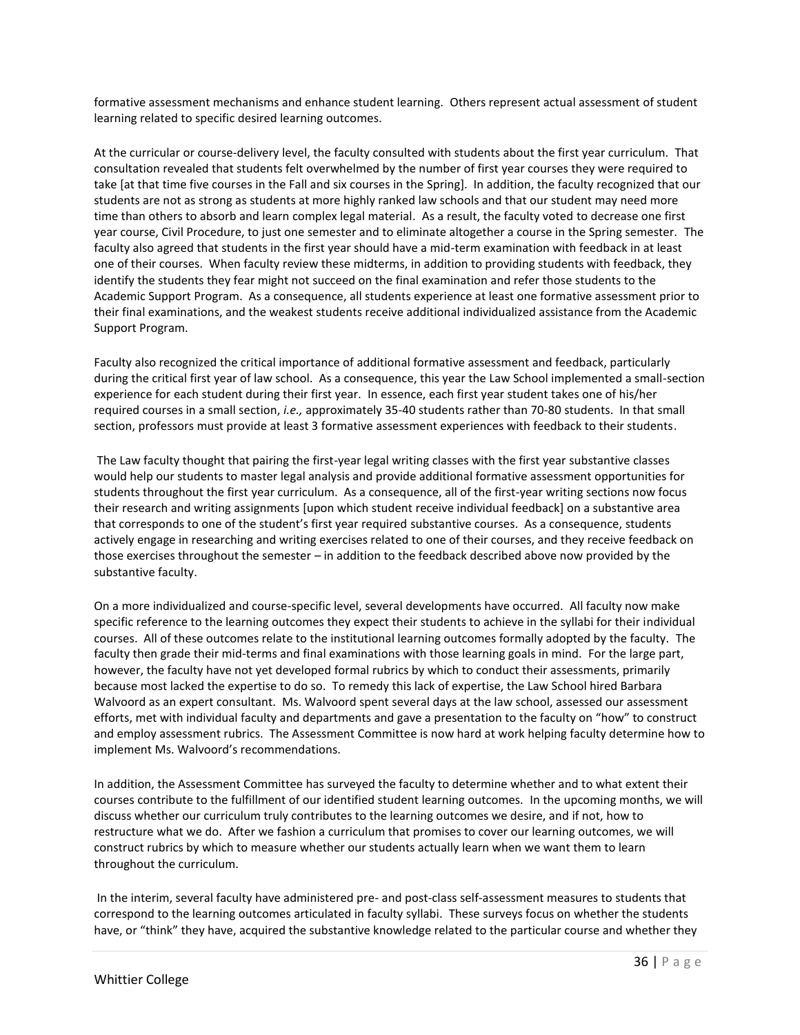formative assessment mechanisms and enhance student learning. Others represent actual assessment of student learning related to specific desired learning outcomes.

At the curricular or course-delivery level, the faculty consulted with students about the first year curriculum. That consultation revealed that students felt overwhelmed by the number of first year courses they were required to take [at that time five courses in the Fall and six courses in the Spring]. In addition, the faculty recognized that our students are not as strong as students at more highly ranked law schools and that our student may need more time than others to absorb and learn complex legal material. As a result, the faculty voted to decrease one first year course, Civil Procedure, to just one semester and to eliminate altogether a course in the Spring semester. The faculty also agreed that students in the first year should have a mid-term examination with feedback in at least one of their courses. When faculty review these midterms, in addition to providing students with feedback, they identify the students they fear might not succeed on the final examination and refer those students to the Academic Support Program. As a consequence, all students experience at least one formative assessment prior to their final examinations, and the weakest students receive additional individualized assistance from the Academic Support Program.

Faculty also recognized the critical importance of additional formative assessment and feedback, particularly during the critical first year of law school. As a consequence, this year the Law School implemented a small-section experience for each student during their first year. In essence, each first year student takes one of his/her required courses in a small section, *i.e.,* approximately 35-40 students rather than 70-80 students. In that small section, professors must provide at least 3 formative assessment experiences with feedback to their students.

The Law faculty thought that pairing the first-year legal writing classes with the first year substantive classes would help our students to master legal analysis and provide additional formative assessment opportunities for students throughout the first year curriculum. As a consequence, all of the first-year writing sections now focus their research and writing assignments [upon which student receive individual feedback] on a substantive area that corresponds to one of the student's first year required substantive courses. As a consequence, students actively engage in researching and writing exercises related to one of their courses, and they receive feedback on those exercises throughout the semester – in addition to the feedback described above now provided by the substantive faculty.

On a more individualized and course-specific level, several developments have occurred. All faculty now make specific reference to the learning outcomes they expect their students to achieve in the syllabi for their individual courses. All of these outcomes relate to the institutional learning outcomes formally adopted by the faculty. The faculty then grade their mid-terms and final examinations with those learning goals in mind. For the large part, however, the faculty have not yet developed formal rubrics by which to conduct their assessments, primarily because most lacked the expertise to do so. To remedy this lack of expertise, the Law School hired Barbara Walvoord as an expert consultant. Ms. Walvoord spent several days at the law school, assessed our assessment efforts, met with individual faculty and departments and gave a presentation to the faculty on "how" to construct and employ assessment rubrics. The Assessment Committee is now hard at work helping faculty determine how to implement Ms. Walvoord's recommendations.

In addition, the Assessment Committee has surveyed the faculty to determine whether and to what extent their courses contribute to the fulfillment of our identified student learning outcomes. In the upcoming months, we will discuss whether our curriculum truly contributes to the learning outcomes we desire, and if not, how to restructure what we do. After we fashion a curriculum that promises to cover our learning outcomes, we will construct rubrics by which to measure whether our students actually learn when we want them to learn throughout the curriculum.

In the interim, several faculty have administered pre- and post-class self-assessment measures to students that correspond to the learning outcomes articulated in faculty syllabi. These surveys focus on whether the students have, or "think" they have, acquired the substantive knowledge related to the particular course and whether they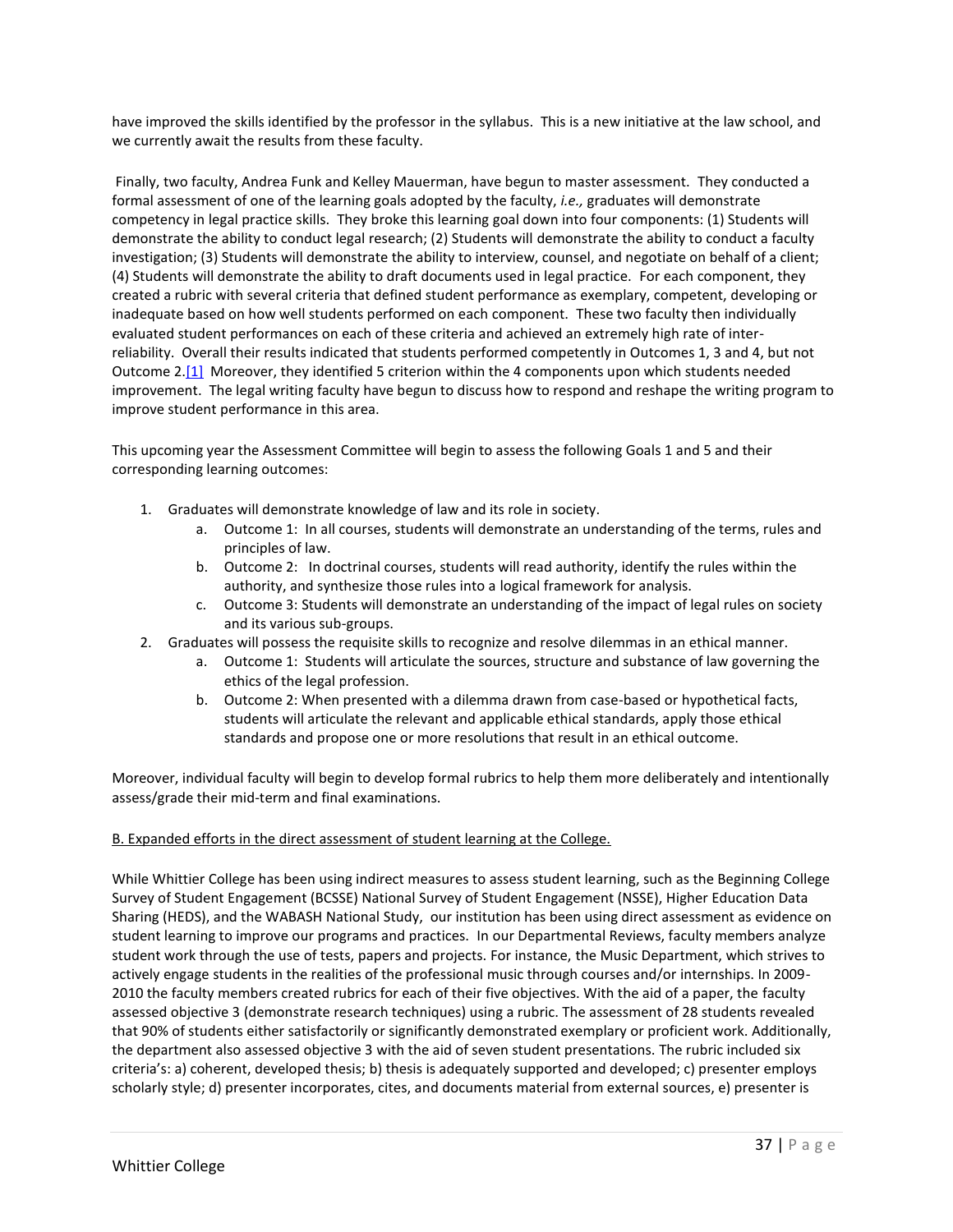have improved the skills identified by the professor in the syllabus. This is a new initiative at the law school, and we currently await the results from these faculty.

Finally, two faculty, Andrea Funk and Kelley Mauerman, have begun to master assessment. They conducted a formal assessment of one of the learning goals adopted by the faculty, *i.e.,* graduates will demonstrate competency in legal practice skills. They broke this learning goal down into four components: (1) Students will demonstrate the ability to conduct legal research; (2) Students will demonstrate the ability to conduct a faculty investigation; (3) Students will demonstrate the ability to interview, counsel, and negotiate on behalf of a client; (4) Students will demonstrate the ability to draft documents used in legal practice. For each component, they created a rubric with several criteria that defined student performance as exemplary, competent, developing or inadequate based on how well students performed on each component. These two faculty then individually evaluated student performances on each of these criteria and achieved an extremely high rate of inter-reliability. Overall their results indicated that students performed competently in Outcomes 1, 3 and 4, but not Outcome 2.[1] Moreover, they identified 5 criterion within the 4 components upon which students needed improvement. The legal writing faculty have begun to discuss how to respond and reshape the writing program to improve student performance in this area.

This upcoming year the Assessment Committee will begin to assess the following Goals 1 and 5 and their corresponding learning outcomes:

1. Graduates will demonstrate knowledge of law and its role in society.
   a. Outcome 1: In all courses, students will demonstrate an understanding of the terms, rules and principles of law.
   b. Outcome 2: In doctrinal courses, students will read authority, identify the rules within the authority, and synthesize those rules into a logical framework for analysis.
   c. Outcome 3: Students will demonstrate an understanding of the impact of legal rules on society and its various sub-groups.
2. Graduates will possess the requisite skills to recognize and resolve dilemmas in an ethical manner.
   a. Outcome 1: Students will articulate the sources, structure and substance of law governing the ethics of the legal profession.
   b. Outcome 2: When presented with a dilemma drawn from case-based or hypothetical facts, students will articulate the relevant and applicable ethical standards, apply those ethical standards and propose one or more resolutions that result in an ethical outcome.

Moreover, individual faculty will begin to develop formal rubrics to help them more deliberately and intentionally assess/grade their mid-term and final examinations.

B. Expanded efforts in the direct assessment of student learning at the College.

While Whittier College has been using indirect measures to assess student learning, such as the Beginning College Survey of Student Engagement (BCSSE) National Survey of Student Engagement (NSSE), Higher Education Data Sharing (HEDS), and the WABASH National Study, our institution has been using direct assessment as evidence on student learning to improve our programs and practices. In our Departmental Reviews, faculty members analyze student work through the use of tests, papers and projects. For instance, the Music Department, which strives to actively engage students in the realities of the professional music through courses and/or internships. In 2009-2010 the faculty members created rubrics for each of their five objectives. With the aid of a paper, the faculty assessed objective 3 (demonstrate research techniques) using a rubric. The assessment of 28 students revealed that 90% of students either satisfactorily or significantly demonstrated exemplary or proficient work. Additionally, the department also assessed objective 3 with the aid of seven student presentations. The rubric included six criteria's: a) coherent, developed thesis; b) thesis is adequately supported and developed; c) presenter employs scholarly style; d) presenter incorporates, cites, and documents material from external sources, e) presenter is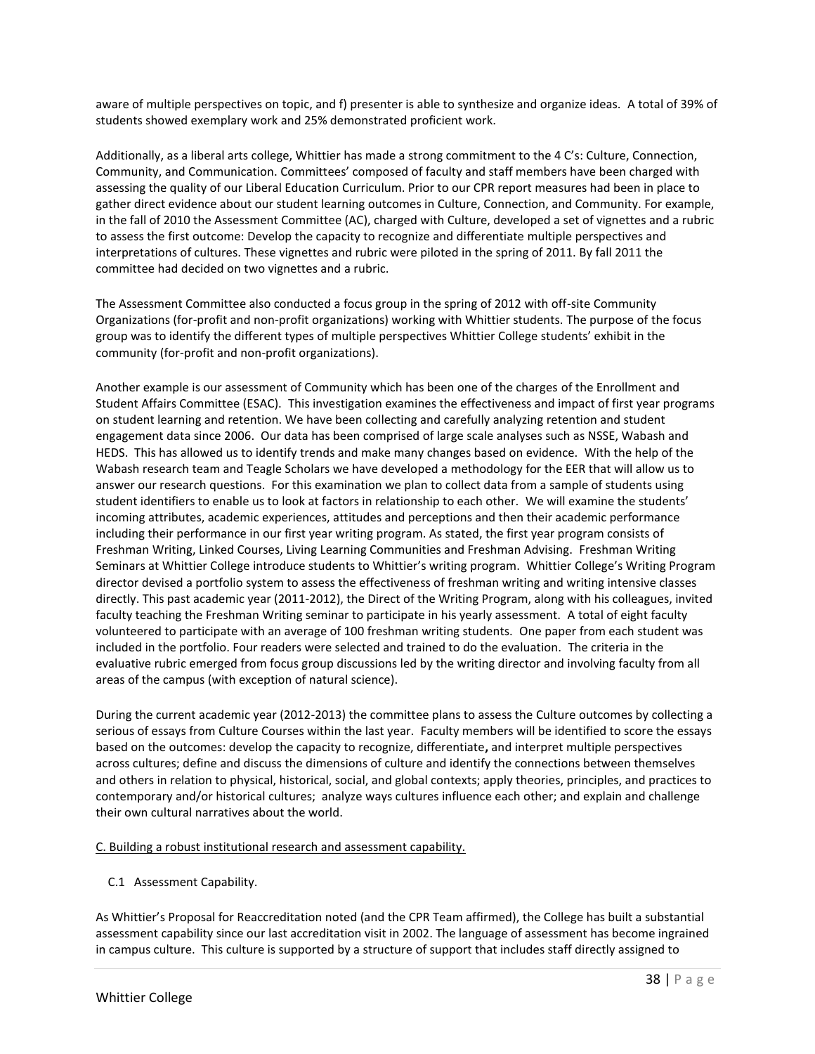aware of multiple perspectives on topic, and f) presenter is able to synthesize and organize ideas. A total of 39% of students showed exemplary work and 25% demonstrated proficient work.

Additionally, as a liberal arts college, Whittier has made a strong commitment to the 4 C's: Culture, Connection, Community, and Communication. Committees' composed of faculty and staff members have been charged with assessing the quality of our Liberal Education Curriculum. Prior to our CPR report measures had been in place to gather direct evidence about our student learning outcomes in Culture, Connection, and Community. For example, in the fall of 2010 the Assessment Committee (AC), charged with Culture, developed a set of vignettes and a rubric to assess the first outcome: Develop the capacity to recognize and differentiate multiple perspectives and interpretations of cultures. These vignettes and rubric were piloted in the spring of 2011. By fall 2011 the committee had decided on two vignettes and a rubric.

The Assessment Committee also conducted a focus group in the spring of 2012 with off-site Community Organizations (for-profit and non-profit organizations) working with Whittier students. The purpose of the focus group was to identify the different types of multiple perspectives Whittier College students' exhibit in the community (for-profit and non-profit organizations).

Another example is our assessment of Community which has been one of the charges of the Enrollment and Student Affairs Committee (ESAC). This investigation examines the effectiveness and impact of first year programs on student learning and retention. We have been collecting and carefully analyzing retention and student engagement data since 2006. Our data has been comprised of large scale analyses such as NSSE, Wabash and HEDS. This has allowed us to identify trends and make many changes based on evidence. With the help of the Wabash research team and Teagle Scholars we have developed a methodology for the EER that will allow us to answer our research questions. For this examination we plan to collect data from a sample of students using student identifiers to enable us to look at factors in relationship to each other. We will examine the students' incoming attributes, academic experiences, attitudes and perceptions and then their academic performance including their performance in our first year writing program. As stated, the first year program consists of Freshman Writing, Linked Courses, Living Learning Communities and Freshman Advising. Freshman Writing Seminars at Whittier College introduce students to Whittier's writing program. Whittier College's Writing Program director devised a portfolio system to assess the effectiveness of freshman writing and writing intensive classes directly. This past academic year (2011-2012), the Direct of the Writing Program, along with his colleagues, invited faculty teaching the Freshman Writing seminar to participate in his yearly assessment. A total of eight faculty volunteered to participate with an average of 100 freshman writing students. One paper from each student was included in the portfolio. Four readers were selected and trained to do the evaluation. The criteria in the evaluative rubric emerged from focus group discussions led by the writing director and involving faculty from all areas of the campus (with exception of natural science).

During the current academic year (2012-2013) the committee plans to assess the Culture outcomes by collecting a serious of essays from Culture Courses within the last year. Faculty members will be identified to score the essays based on the outcomes: develop the capacity to recognize, differentiate, and interpret multiple perspectives across cultures; define and discuss the dimensions of culture and identify the connections between themselves and others in relation to physical, historical, social, and global contexts; apply theories, principles, and practices to contemporary and/or historical cultures; analyze ways cultures influence each other; and explain and challenge their own cultural narratives about the world.

## C. Building a robust institutional research and assessment capability.

### C.1 Assessment Capability.

As Whittier's Proposal for Reaccreditation noted (and the CPR Team affirmed), the College has built a substantial assessment capability since our last accreditation visit in 2002. The language of assessment has become ingrained in campus culture. This culture is supported by a structure of support that includes staff directly assigned to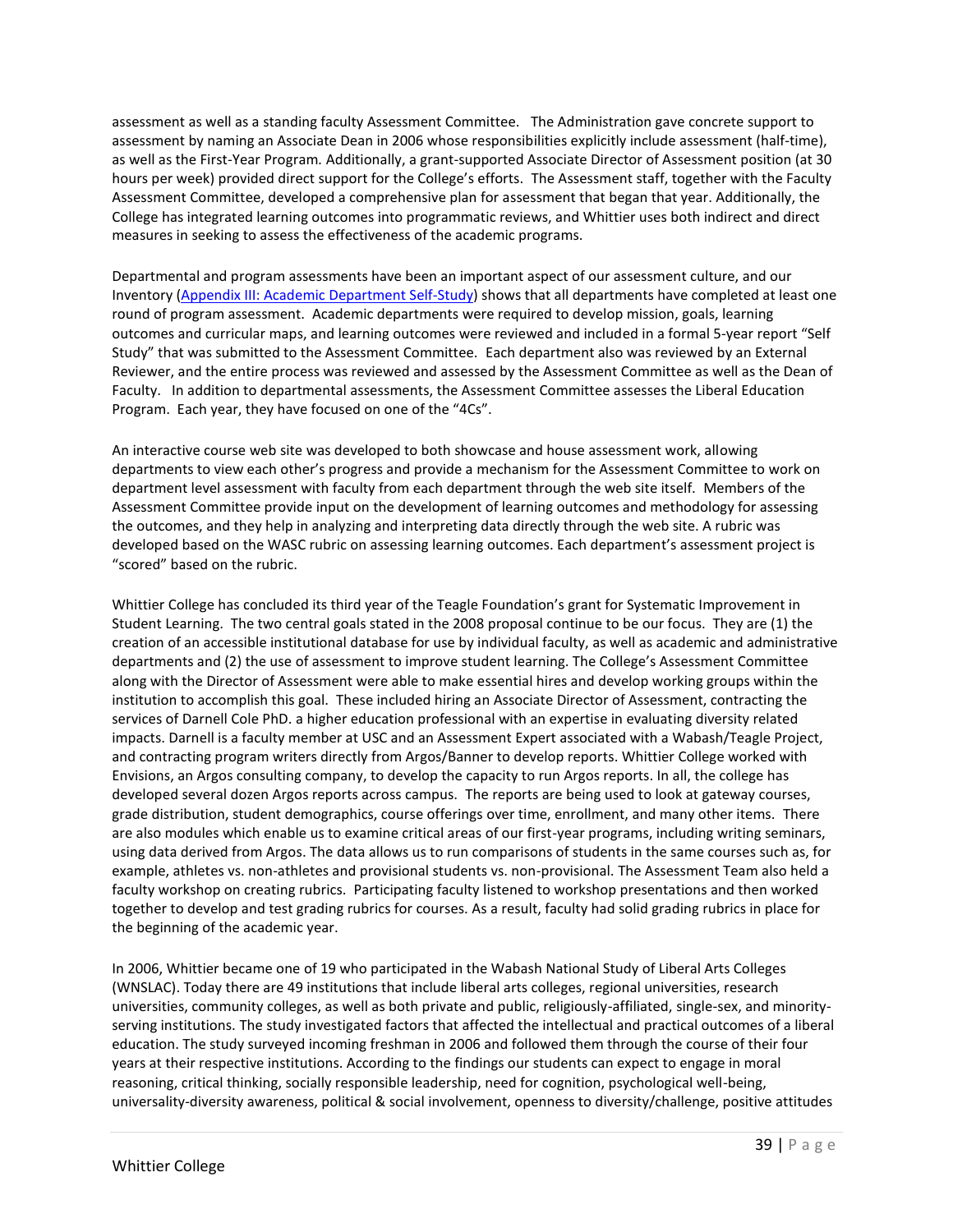assessment as well as a standing faculty Assessment Committee. The Administration gave concrete support to assessment by naming an Associate Dean in 2006 whose responsibilities explicitly include assessment (half-time), as well as the First-Year Program. Additionally, a grant-supported Associate Director of Assessment position (at 30 hours per week) provided direct support for the College's efforts. The Assessment staff, together with the Faculty Assessment Committee, developed a comprehensive plan for assessment that began that year. Additionally, the College has integrated learning outcomes into programmatic reviews, and Whittier uses both indirect and direct measures in seeking to assess the effectiveness of the academic programs.

Departmental and program assessments have been an important aspect of our assessment culture, and our Inventory (Appendix III: Academic Department Self-Study) shows that all departments have completed at least one round of program assessment. Academic departments were required to develop mission, goals, learning outcomes and curricular maps, and learning outcomes were reviewed and included in a formal 5-year report "Self Study" that was submitted to the Assessment Committee. Each department also was reviewed by an External Reviewer, and the entire process was reviewed and assessed by the Assessment Committee as well as the Dean of Faculty. In addition to departmental assessments, the Assessment Committee assesses the Liberal Education Program. Each year, they have focused on one of the "4Cs".

An interactive course web site was developed to both showcase and house assessment work, allowing departments to view each other's progress and provide a mechanism for the Assessment Committee to work on department level assessment with faculty from each department through the web site itself. Members of the Assessment Committee provide input on the development of learning outcomes and methodology for assessing the outcomes, and they help in analyzing and interpreting data directly through the web site. A rubric was developed based on the WASC rubric on assessing learning outcomes. Each department's assessment project is "scored" based on the rubric.

Whittier College has concluded its third year of the Teagle Foundation's grant for Systematic Improvement in Student Learning. The two central goals stated in the 2008 proposal continue to be our focus. They are (1) the creation of an accessible institutional database for use by individual faculty, as well as academic and administrative departments and (2) the use of assessment to improve student learning. The College's Assessment Committee along with the Director of Assessment were able to make essential hires and develop working groups within the institution to accomplish this goal. These included hiring an Associate Director of Assessment, contracting the services of Darnell Cole PhD. a higher education professional with an expertise in evaluating diversity related impacts. Darnell is a faculty member at USC and an Assessment Expert associated with a Wabash/Teagle Project, and contracting program writers directly from Argos/Banner to develop reports. Whittier College worked with Envisions, an Argos consulting company, to develop the capacity to run Argos reports. In all, the college has developed several dozen Argos reports across campus. The reports are being used to look at gateway courses, grade distribution, student demographics, course offerings over time, enrollment, and many other items. There are also modules which enable us to examine critical areas of our first-year programs, including writing seminars, using data derived from Argos. The data allows us to run comparisons of students in the same courses such as, for example, athletes vs. non-athletes and provisional students vs. non-provisional. The Assessment Team also held a faculty workshop on creating rubrics. Participating faculty listened to workshop presentations and then worked together to develop and test grading rubrics for courses. As a result, faculty had solid grading rubrics in place for the beginning of the academic year.

In 2006, Whittier became one of 19 who participated in the Wabash National Study of Liberal Arts Colleges (WNSLAC). Today there are 49 institutions that include liberal arts colleges, regional universities, research universities, community colleges, as well as both private and public, religiously-affiliated, single-sex, and minority-serving institutions. The study investigated factors that affected the intellectual and practical outcomes of a liberal education. The study surveyed incoming freshman in 2006 and followed them through the course of their four years at their respective institutions. According to the findings our students can expect to engage in moral reasoning, critical thinking, socially responsible leadership, need for cognition, psychological well-being, universality-diversity awareness, political & social involvement, openness to diversity/challenge, positive attitudes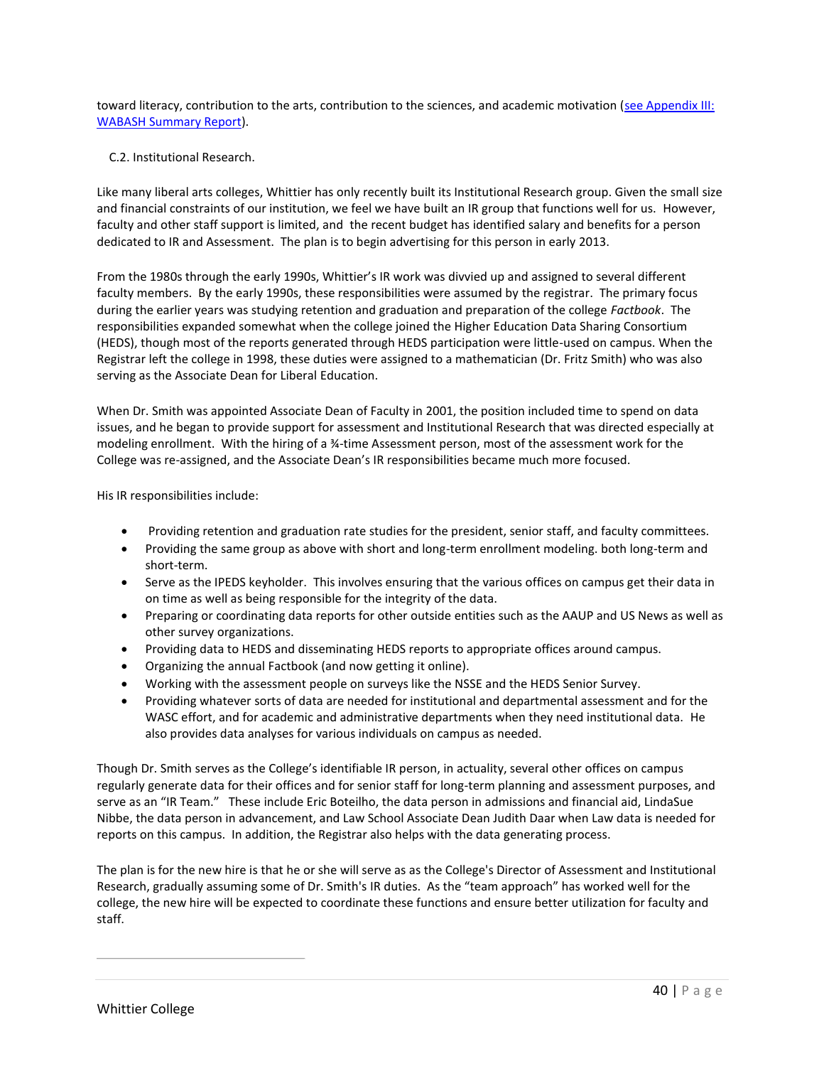toward literacy, contribution to the arts, contribution to the sciences, and academic motivation (see Appendix III: WABASH Summary Report).

C.2. Institutional Research.

Like many liberal arts colleges, Whittier has only recently built its Institutional Research group. Given the small size and financial constraints of our institution, we feel we have built an IR group that functions well for us. However, faculty and other staff support is limited, and the recent budget has identified salary and benefits for a person dedicated to IR and Assessment. The plan is to begin advertising for this person in early 2013.

From the 1980s through the early 1990s, Whittier's IR work was divvied up and assigned to several different faculty members. By the early 1990s, these responsibilities were assumed by the registrar. The primary focus during the earlier years was studying retention and graduation and preparation of the college *Factbook*. The responsibilities expanded somewhat when the college joined the Higher Education Data Sharing Consortium (HEDS), though most of the reports generated through HEDS participation were little-used on campus. When the Registrar left the college in 1998, these duties were assigned to a mathematician (Dr. Fritz Smith) who was also serving as the Associate Dean for Liberal Education.

When Dr. Smith was appointed Associate Dean of Faculty in 2001, the position included time to spend on data issues, and he began to provide support for assessment and Institutional Research that was directed especially at modeling enrollment. With the hiring of a ¾-time Assessment person, most of the assessment work for the College was re-assigned, and the Associate Dean's IR responsibilities became much more focused.

His IR responsibilities include:

- Providing retention and graduation rate studies for the president, senior staff, and faculty committees.
- Providing the same group as above with short and long-term enrollment modeling. both long-term and short-term.
- Serve as the IPEDS keyholder. This involves ensuring that the various offices on campus get their data in on time as well as being responsible for the integrity of the data.
- Preparing or coordinating data reports for other outside entities such as the AAUP and US News as well as other survey organizations.
- Providing data to HEDS and disseminating HEDS reports to appropriate offices around campus.
- Organizing the annual Factbook (and now getting it online).
- Working with the assessment people on surveys like the NSSE and the HEDS Senior Survey.
- Providing whatever sorts of data are needed for institutional and departmental assessment and for the WASC effort, and for academic and administrative departments when they need institutional data. He also provides data analyses for various individuals on campus as needed.

Though Dr. Smith serves as the College's identifiable IR person, in actuality, several other offices on campus regularly generate data for their offices and for senior staff for long-term planning and assessment purposes, and serve as an "IR Team." These include Eric Boteilho, the data person in admissions and financial aid, LindaSue Nibbe, the data person in advancement, and Law School Associate Dean Judith Daar when Law data is needed for reports on this campus. In addition, the Registrar also helps with the data generating process.

The plan is for the new hire is that he or she will serve as as the College's Director of Assessment and Institutional Research, gradually assuming some of Dr. Smith's IR duties. As the "team approach" has worked well for the college, the new hire will be expected to coordinate these functions and ensure better utilization for faculty and staff.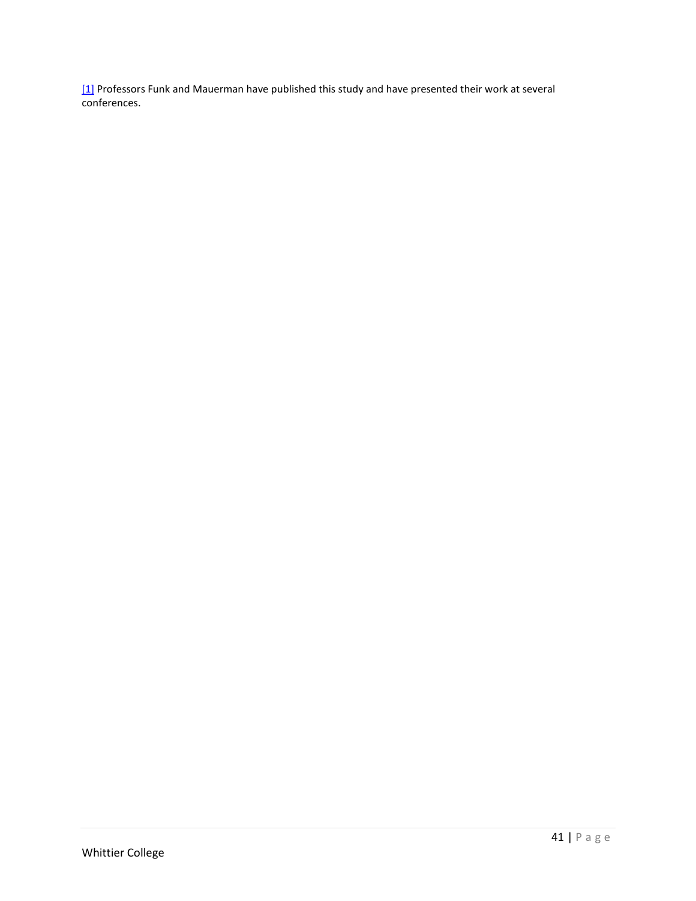[1] Professors Funk and Mauerman have published this study and have presented their work at several conferences.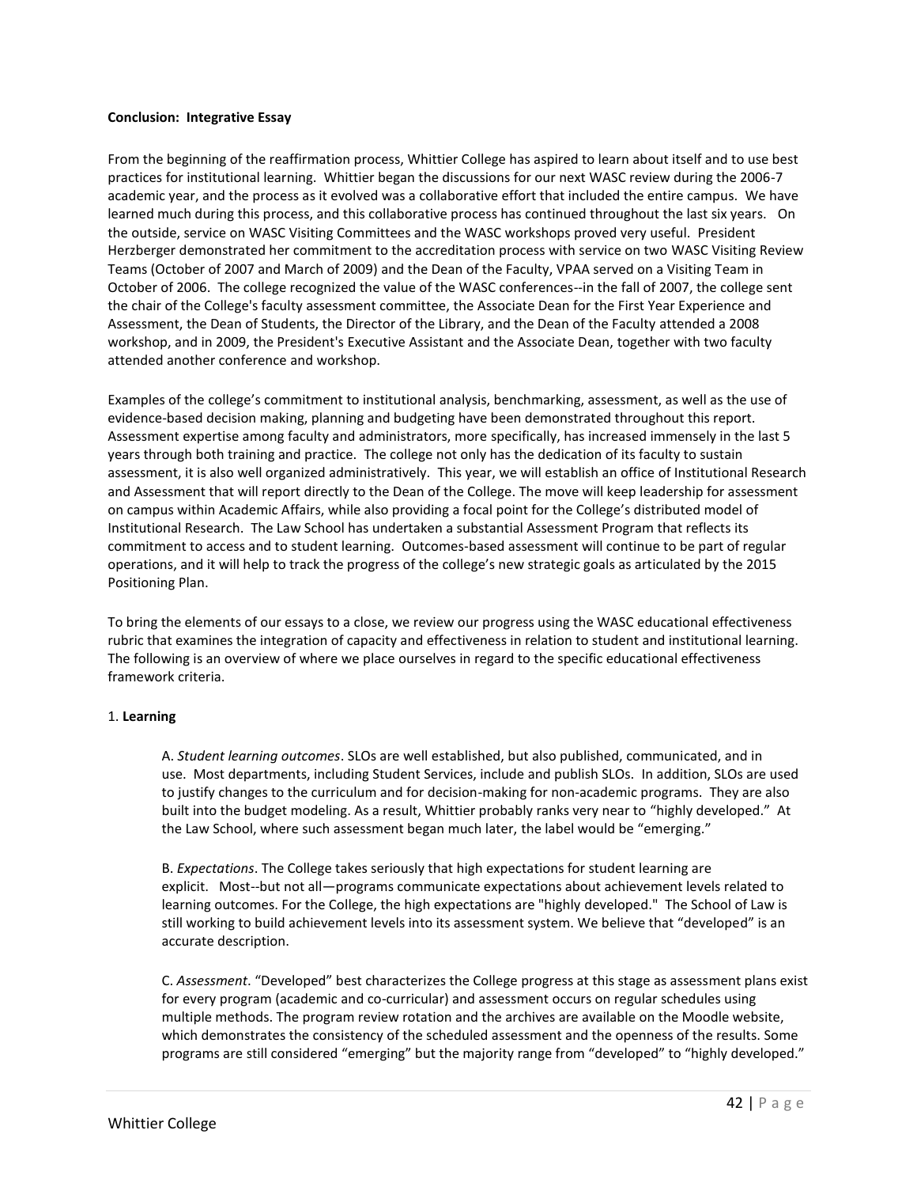**Conclusion: Integrative Essay**

From the beginning of the reaffirmation process, Whittier College has aspired to learn about itself and to use best practices for institutional learning. Whittier began the discussions for our next WASC review during the 2006-7 academic year, and the process as it evolved was a collaborative effort that included the entire campus. We have learned much during this process, and this collaborative process has continued throughout the last six years. On the outside, service on WASC Visiting Committees and the WASC workshops proved very useful. President Herzberger demonstrated her commitment to the accreditation process with service on two WASC Visiting Review Teams (October of 2007 and March of 2009) and the Dean of the Faculty, VPAA served on a Visiting Team in October of 2006. The college recognized the value of the WASC conferences--in the fall of 2007, the college sent the chair of the College's faculty assessment committee, the Associate Dean for the First Year Experience and Assessment, the Dean of Students, the Director of the Library, and the Dean of the Faculty attended a 2008 workshop, and in 2009, the President's Executive Assistant and the Associate Dean, together with two faculty attended another conference and workshop.

Examples of the college's commitment to institutional analysis, benchmarking, assessment, as well as the use of evidence-based decision making, planning and budgeting have been demonstrated throughout this report. Assessment expertise among faculty and administrators, more specifically, has increased immensely in the last 5 years through both training and practice. The college not only has the dedication of its faculty to sustain assessment, it is also well organized administratively. This year, we will establish an office of Institutional Research and Assessment that will report directly to the Dean of the College. The move will keep leadership for assessment on campus within Academic Affairs, while also providing a focal point for the College's distributed model of Institutional Research. The Law School has undertaken a substantial Assessment Program that reflects its commitment to access and to student learning. Outcomes-based assessment will continue to be part of regular operations, and it will help to track the progress of the college's new strategic goals as articulated by the 2015 Positioning Plan.

To bring the elements of our essays to a close, we review our progress using the WASC educational effectiveness rubric that examines the integration of capacity and effectiveness in relation to student and institutional learning. The following is an overview of where we place ourselves in regard to the specific educational effectiveness framework criteria.

1. **Learning**

A. *Student learning outcomes*. SLOs are well established, but also published, communicated, and in use. Most departments, including Student Services, include and publish SLOs. In addition, SLOs are used to justify changes to the curriculum and for decision-making for non-academic programs. They are also built into the budget modeling. As a result, Whittier probably ranks very near to "highly developed." At the Law School, where such assessment began much later, the label would be "emerging."

B. *Expectations*. The College takes seriously that high expectations for student learning are explicit. Most--but not all—programs communicate expectations about achievement levels related to learning outcomes. For the College, the high expectations are "highly developed." The School of Law is still working to build achievement levels into its assessment system. We believe that "developed" is an accurate description.

C. *Assessment*. "Developed" best characterizes the College progress at this stage as assessment plans exist for every program (academic and co-curricular) and assessment occurs on regular schedules using multiple methods. The program review rotation and the archives are available on the Moodle website, which demonstrates the consistency of the scheduled assessment and the openness of the results. Some programs are still considered "emerging" but the majority range from "developed" to "highly developed."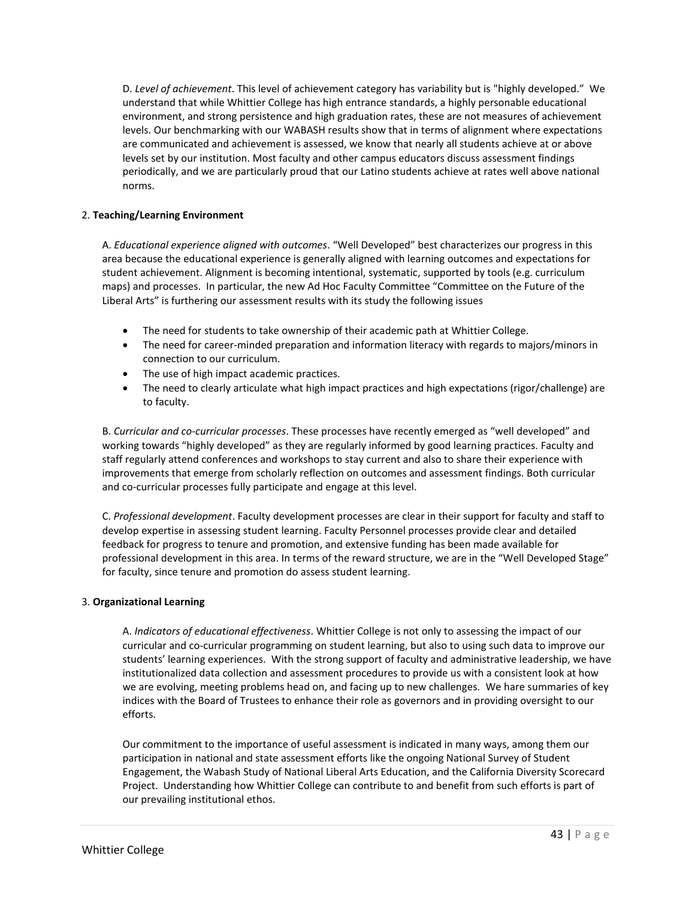D. *Level of achievement*. This level of achievement category has variability but is "highly developed." We understand that while Whittier College has high entrance standards, a highly personable educational environment, and strong persistence and high graduation rates, these are not measures of achievement levels. Our benchmarking with our WABASH results show that in terms of alignment where expectations are communicated and achievement is assessed, we know that nearly all students achieve at or above levels set by our institution. Most faculty and other campus educators discuss assessment findings periodically, and we are particularly proud that our Latino students achieve at rates well above national norms.

2. **Teaching/Learning Environment**

A. *Educational experience aligned with outcomes*. "Well Developed" best characterizes our progress in this area because the educational experience is generally aligned with learning outcomes and expectations for student achievement. Alignment is becoming intentional, systematic, supported by tools (e.g. curriculum maps) and processes. In particular, the new Ad Hoc Faculty Committee "Committee on the Future of the Liberal Arts" is furthering our assessment results with its study the following issues

- The need for students to take ownership of their academic path at Whittier College.
- The need for career-minded preparation and information literacy with regards to majors/minors in connection to our curriculum.
- The use of high impact academic practices.
- The need to clearly articulate what high impact practices and high expectations (rigor/challenge) are to faculty.

B. *Curricular and co-curricular processes*. These processes have recently emerged as "well developed" and working towards "highly developed" as they are regularly informed by good learning practices. Faculty and staff regularly attend conferences and workshops to stay current and also to share their experience with improvements that emerge from scholarly reflection on outcomes and assessment findings. Both curricular and co-curricular processes fully participate and engage at this level.

C. *Professional development*. Faculty development processes are clear in their support for faculty and staff to develop expertise in assessing student learning. Faculty Personnel processes provide clear and detailed feedback for progress to tenure and promotion, and extensive funding has been made available for professional development in this area. In terms of the reward structure, we are in the "Well Developed Stage" for faculty, since tenure and promotion do assess student learning.

3. **Organizational Learning**

A. *Indicators of educational effectiveness*. Whittier College is not only to assessing the impact of our curricular and co-curricular programming on student learning, but also to using such data to improve our students' learning experiences. With the strong support of faculty and administrative leadership, we have institutionalized data collection and assessment procedures to provide us with a consistent look at how we are evolving, meeting problems head on, and facing up to new challenges. We hare summaries of key indices with the Board of Trustees to enhance their role as governors and in providing oversight to our efforts.

Our commitment to the importance of useful assessment is indicated in many ways, among them our participation in national and state assessment efforts like the ongoing National Survey of Student Engagement, the Wabash Study of National Liberal Arts Education, and the California Diversity Scorecard Project. Understanding how Whittier College can contribute to and benefit from such efforts is part of our prevailing institutional ethos.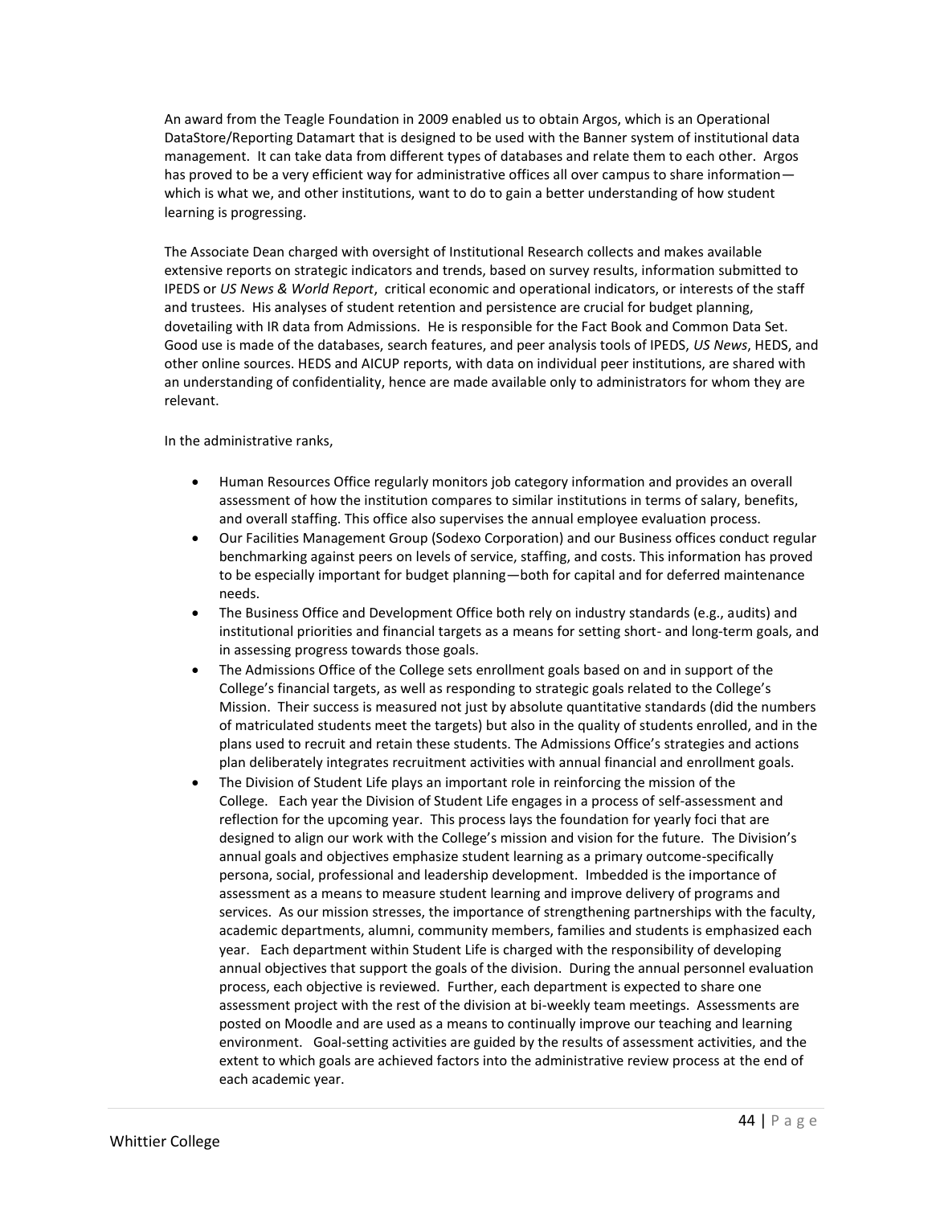An award from the Teagle Foundation in 2009 enabled us to obtain Argos, which is an Operational DataStore/Reporting Datamart that is designed to be used with the Banner system of institutional data management. It can take data from different types of databases and relate them to each other. Argos has proved to be a very efficient way for administrative offices all over campus to share information—which is what we, and other institutions, want to do to gain a better understanding of how student learning is progressing.

The Associate Dean charged with oversight of Institutional Research collects and makes available extensive reports on strategic indicators and trends, based on survey results, information submitted to IPEDS or *US News & World Report*, critical economic and operational indicators, or interests of the staff and trustees. His analyses of student retention and persistence are crucial for budget planning, dovetailing with IR data from Admissions. He is responsible for the Fact Book and Common Data Set. Good use is made of the databases, search features, and peer analysis tools of IPEDS, *US News*, HEDS, and other online sources. HEDS and AICUP reports, with data on individual peer institutions, are shared with an understanding of confidentiality, hence are made available only to administrators for whom they are relevant.

In the administrative ranks,

- Human Resources Office regularly monitors job category information and provides an overall assessment of how the institution compares to similar institutions in terms of salary, benefits, and overall staffing. This office also supervises the annual employee evaluation process.
- Our Facilities Management Group (Sodexo Corporation) and our Business offices conduct regular benchmarking against peers on levels of service, staffing, and costs. This information has proved to be especially important for budget planning—both for capital and for deferred maintenance needs.
- The Business Office and Development Office both rely on industry standards (e.g., audits) and institutional priorities and financial targets as a means for setting short- and long-term goals, and in assessing progress towards those goals.
- The Admissions Office of the College sets enrollment goals based on and in support of the College's financial targets, as well as responding to strategic goals related to the College's Mission. Their success is measured not just by absolute quantitative standards (did the numbers of matriculated students meet the targets) but also in the quality of students enrolled, and in the plans used to recruit and retain these students. The Admissions Office's strategies and actions plan deliberately integrates recruitment activities with annual financial and enrollment goals.
- The Division of Student Life plays an important role in reinforcing the mission of the College. Each year the Division of Student Life engages in a process of self-assessment and reflection for the upcoming year. This process lays the foundation for yearly foci that are designed to align our work with the College's mission and vision for the future. The Division's annual goals and objectives emphasize student learning as a primary outcome-specifically persona, social, professional and leadership development. Imbedded is the importance of assessment as a means to measure student learning and improve delivery of programs and services. As our mission stresses, the importance of strengthening partnerships with the faculty, academic departments, alumni, community members, families and students is emphasized each year. Each department within Student Life is charged with the responsibility of developing annual objectives that support the goals of the division. During the annual personnel evaluation process, each objective is reviewed. Further, each department is expected to share one assessment project with the rest of the division at bi-weekly team meetings. Assessments are posted on Moodle and are used as a means to continually improve our teaching and learning environment. Goal-setting activities are guided by the results of assessment activities, and the extent to which goals are achieved factors into the administrative review process at the end of each academic year.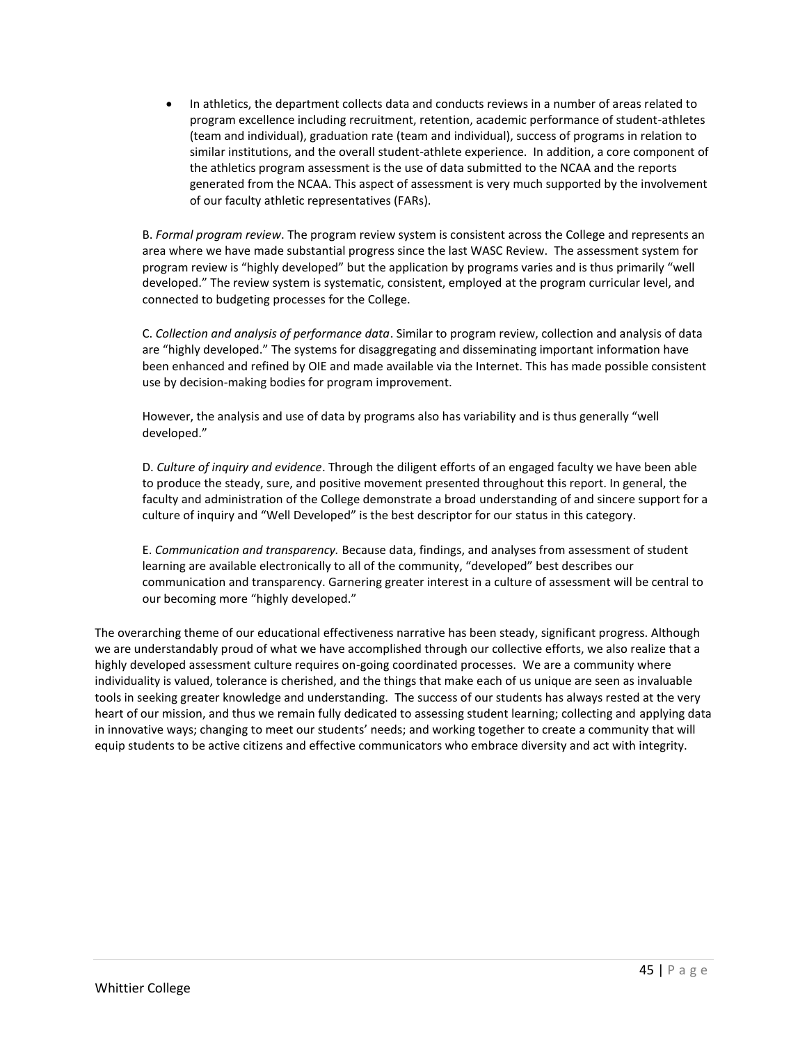- In athletics, the department collects data and conducts reviews in a number of areas related to program excellence including recruitment, retention, academic performance of student-athletes (team and individual), graduation rate (team and individual), success of programs in relation to similar institutions, and the overall student-athlete experience. In addition, a core component of the athletics program assessment is the use of data submitted to the NCAA and the reports generated from the NCAA. This aspect of assessment is very much supported by the involvement of our faculty athletic representatives (FARs).

B. *Formal program review*. The program review system is consistent across the College and represents an area where we have made substantial progress since the last WASC Review. The assessment system for program review is "highly developed" but the application by programs varies and is thus primarily "well developed." The review system is systematic, consistent, employed at the program curricular level, and connected to budgeting processes for the College.

C. *Collection and analysis of performance data*. Similar to program review, collection and analysis of data are "highly developed." The systems for disaggregating and disseminating important information have been enhanced and refined by OIE and made available via the Internet. This has made possible consistent use by decision-making bodies for program improvement.

However, the analysis and use of data by programs also has variability and is thus generally "well developed."

D. *Culture of inquiry and evidence*. Through the diligent efforts of an engaged faculty we have been able to produce the steady, sure, and positive movement presented throughout this report. In general, the faculty and administration of the College demonstrate a broad understanding of and sincere support for a culture of inquiry and "Well Developed" is the best descriptor for our status in this category.

E. *Communication and transparency.* Because data, findings, and analyses from assessment of student learning are available electronically to all of the community, "developed" best describes our communication and transparency. Garnering greater interest in a culture of assessment will be central to our becoming more "highly developed."

The overarching theme of our educational effectiveness narrative has been steady, significant progress. Although we are understandably proud of what we have accomplished through our collective efforts, we also realize that a highly developed assessment culture requires on-going coordinated processes. We are a community where individuality is valued, tolerance is cherished, and the things that make each of us unique are seen as invaluable tools in seeking greater knowledge and understanding. The success of our students has always rested at the very heart of our mission, and thus we remain fully dedicated to assessing student learning; collecting and applying data in innovative ways; changing to meet our students' needs; and working together to create a community that will equip students to be active citizens and effective communicators who embrace diversity and act with integrity.